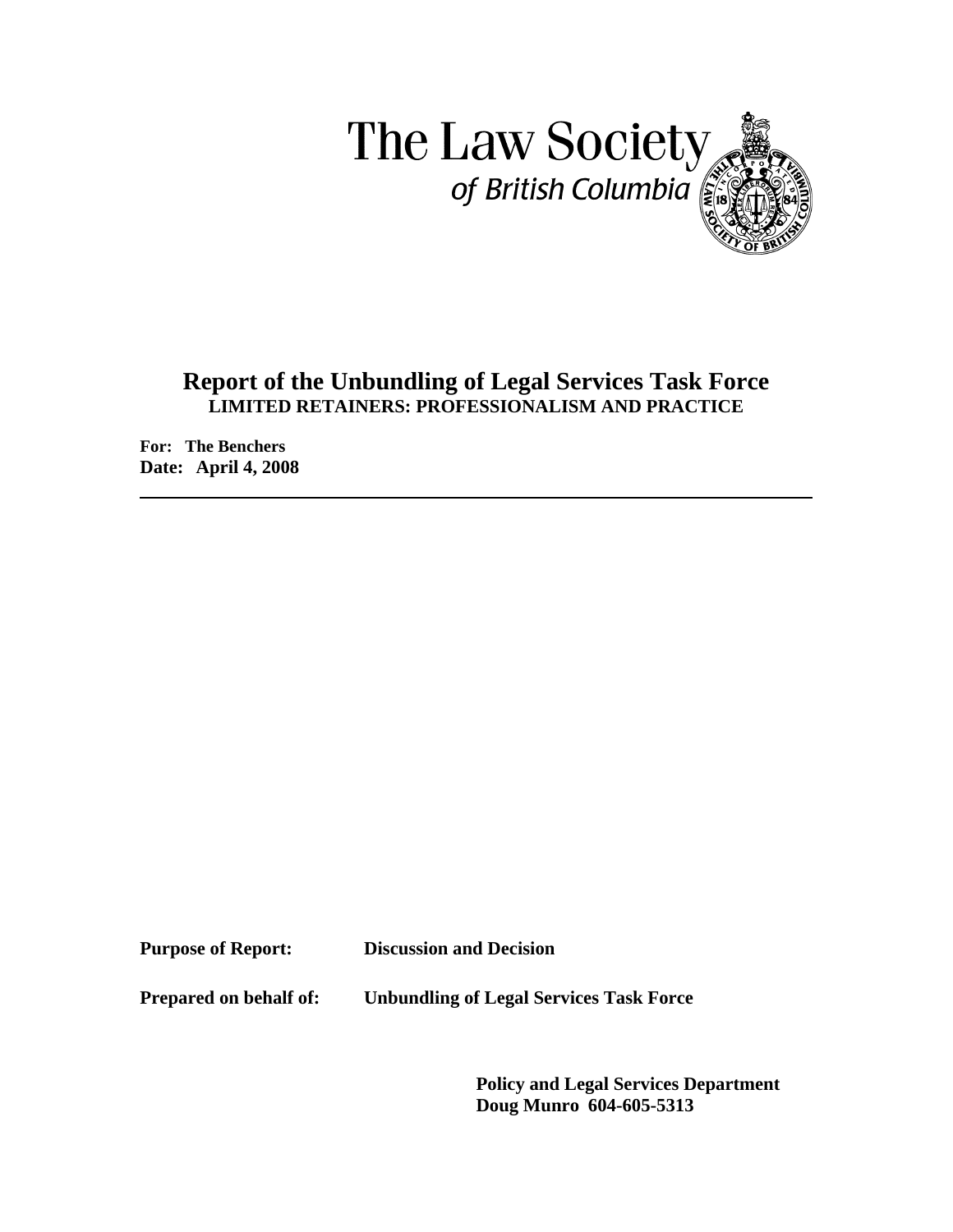The Law Society
*of British Columbia*

# Report of the Unbundling of Legal Services Task Force

## LIMITED RETAINERS: PROFESSIONALISM AND PRACTICE

**For: The Benchers**
**Date: April 4, 2008**

---

**Purpose of Report:** **Discussion and Decision**

**Prepared on behalf of:** **Unbundling of Legal Services Task Force**

**Policy and Legal Services Department**
**Doug Munro 604-605-5313**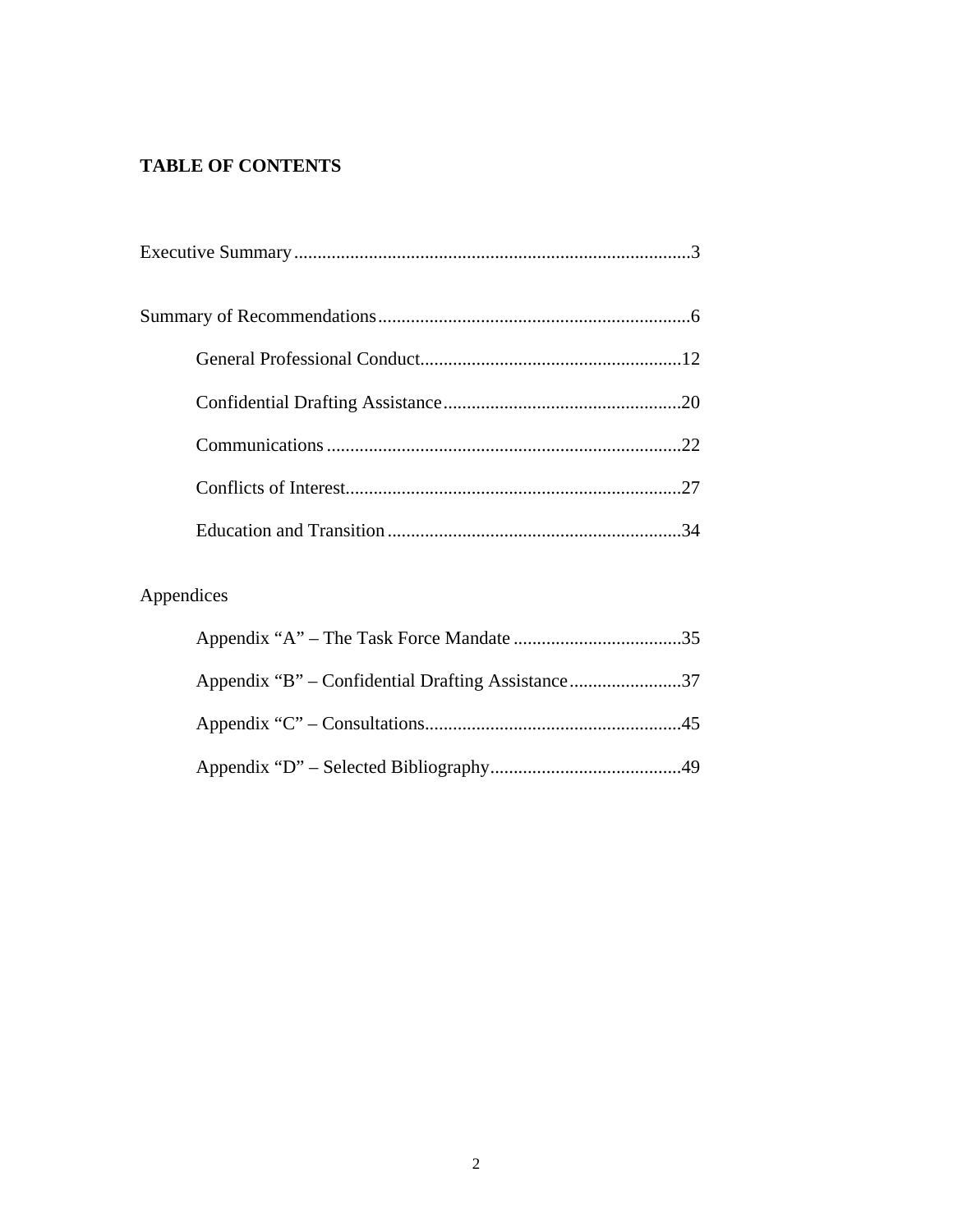## TABLE OF CONTENTS

Executive Summary....................................................................................3

Summary of Recommendations..................................................................6

- General Professional Conduct........................................................12
- Confidential Drafting Assistance...................................................20
- Communications...........................................................................22
- Conflicts of Interest.......................................................................27
- Education and Transition...............................................................34

Appendices

- Appendix “A” – The Task Force Mandate ....................................35
- Appendix “B” – Confidential Drafting Assistance........................37
- Appendix “C” – Consultations.......................................................45
- Appendix “D” – Selected Bibliography.........................................49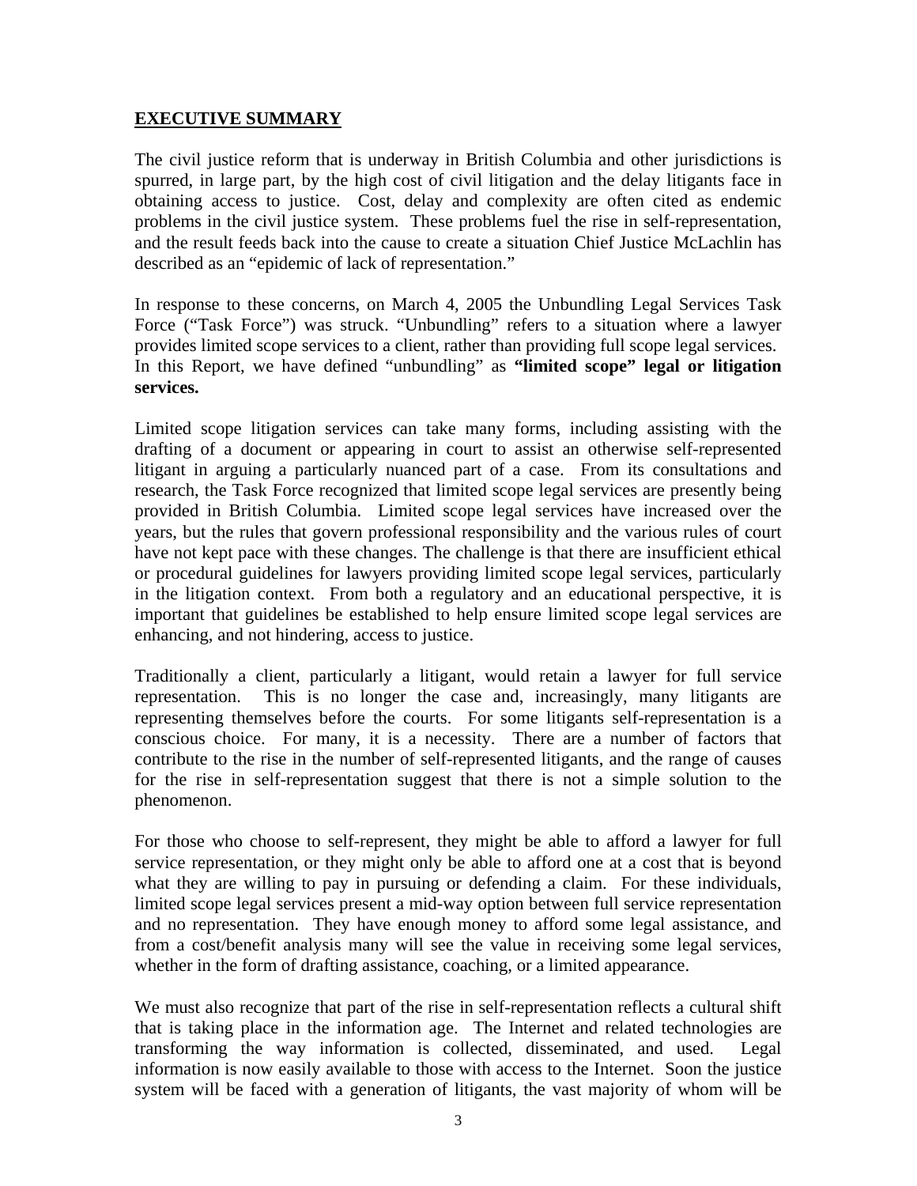## EXECUTIVE SUMMARY

The civil justice reform that is underway in British Columbia and other jurisdictions is spurred, in large part, by the high cost of civil litigation and the delay litigants face in obtaining access to justice. Cost, delay and complexity are often cited as endemic problems in the civil justice system. These problems fuel the rise in self-representation, and the result feeds back into the cause to create a situation Chief Justice McLachlin has described as an "epidemic of lack of representation."

In response to these concerns, on March 4, 2005 the Unbundling Legal Services Task Force ("Task Force") was struck. "Unbundling" refers to a situation where a lawyer provides limited scope services to a client, rather than providing full scope legal services. In this Report, we have defined "unbundling" as **"limited scope" legal or litigation services.**

Limited scope litigation services can take many forms, including assisting with the drafting of a document or appearing in court to assist an otherwise self-represented litigant in arguing a particularly nuanced part of a case. From its consultations and research, the Task Force recognized that limited scope legal services are presently being provided in British Columbia. Limited scope legal services have increased over the years, but the rules that govern professional responsibility and the various rules of court have not kept pace with these changes. The challenge is that there are insufficient ethical or procedural guidelines for lawyers providing limited scope legal services, particularly in the litigation context. From both a regulatory and an educational perspective, it is important that guidelines be established to help ensure limited scope legal services are enhancing, and not hindering, access to justice.

Traditionally a client, particularly a litigant, would retain a lawyer for full service representation. This is no longer the case and, increasingly, many litigants are representing themselves before the courts. For some litigants self-representation is a conscious choice. For many, it is a necessity. There are a number of factors that contribute to the rise in the number of self-represented litigants, and the range of causes for the rise in self-representation suggest that there is not a simple solution to the phenomenon.

For those who choose to self-represent, they might be able to afford a lawyer for full service representation, or they might only be able to afford one at a cost that is beyond what they are willing to pay in pursuing or defending a claim. For these individuals, limited scope legal services present a mid-way option between full service representation and no representation. They have enough money to afford some legal assistance, and from a cost/benefit analysis many will see the value in receiving some legal services, whether in the form of drafting assistance, coaching, or a limited appearance.

We must also recognize that part of the rise in self-representation reflects a cultural shift that is taking place in the information age. The Internet and related technologies are transforming the way information is collected, disseminated, and used. Legal information is now easily available to those with access to the Internet. Soon the justice system will be faced with a generation of litigants, the vast majority of whom will be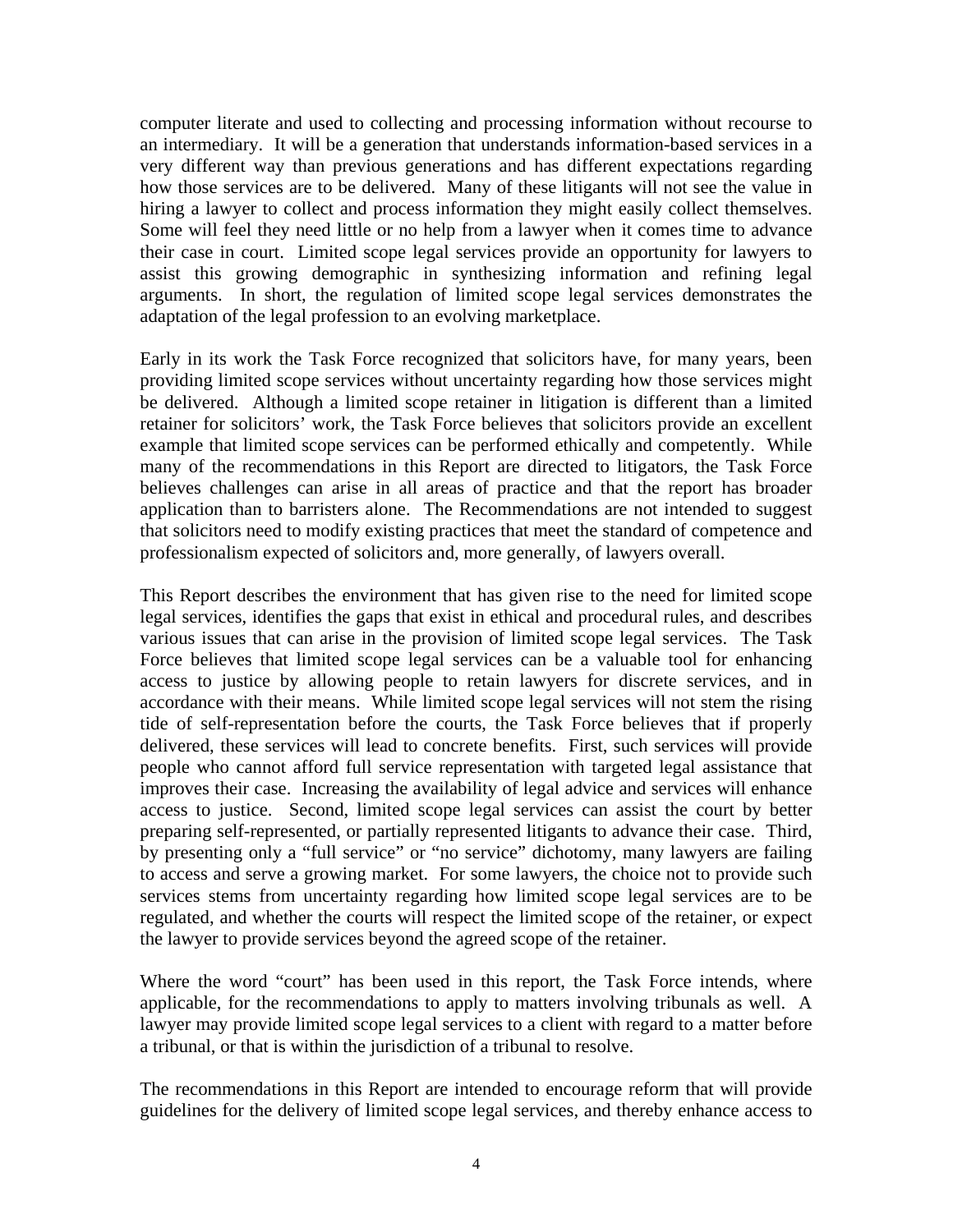computer literate and used to collecting and processing information without recourse to an intermediary. It will be a generation that understands information-based services in a very different way than previous generations and has different expectations regarding how those services are to be delivered. Many of these litigants will not see the value in hiring a lawyer to collect and process information they might easily collect themselves. Some will feel they need little or no help from a lawyer when it comes time to advance their case in court. Limited scope legal services provide an opportunity for lawyers to assist this growing demographic in synthesizing information and refining legal arguments. In short, the regulation of limited scope legal services demonstrates the adaptation of the legal profession to an evolving marketplace.

Early in its work the Task Force recognized that solicitors have, for many years, been providing limited scope services without uncertainty regarding how those services might be delivered. Although a limited scope retainer in litigation is different than a limited retainer for solicitors' work, the Task Force believes that solicitors provide an excellent example that limited scope services can be performed ethically and competently. While many of the recommendations in this Report are directed to litigators, the Task Force believes challenges can arise in all areas of practice and that the report has broader application than to barristers alone. The Recommendations are not intended to suggest that solicitors need to modify existing practices that meet the standard of competence and professionalism expected of solicitors and, more generally, of lawyers overall.

This Report describes the environment that has given rise to the need for limited scope legal services, identifies the gaps that exist in ethical and procedural rules, and describes various issues that can arise in the provision of limited scope legal services. The Task Force believes that limited scope legal services can be a valuable tool for enhancing access to justice by allowing people to retain lawyers for discrete services, and in accordance with their means. While limited scope legal services will not stem the rising tide of self-representation before the courts, the Task Force believes that if properly delivered, these services will lead to concrete benefits. First, such services will provide people who cannot afford full service representation with targeted legal assistance that improves their case. Increasing the availability of legal advice and services will enhance access to justice. Second, limited scope legal services can assist the court by better preparing self-represented, or partially represented litigants to advance their case. Third, by presenting only a "full service" or "no service" dichotomy, many lawyers are failing to access and serve a growing market. For some lawyers, the choice not to provide such services stems from uncertainty regarding how limited scope legal services are to be regulated, and whether the courts will respect the limited scope of the retainer, or expect the lawyer to provide services beyond the agreed scope of the retainer.

Where the word "court" has been used in this report, the Task Force intends, where applicable, for the recommendations to apply to matters involving tribunals as well. A lawyer may provide limited scope legal services to a client with regard to a matter before a tribunal, or that is within the jurisdiction of a tribunal to resolve.

The recommendations in this Report are intended to encourage reform that will provide guidelines for the delivery of limited scope legal services, and thereby enhance access to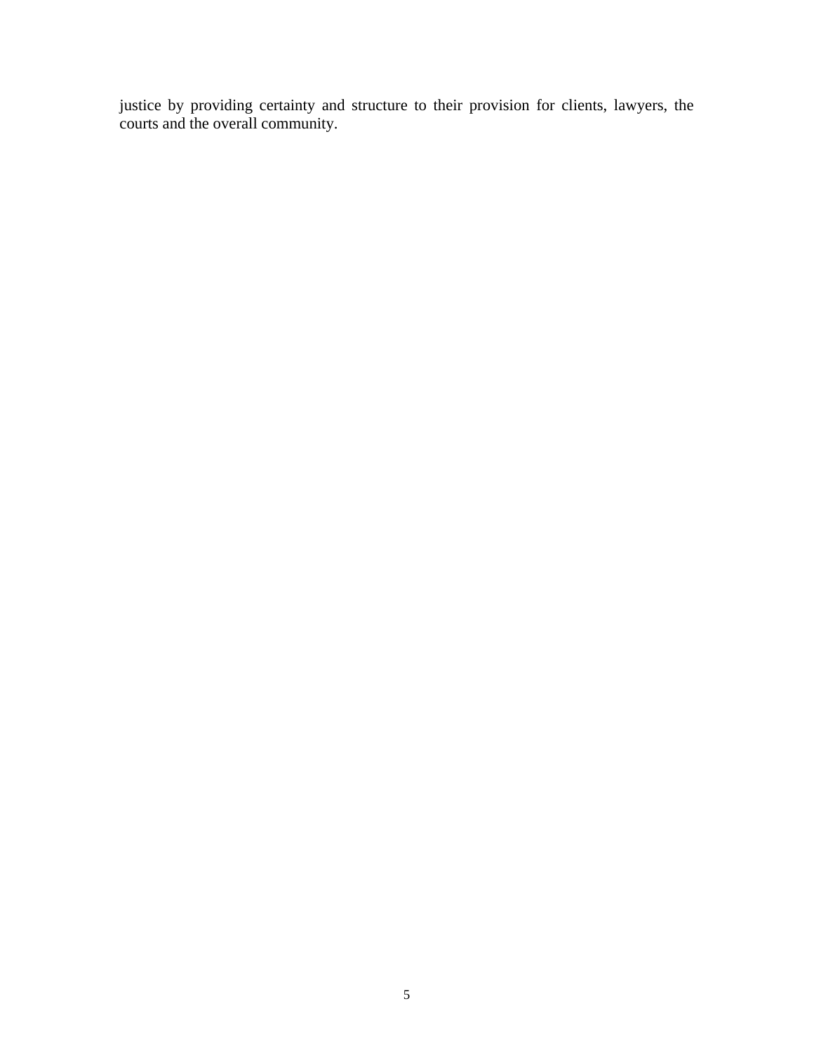justice by providing certainty and structure to their provision for clients, lawyers, the courts and the overall community.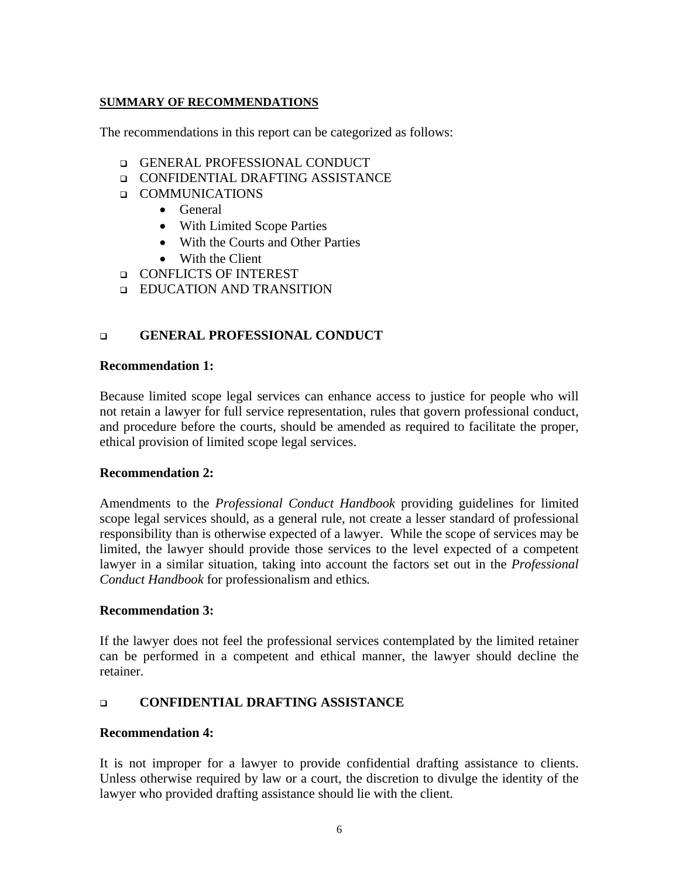## SUMMARY OF RECOMMENDATIONS

The recommendations in this report can be categorized as follows:

- GENERAL PROFESSIONAL CONDUCT
- CONFIDENTIAL DRAFTING ASSISTANCE
- COMMUNICATIONS
  - General
  - With Limited Scope Parties
  - With the Courts and Other Parties
  - With the Client
- CONFLICTS OF INTEREST
- EDUCATION AND TRANSITION

### GENERAL PROFESSIONAL CONDUCT

**Recommendation 1:**

Because limited scope legal services can enhance access to justice for people who will not retain a lawyer for full service representation, rules that govern professional conduct, and procedure before the courts, should be amended as required to facilitate the proper, ethical provision of limited scope legal services.

**Recommendation 2:**

Amendments to the *Professional Conduct Handbook* providing guidelines for limited scope legal services should, as a general rule, not create a lesser standard of professional responsibility than is otherwise expected of a lawyer. While the scope of services may be limited, the lawyer should provide those services to the level expected of a competent lawyer in a similar situation, taking into account the factors set out in the *Professional Conduct Handbook* for professionalism and ethics.

**Recommendation 3:**

If the lawyer does not feel the professional services contemplated by the limited retainer can be performed in a competent and ethical manner, the lawyer should decline the retainer.

### CONFIDENTIAL DRAFTING ASSISTANCE

**Recommendation 4:**

It is not improper for a lawyer to provide confidential drafting assistance to clients. Unless otherwise required by law or a court, the discretion to divulge the identity of the lawyer who provided drafting assistance should lie with the client.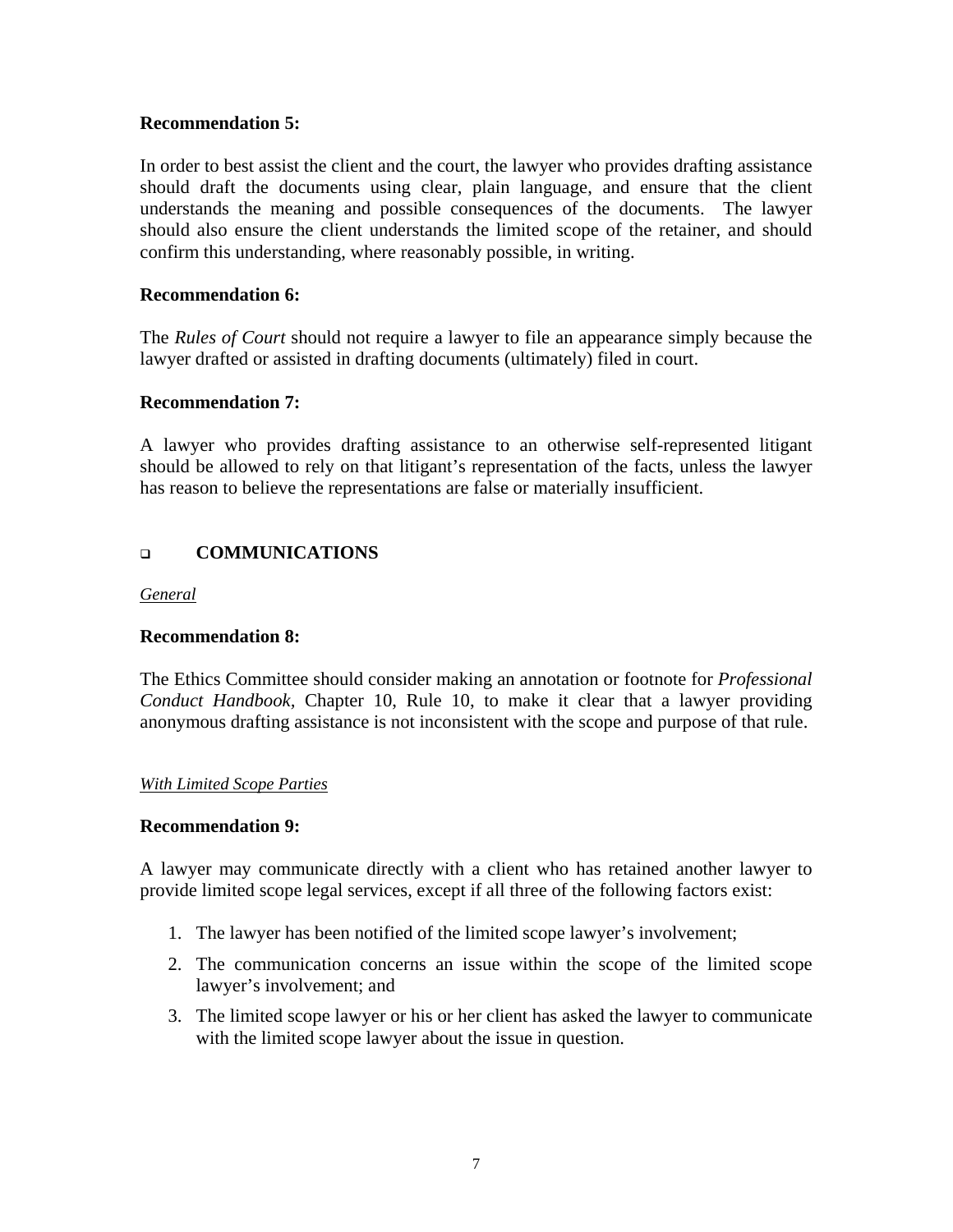**Recommendation 5:**

In order to best assist the client and the court, the lawyer who provides drafting assistance should draft the documents using clear, plain language, and ensure that the client understands the meaning and possible consequences of the documents. The lawyer should also ensure the client understands the limited scope of the retainer, and should confirm this understanding, where reasonably possible, in writing.

**Recommendation 6:**

The *Rules of Court* should not require a lawyer to file an appearance simply because the lawyer drafted or assisted in drafting documents (ultimately) filed in court.

**Recommendation 7:**

A lawyer who provides drafting assistance to an otherwise self-represented litigant should be allowed to rely on that litigant's representation of the facts, unless the lawyer has reason to believe the representations are false or materially insufficient.

## COMMUNICATIONS

*General*

**Recommendation 8:**

The Ethics Committee should consider making an annotation or footnote for *Professional Conduct Handbook,* Chapter 10, Rule 10, to make it clear that a lawyer providing anonymous drafting assistance is not inconsistent with the scope and purpose of that rule.

*With Limited Scope Parties*

**Recommendation 9:**

A lawyer may communicate directly with a client who has retained another lawyer to provide limited scope legal services, except if all three of the following factors exist:

1. The lawyer has been notified of the limited scope lawyer's involvement;
2. The communication concerns an issue within the scope of the limited scope lawyer's involvement; and
3. The limited scope lawyer or his or her client has asked the lawyer to communicate with the limited scope lawyer about the issue in question.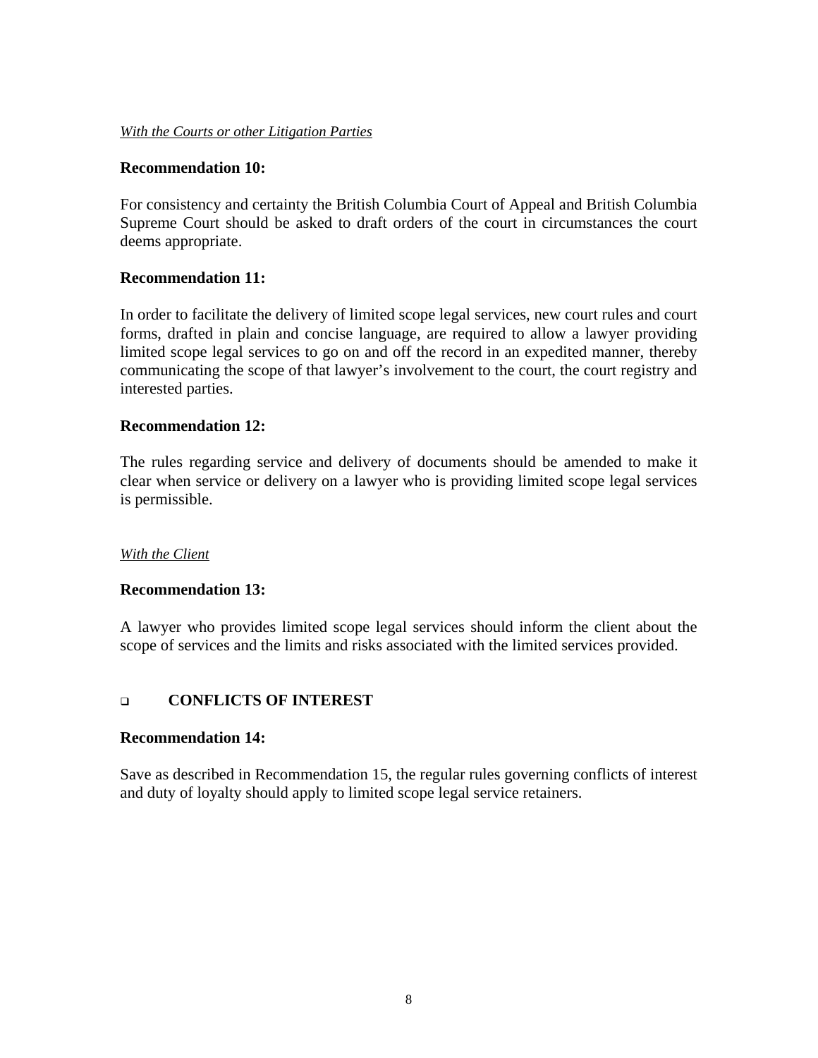*With the Courts or other Litigation Parties*

**Recommendation 10:**

For consistency and certainty the British Columbia Court of Appeal and British Columbia Supreme Court should be asked to draft orders of the court in circumstances the court deems appropriate.

**Recommendation 11:**

In order to facilitate the delivery of limited scope legal services, new court rules and court forms, drafted in plain and concise language, are required to allow a lawyer providing limited scope legal services to go on and off the record in an expedited manner, thereby communicating the scope of that lawyer's involvement to the court, the court registry and interested parties.

**Recommendation 12:**

The rules regarding service and delivery of documents should be amended to make it clear when service or delivery on a lawyer who is providing limited scope legal services is permissible.

*With the Client*

**Recommendation 13:**

A lawyer who provides limited scope legal services should inform the client about the scope of services and the limits and risks associated with the limited services provided.

## CONFLICTS OF INTEREST

**Recommendation 14:**

Save as described in Recommendation 15, the regular rules governing conflicts of interest and duty of loyalty should apply to limited scope legal service retainers.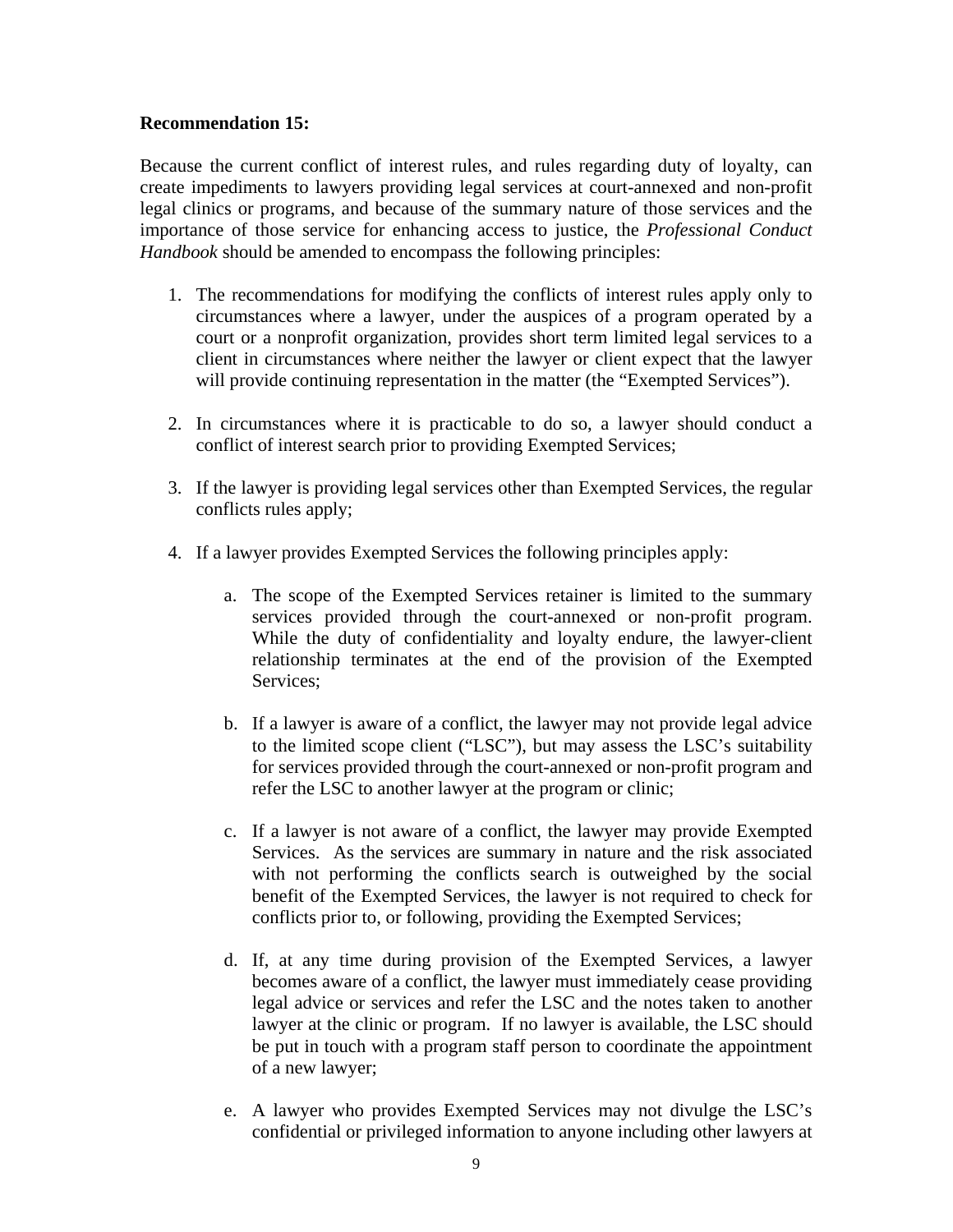**Recommendation 15:**

Because the current conflict of interest rules, and rules regarding duty of loyalty, can create impediments to lawyers providing legal services at court-annexed and non-profit legal clinics or programs, and because of the summary nature of those services and the importance of those service for enhancing access to justice, the *Professional Conduct Handbook* should be amended to encompass the following principles:

1. The recommendations for modifying the conflicts of interest rules apply only to circumstances where a lawyer, under the auspices of a program operated by a court or a nonprofit organization, provides short term limited legal services to a client in circumstances where neither the lawyer or client expect that the lawyer will provide continuing representation in the matter (the "Exempted Services").

2. In circumstances where it is practicable to do so, a lawyer should conduct a conflict of interest search prior to providing Exempted Services;

3. If the lawyer is providing legal services other than Exempted Services, the regular conflicts rules apply;

4. If a lawyer provides Exempted Services the following principles apply:

    a. The scope of the Exempted Services retainer is limited to the summary services provided through the court-annexed or non-profit program. While the duty of confidentiality and loyalty endure, the lawyer-client relationship terminates at the end of the provision of the Exempted Services;

    b. If a lawyer is aware of a conflict, the lawyer may not provide legal advice to the limited scope client ("LSC"), but may assess the LSC's suitability for services provided through the court-annexed or non-profit program and refer the LSC to another lawyer at the program or clinic;

    c. If a lawyer is not aware of a conflict, the lawyer may provide Exempted Services. As the services are summary in nature and the risk associated with not performing the conflicts search is outweighed by the social benefit of the Exempted Services, the lawyer is not required to check for conflicts prior to, or following, providing the Exempted Services;

    d. If, at any time during provision of the Exempted Services, a lawyer becomes aware of a conflict, the lawyer must immediately cease providing legal advice or services and refer the LSC and the notes taken to another lawyer at the clinic or program. If no lawyer is available, the LSC should be put in touch with a program staff person to coordinate the appointment of a new lawyer;

    e. A lawyer who provides Exempted Services may not divulge the LSC's confidential or privileged information to anyone including other lawyers at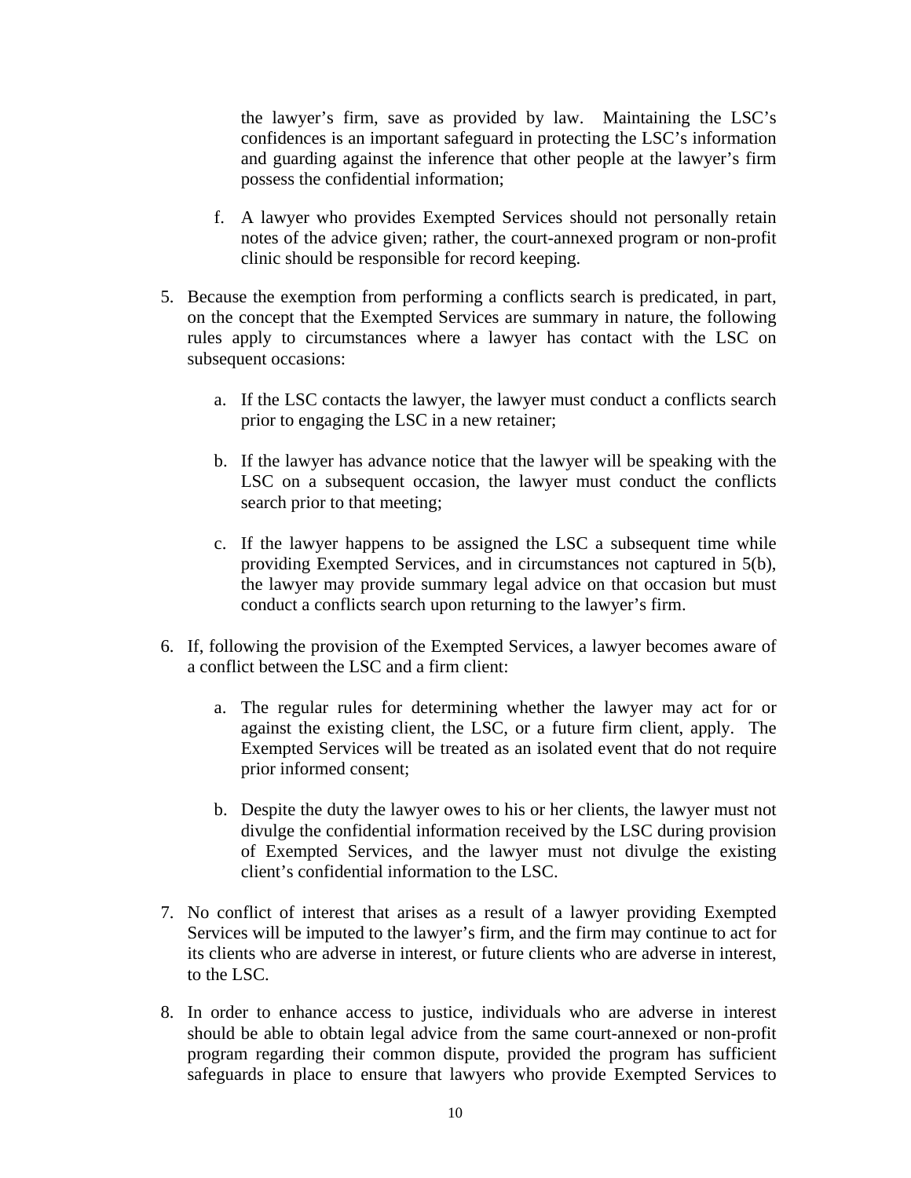the lawyer's firm, save as provided by law. Maintaining the LSC's confidences is an important safeguard in protecting the LSC's information and guarding against the inference that other people at the lawyer's firm possess the confidential information;

f. A lawyer who provides Exempted Services should not personally retain notes of the advice given; rather, the court-annexed program or non-profit clinic should be responsible for record keeping.

5. Because the exemption from performing a conflicts search is predicated, in part, on the concept that the Exempted Services are summary in nature, the following rules apply to circumstances where a lawyer has contact with the LSC on subsequent occasions:

   a. If the LSC contacts the lawyer, the lawyer must conduct a conflicts search prior to engaging the LSC in a new retainer;

   b. If the lawyer has advance notice that the lawyer will be speaking with the LSC on a subsequent occasion, the lawyer must conduct the conflicts search prior to that meeting;

   c. If the lawyer happens to be assigned the LSC a subsequent time while providing Exempted Services, and in circumstances not captured in 5(b), the lawyer may provide summary legal advice on that occasion but must conduct a conflicts search upon returning to the lawyer's firm.

6. If, following the provision of the Exempted Services, a lawyer becomes aware of a conflict between the LSC and a firm client:

   a. The regular rules for determining whether the lawyer may act for or against the existing client, the LSC, or a future firm client, apply. The Exempted Services will be treated as an isolated event that do not require prior informed consent;

   b. Despite the duty the lawyer owes to his or her clients, the lawyer must not divulge the confidential information received by the LSC during provision of Exempted Services, and the lawyer must not divulge the existing client's confidential information to the LSC.

7. No conflict of interest that arises as a result of a lawyer providing Exempted Services will be imputed to the lawyer's firm, and the firm may continue to act for its clients who are adverse in interest, or future clients who are adverse in interest, to the LSC.

8. In order to enhance access to justice, individuals who are adverse in interest should be able to obtain legal advice from the same court-annexed or non-profit program regarding their common dispute, provided the program has sufficient safeguards in place to ensure that lawyers who provide Exempted Services to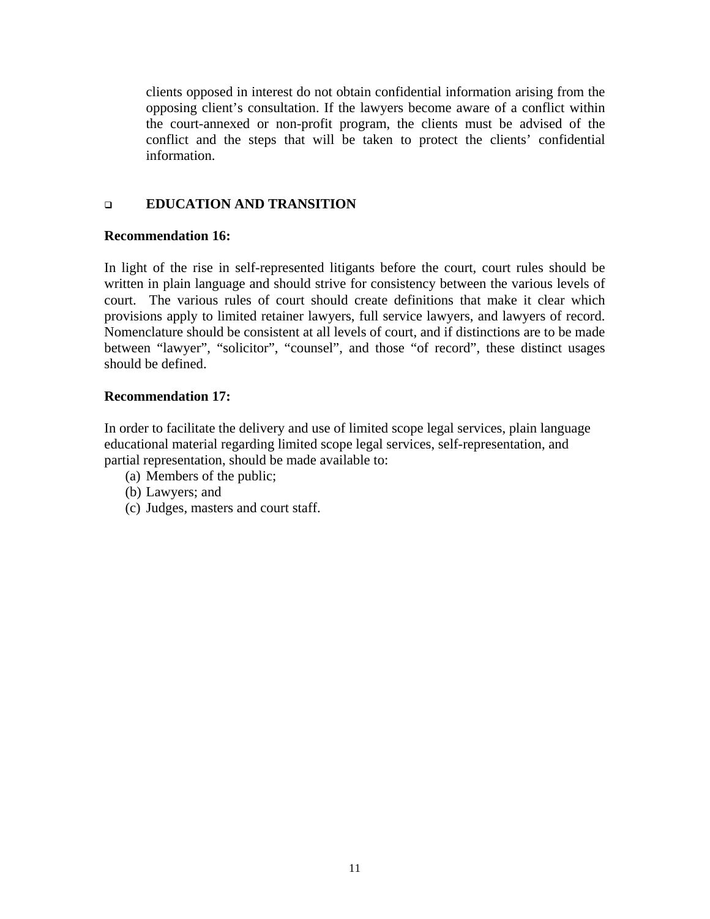clients opposed in interest do not obtain confidential information arising from the opposing client's consultation. If the lawyers become aware of a conflict within the court-annexed or non-profit program, the clients must be advised of the conflict and the steps that will be taken to protect the clients' confidential information.

## EDUCATION AND TRANSITION

**Recommendation 16:**

In light of the rise in self-represented litigants before the court, court rules should be written in plain language and should strive for consistency between the various levels of court. The various rules of court should create definitions that make it clear which provisions apply to limited retainer lawyers, full service lawyers, and lawyers of record. Nomenclature should be consistent at all levels of court, and if distinctions are to be made between "lawyer", "solicitor", "counsel", and those "of record", these distinct usages should be defined.

**Recommendation 17:**

In order to facilitate the delivery and use of limited scope legal services, plain language educational material regarding limited scope legal services, self-representation, and partial representation, should be made available to:

(a) Members of the public;
(b) Lawyers; and
(c) Judges, masters and court staff.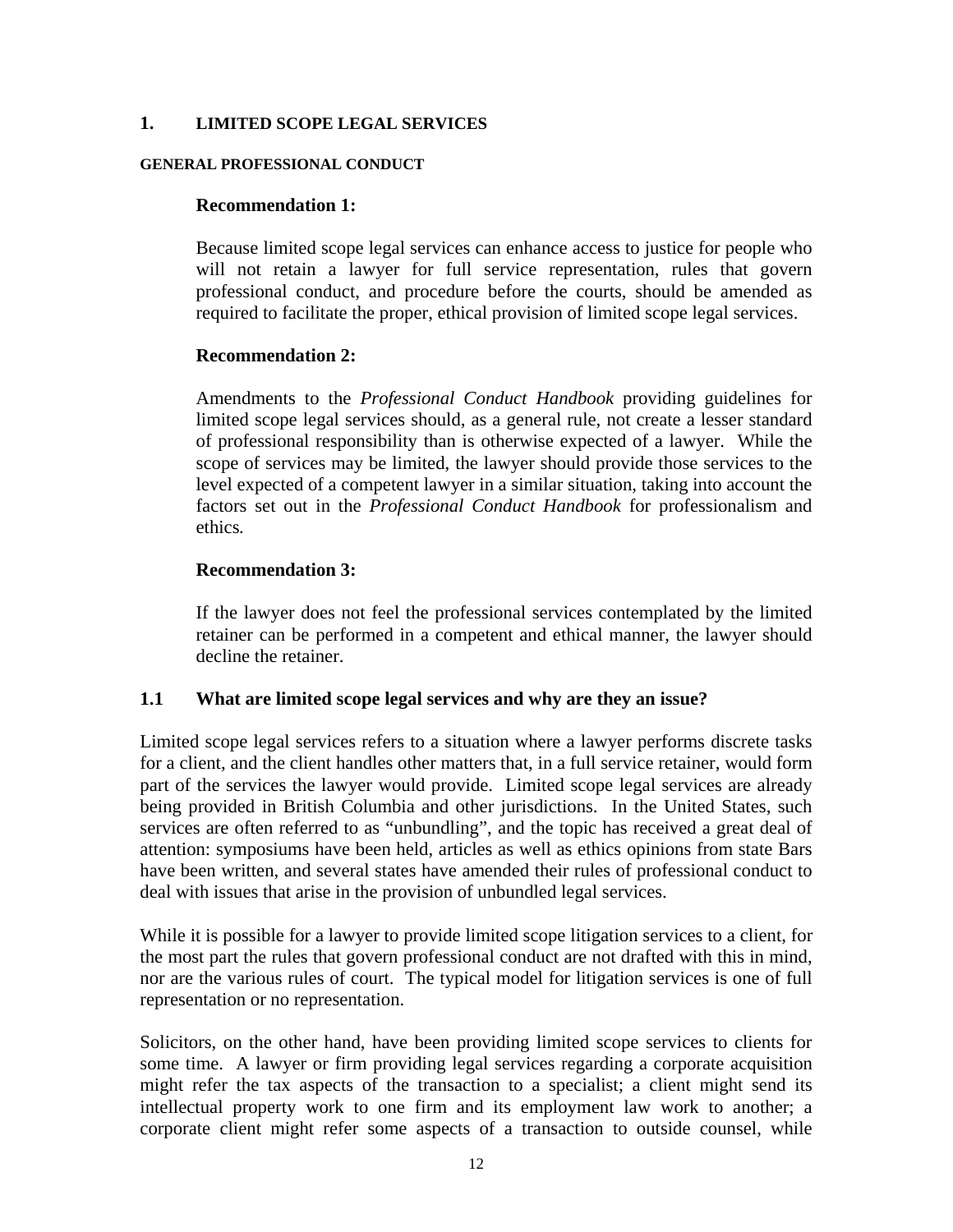# 1. LIMITED SCOPE LEGAL SERVICES

## GENERAL PROFESSIONAL CONDUCT

**Recommendation 1:**

Because limited scope legal services can enhance access to justice for people who will not retain a lawyer for full service representation, rules that govern professional conduct, and procedure before the courts, should be amended as required to facilitate the proper, ethical provision of limited scope legal services.

**Recommendation 2:**

Amendments to the *Professional Conduct Handbook* providing guidelines for limited scope legal services should, as a general rule, not create a lesser standard of professional responsibility than is otherwise expected of a lawyer. While the scope of services may be limited, the lawyer should provide those services to the level expected of a competent lawyer in a similar situation, taking into account the factors set out in the *Professional Conduct Handbook* for professionalism and ethics.

**Recommendation 3:**

If the lawyer does not feel the professional services contemplated by the limited retainer can be performed in a competent and ethical manner, the lawyer should decline the retainer.

### 1.1 What are limited scope legal services and why are they an issue?

Limited scope legal services refers to a situation where a lawyer performs discrete tasks for a client, and the client handles other matters that, in a full service retainer, would form part of the services the lawyer would provide. Limited scope legal services are already being provided in British Columbia and other jurisdictions. In the United States, such services are often referred to as "unbundling", and the topic has received a great deal of attention: symposiums have been held, articles as well as ethics opinions from state Bars have been written, and several states have amended their rules of professional conduct to deal with issues that arise in the provision of unbundled legal services.

While it is possible for a lawyer to provide limited scope litigation services to a client, for the most part the rules that govern professional conduct are not drafted with this in mind, nor are the various rules of court. The typical model for litigation services is one of full representation or no representation.

Solicitors, on the other hand, have been providing limited scope services to clients for some time. A lawyer or firm providing legal services regarding a corporate acquisition might refer the tax aspects of the transaction to a specialist; a client might send its intellectual property work to one firm and its employment law work to another; a corporate client might refer some aspects of a transaction to outside counsel, while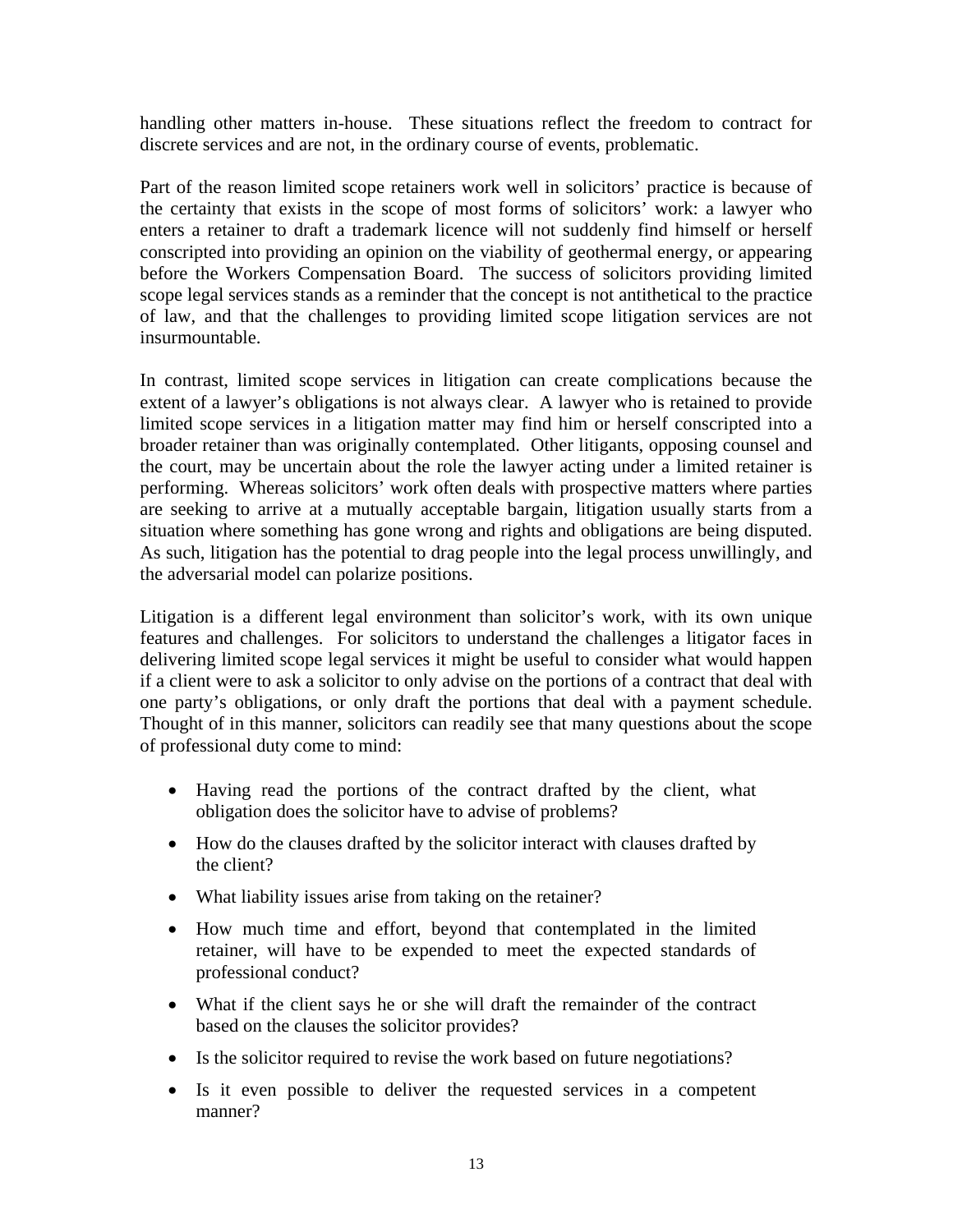handling other matters in-house. These situations reflect the freedom to contract for discrete services and are not, in the ordinary course of events, problematic.

Part of the reason limited scope retainers work well in solicitors' practice is because of the certainty that exists in the scope of most forms of solicitors' work: a lawyer who enters a retainer to draft a trademark licence will not suddenly find himself or herself conscripted into providing an opinion on the viability of geothermal energy, or appearing before the Workers Compensation Board. The success of solicitors providing limited scope legal services stands as a reminder that the concept is not antithetical to the practice of law, and that the challenges to providing limited scope litigation services are not insurmountable.

In contrast, limited scope services in litigation can create complications because the extent of a lawyer's obligations is not always clear. A lawyer who is retained to provide limited scope services in a litigation matter may find him or herself conscripted into a broader retainer than was originally contemplated. Other litigants, opposing counsel and the court, may be uncertain about the role the lawyer acting under a limited retainer is performing. Whereas solicitors' work often deals with prospective matters where parties are seeking to arrive at a mutually acceptable bargain, litigation usually starts from a situation where something has gone wrong and rights and obligations are being disputed. As such, litigation has the potential to drag people into the legal process unwillingly, and the adversarial model can polarize positions.

Litigation is a different legal environment than solicitor's work, with its own unique features and challenges. For solicitors to understand the challenges a litigator faces in delivering limited scope legal services it might be useful to consider what would happen if a client were to ask a solicitor to only advise on the portions of a contract that deal with one party's obligations, or only draft the portions that deal with a payment schedule. Thought of in this manner, solicitors can readily see that many questions about the scope of professional duty come to mind:

- Having read the portions of the contract drafted by the client, what obligation does the solicitor have to advise of problems?
- How do the clauses drafted by the solicitor interact with clauses drafted by the client?
- What liability issues arise from taking on the retainer?
- How much time and effort, beyond that contemplated in the limited retainer, will have to be expended to meet the expected standards of professional conduct?
- What if the client says he or she will draft the remainder of the contract based on the clauses the solicitor provides?
- Is the solicitor required to revise the work based on future negotiations?
- Is it even possible to deliver the requested services in a competent manner?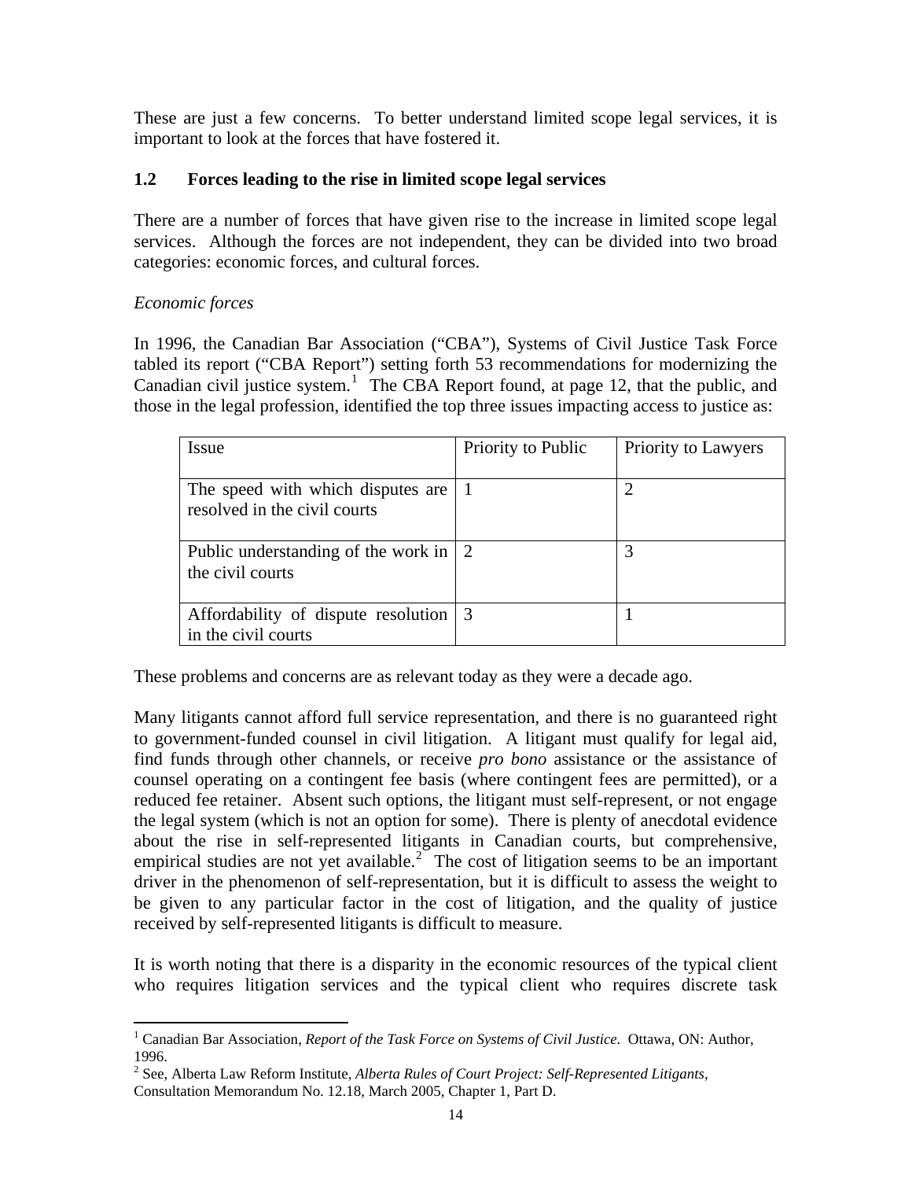These are just a few concerns. To better understand limited scope legal services, it is important to look at the forces that have fostered it.

### 1.2 Forces leading to the rise in limited scope legal services

There are a number of forces that have given rise to the increase in limited scope legal services. Although the forces are not independent, they can be divided into two broad categories: economic forces, and cultural forces.

*Economic forces*

In 1996, the Canadian Bar Association ("CBA"), Systems of Civil Justice Task Force tabled its report ("CBA Report") setting forth 53 recommendations for modernizing the Canadian civil justice system.[1] The CBA Report found, at page 12, that the public, and those in the legal profession, identified the top three issues impacting access to justice as:

| Issue | Priority to Public | Priority to Lawyers |
|---|---|---|
| The speed with which disputes are resolved in the civil courts | 1 | 2 |
| Public understanding of the work in the civil courts | 2 | 3 |
| Affordability of dispute resolution in the civil courts | 3 | 1 |

These problems and concerns are as relevant today as they were a decade ago.

Many litigants cannot afford full service representation, and there is no guaranteed right to government-funded counsel in civil litigation. A litigant must qualify for legal aid, find funds through other channels, or receive *pro bono* assistance or the assistance of counsel operating on a contingent fee basis (where contingent fees are permitted), or a reduced fee retainer. Absent such options, the litigant must self-represent, or not engage the legal system (which is not an option for some). There is plenty of anecdotal evidence about the rise in self-represented litigants in Canadian courts, but comprehensive, empirical studies are not yet available.[2] The cost of litigation seems to be an important driver in the phenomenon of self-representation, but it is difficult to assess the weight to be given to any particular factor in the cost of litigation, and the quality of justice received by self-represented litigants is difficult to measure.

It is worth noting that there is a disparity in the economic resources of the typical client who requires litigation services and the typical client who requires discrete task

---

[1] Canadian Bar Association, *Report of the Task Force on Systems of Civil Justice*. Ottawa, ON: Author, 1996.

[2] See, Alberta Law Reform Institute, *Alberta Rules of Court Project: Self-Represented Litigants*, Consultation Memorandum No. 12.18, March 2005, Chapter 1, Part D.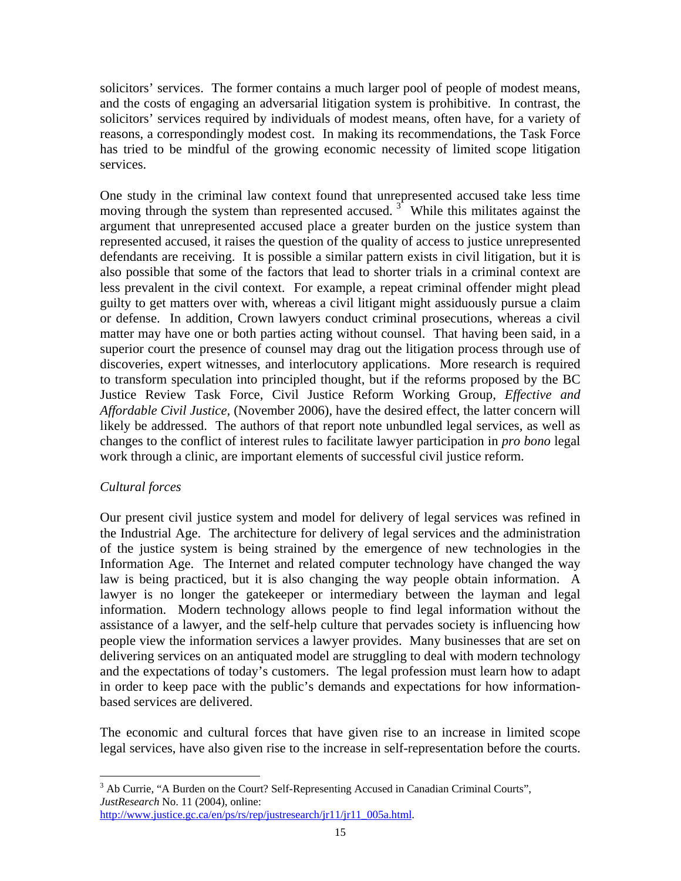solicitors' services. The former contains a much larger pool of people of modest means, and the costs of engaging an adversarial litigation system is prohibitive. In contrast, the solicitors' services required by individuals of modest means, often have, for a variety of reasons, a correspondingly modest cost. In making its recommendations, the Task Force has tried to be mindful of the growing economic necessity of limited scope litigation services.

One study in the criminal law context found that unrepresented accused take less time moving through the system than represented accused. [3] While this militates against the argument that unrepresented accused place a greater burden on the justice system than represented accused, it raises the question of the quality of access to justice unrepresented defendants are receiving. It is possible a similar pattern exists in civil litigation, but it is also possible that some of the factors that lead to shorter trials in a criminal context are less prevalent in the civil context. For example, a repeat criminal offender might plead guilty to get matters over with, whereas a civil litigant might assiduously pursue a claim or defense. In addition, Crown lawyers conduct criminal prosecutions, whereas a civil matter may have one or both parties acting without counsel. That having been said, in a superior court the presence of counsel may drag out the litigation process through use of discoveries, expert witnesses, and interlocutory applications. More research is required to transform speculation into principled thought, but if the reforms proposed by the BC Justice Review Task Force, Civil Justice Reform Working Group, *Effective and Affordable Civil Justice,* (November 2006), have the desired effect, the latter concern will likely be addressed. The authors of that report note unbundled legal services, as well as changes to the conflict of interest rules to facilitate lawyer participation in *pro bono* legal work through a clinic, are important elements of successful civil justice reform.

*Cultural forces*

Our present civil justice system and model for delivery of legal services was refined in the Industrial Age. The architecture for delivery of legal services and the administration of the justice system is being strained by the emergence of new technologies in the Information Age. The Internet and related computer technology have changed the way law is being practiced, but it is also changing the way people obtain information. A lawyer is no longer the gatekeeper or intermediary between the layman and legal information. Modern technology allows people to find legal information without the assistance of a lawyer, and the self-help culture that pervades society is influencing how people view the information services a lawyer provides. Many businesses that are set on delivering services on an antiquated model are struggling to deal with modern technology and the expectations of today's customers. The legal profession must learn how to adapt in order to keep pace with the public's demands and expectations for how information-based services are delivered.

The economic and cultural forces that have given rise to an increase in limited scope legal services, have also given rise to the increase in self-representation before the courts.

---

[3] Ab Currie, "A Burden on the Court? Self-Representing Accused in Canadian Criminal Courts", *JustResearch* No. 11 (2004), online: http://www.justice.gc.ca/en/ps/rs/rep/justresearch/jr11/jr11_005a.html.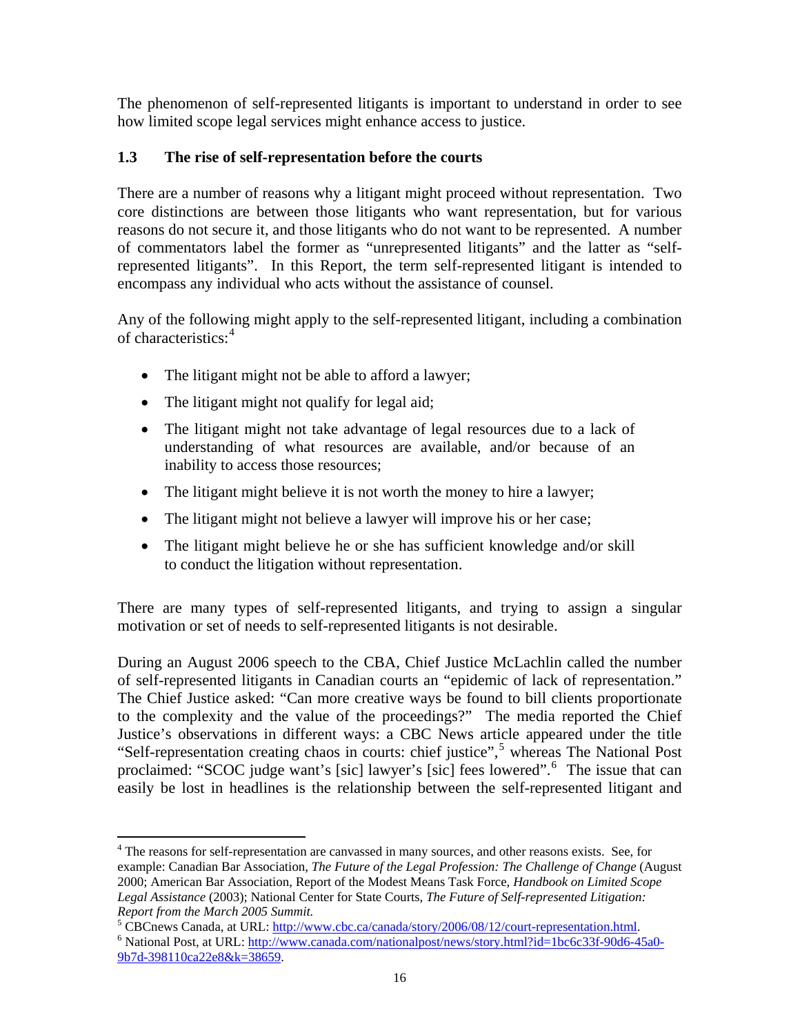The phenomenon of self-represented litigants is important to understand in order to see how limited scope legal services might enhance access to justice.

### 1.3 The rise of self-representation before the courts

There are a number of reasons why a litigant might proceed without representation. Two core distinctions are between those litigants who want representation, but for various reasons do not secure it, and those litigants who do not want to be represented. A number of commentators label the former as "unrepresented litigants" and the latter as "self-represented litigants". In this Report, the term self-represented litigant is intended to encompass any individual who acts without the assistance of counsel.

Any of the following might apply to the self-represented litigant, including a combination of characteristics:[4]

- The litigant might not be able to afford a lawyer;
- The litigant might not qualify for legal aid;
- The litigant might not take advantage of legal resources due to a lack of understanding of what resources are available, and/or because of an inability to access those resources;
- The litigant might believe it is not worth the money to hire a lawyer;
- The litigant might not believe a lawyer will improve his or her case;
- The litigant might believe he or she has sufficient knowledge and/or skill to conduct the litigation without representation.

There are many types of self-represented litigants, and trying to assign a singular motivation or set of needs to self-represented litigants is not desirable.

During an August 2006 speech to the CBA, Chief Justice McLachlin called the number of self-represented litigants in Canadian courts an "epidemic of lack of representation." The Chief Justice asked: "Can more creative ways be found to bill clients proportionate to the complexity and the value of the proceedings?" The media reported the Chief Justice's observations in different ways: a CBC News article appeared under the title "Self-representation creating chaos in courts: chief justice",[5] whereas The National Post proclaimed: "SCOC judge want's [sic] lawyer's [sic] fees lowered".[6] The issue that can easily be lost in headlines is the relationship between the self-represented litigant and

---

[4] The reasons for self-representation are canvassed in many sources, and other reasons exists. See, for example: Canadian Bar Association, *The Future of the Legal Profession: The Challenge of Change* (August 2000; American Bar Association, Report of the Modest Means Task Force, *Handbook on Limited Scope Legal Assistance* (2003); National Center for State Courts, *The Future of Self-represented Litigation: Report from the March 2005 Summit.*

[5] CBCnews Canada, at URL: http://www.cbc.ca/canada/story/2006/08/12/court-representation.html.

[6] National Post, at URL: http://www.canada.com/nationalpost/news/story.html?id=1bc6c33f-90d6-45a0-9b7d-398110ca22e8&k=38659.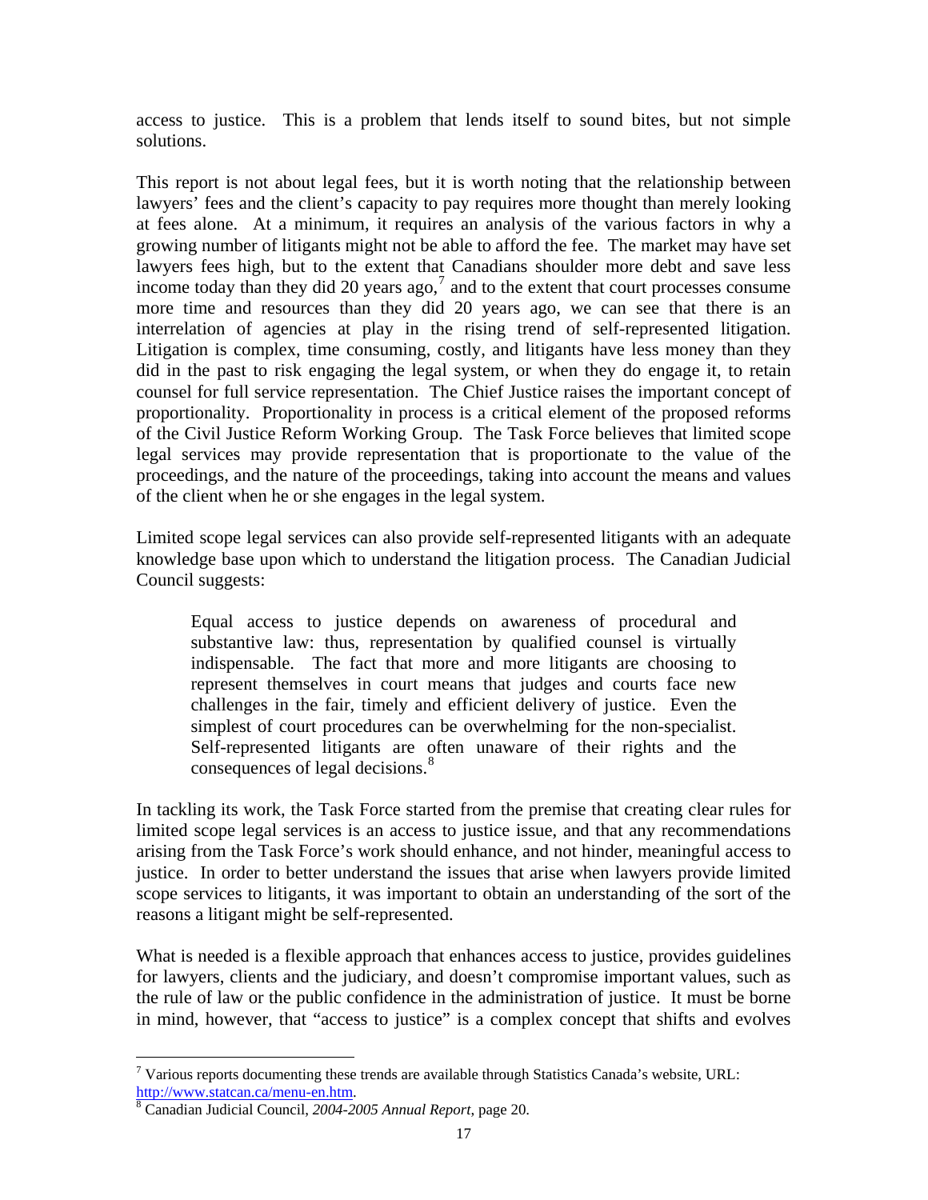access to justice. This is a problem that lends itself to sound bites, but not simple solutions.

This report is not about legal fees, but it is worth noting that the relationship between lawyers' fees and the client's capacity to pay requires more thought than merely looking at fees alone. At a minimum, it requires an analysis of the various factors in why a growing number of litigants might not be able to afford the fee. The market may have set lawyers fees high, but to the extent that Canadians shoulder more debt and save less income today than they did 20 years ago,[7] and to the extent that court processes consume more time and resources than they did 20 years ago, we can see that there is an interrelation of agencies at play in the rising trend of self-represented litigation. Litigation is complex, time consuming, costly, and litigants have less money than they did in the past to risk engaging the legal system, or when they do engage it, to retain counsel for full service representation. The Chief Justice raises the important concept of proportionality. Proportionality in process is a critical element of the proposed reforms of the Civil Justice Reform Working Group. The Task Force believes that limited scope legal services may provide representation that is proportionate to the value of the proceedings, and the nature of the proceedings, taking into account the means and values of the client when he or she engages in the legal system.

Limited scope legal services can also provide self-represented litigants with an adequate knowledge base upon which to understand the litigation process. The Canadian Judicial Council suggests:

> Equal access to justice depends on awareness of procedural and substantive law: thus, representation by qualified counsel is virtually indispensable. The fact that more and more litigants are choosing to represent themselves in court means that judges and courts face new challenges in the fair, timely and efficient delivery of justice. Even the simplest of court procedures can be overwhelming for the non-specialist. Self-represented litigants are often unaware of their rights and the consequences of legal decisions.[8]

In tackling its work, the Task Force started from the premise that creating clear rules for limited scope legal services is an access to justice issue, and that any recommendations arising from the Task Force's work should enhance, and not hinder, meaningful access to justice. In order to better understand the issues that arise when lawyers provide limited scope services to litigants, it was important to obtain an understanding of the sort of the reasons a litigant might be self-represented.

What is needed is a flexible approach that enhances access to justice, provides guidelines for lawyers, clients and the judiciary, and doesn't compromise important values, such as the rule of law or the public confidence in the administration of justice. It must be borne in mind, however, that "access to justice" is a complex concept that shifts and evolves

---

[7] Various reports documenting these trends are available through Statistics Canada's website, URL: http://www.statcan.ca/menu-en.htm.

[8] Canadian Judicial Council, *2004-2005 Annual Report*, page 20.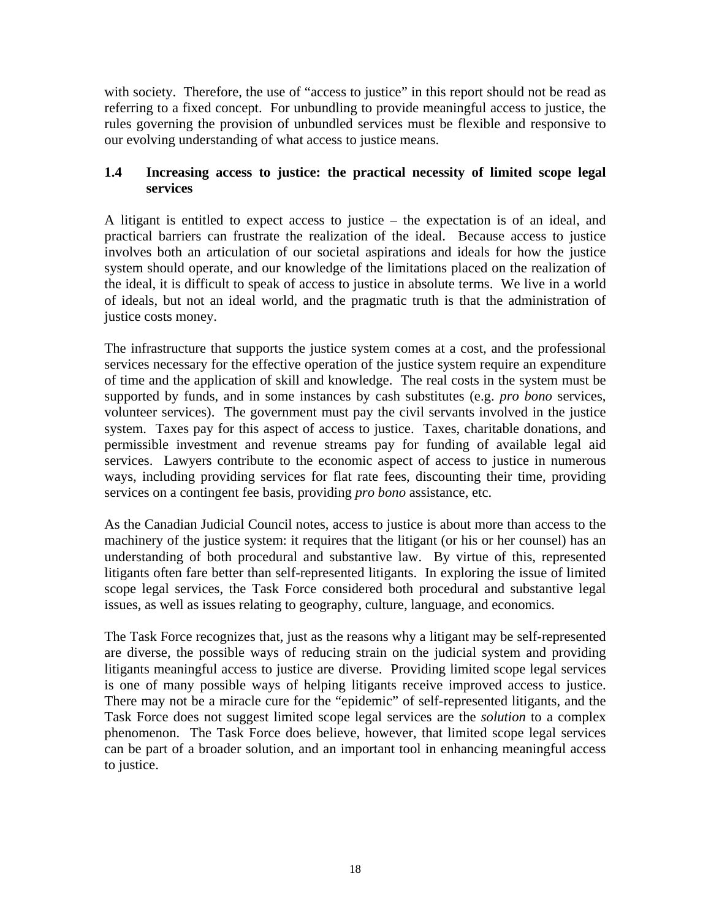with society. Therefore, the use of "access to justice" in this report should not be read as referring to a fixed concept. For unbundling to provide meaningful access to justice, the rules governing the provision of unbundled services must be flexible and responsive to our evolving understanding of what access to justice means.

### 1.4 Increasing access to justice: the practical necessity of limited scope legal services

A litigant is entitled to expect access to justice – the expectation is of an ideal, and practical barriers can frustrate the realization of the ideal. Because access to justice involves both an articulation of our societal aspirations and ideals for how the justice system should operate, and our knowledge of the limitations placed on the realization of the ideal, it is difficult to speak of access to justice in absolute terms. We live in a world of ideals, but not an ideal world, and the pragmatic truth is that the administration of justice costs money.

The infrastructure that supports the justice system comes at a cost, and the professional services necessary for the effective operation of the justice system require an expenditure of time and the application of skill and knowledge. The real costs in the system must be supported by funds, and in some instances by cash substitutes (e.g. *pro bono* services, volunteer services). The government must pay the civil servants involved in the justice system. Taxes pay for this aspect of access to justice. Taxes, charitable donations, and permissible investment and revenue streams pay for funding of available legal aid services. Lawyers contribute to the economic aspect of access to justice in numerous ways, including providing services for flat rate fees, discounting their time, providing services on a contingent fee basis, providing *pro bono* assistance, etc.

As the Canadian Judicial Council notes, access to justice is about more than access to the machinery of the justice system: it requires that the litigant (or his or her counsel) has an understanding of both procedural and substantive law. By virtue of this, represented litigants often fare better than self-represented litigants. In exploring the issue of limited scope legal services, the Task Force considered both procedural and substantive legal issues, as well as issues relating to geography, culture, language, and economics.

The Task Force recognizes that, just as the reasons why a litigant may be self-represented are diverse, the possible ways of reducing strain on the judicial system and providing litigants meaningful access to justice are diverse. Providing limited scope legal services is one of many possible ways of helping litigants receive improved access to justice. There may not be a miracle cure for the "epidemic" of self-represented litigants, and the Task Force does not suggest limited scope legal services are the *solution* to a complex phenomenon. The Task Force does believe, however, that limited scope legal services can be part of a broader solution, and an important tool in enhancing meaningful access to justice.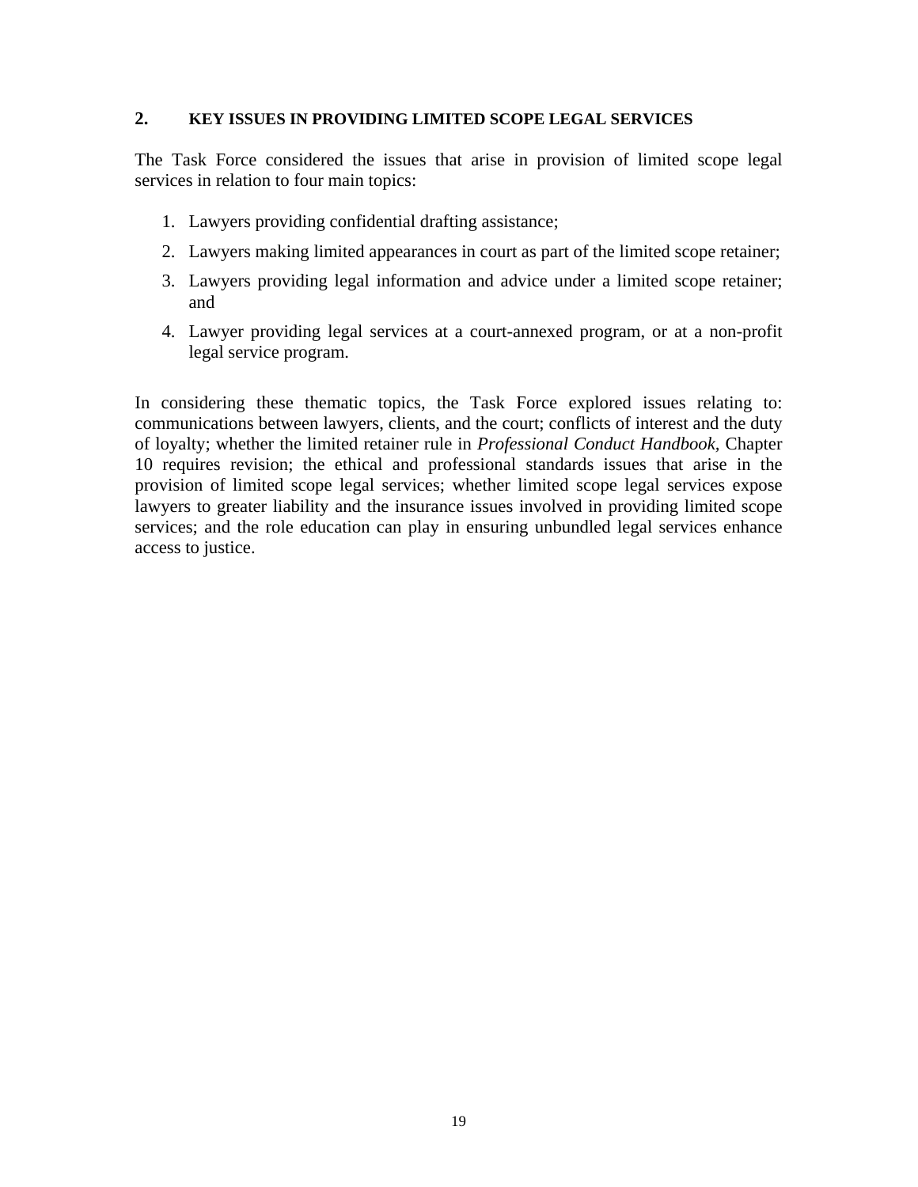## 2. KEY ISSUES IN PROVIDING LIMITED SCOPE LEGAL SERVICES

The Task Force considered the issues that arise in provision of limited scope legal services in relation to four main topics:

1. Lawyers providing confidential drafting assistance;
2. Lawyers making limited appearances in court as part of the limited scope retainer;
3. Lawyers providing legal information and advice under a limited scope retainer; and
4. Lawyer providing legal services at a court-annexed program, or at a non-profit legal service program.

In considering these thematic topics, the Task Force explored issues relating to: communications between lawyers, clients, and the court; conflicts of interest and the duty of loyalty; whether the limited retainer rule in *Professional Conduct Handbook*, Chapter 10 requires revision; the ethical and professional standards issues that arise in the provision of limited scope legal services; whether limited scope legal services expose lawyers to greater liability and the insurance issues involved in providing limited scope services; and the role education can play in ensuring unbundled legal services enhance access to justice.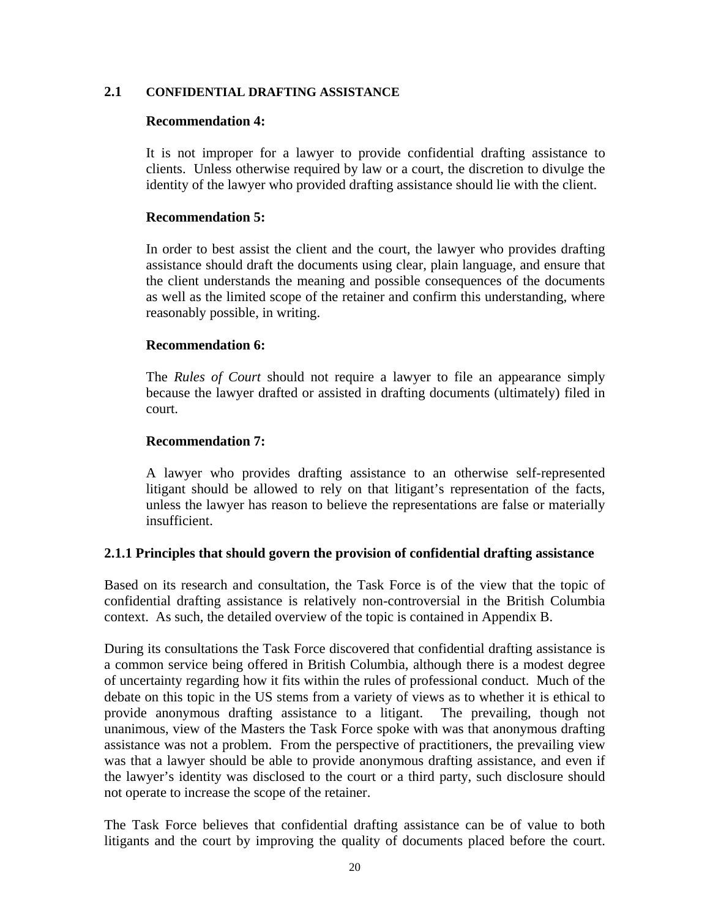## 2.1 CONFIDENTIAL DRAFTING ASSISTANCE

**Recommendation 4:**

It is not improper for a lawyer to provide confidential drafting assistance to clients. Unless otherwise required by law or a court, the discretion to divulge the identity of the lawyer who provided drafting assistance should lie with the client.

**Recommendation 5:**

In order to best assist the client and the court, the lawyer who provides drafting assistance should draft the documents using clear, plain language, and ensure that the client understands the meaning and possible consequences of the documents as well as the limited scope of the retainer and confirm this understanding, where reasonably possible, in writing.

**Recommendation 6:**

The *Rules of Court* should not require a lawyer to file an appearance simply because the lawyer drafted or assisted in drafting documents (ultimately) filed in court.

**Recommendation 7:**

A lawyer who provides drafting assistance to an otherwise self-represented litigant should be allowed to rely on that litigant's representation of the facts, unless the lawyer has reason to believe the representations are false or materially insufficient.

### 2.1.1 Principles that should govern the provision of confidential drafting assistance

Based on its research and consultation, the Task Force is of the view that the topic of confidential drafting assistance is relatively non-controversial in the British Columbia context. As such, the detailed overview of the topic is contained in Appendix B.

During its consultations the Task Force discovered that confidential drafting assistance is a common service being offered in British Columbia, although there is a modest degree of uncertainty regarding how it fits within the rules of professional conduct. Much of the debate on this topic in the US stems from a variety of views as to whether it is ethical to provide anonymous drafting assistance to a litigant. The prevailing, though not unanimous, view of the Masters the Task Force spoke with was that anonymous drafting assistance was not a problem. From the perspective of practitioners, the prevailing view was that a lawyer should be able to provide anonymous drafting assistance, and even if the lawyer's identity was disclosed to the court or a third party, such disclosure should not operate to increase the scope of the retainer.

The Task Force believes that confidential drafting assistance can be of value to both litigants and the court by improving the quality of documents placed before the court.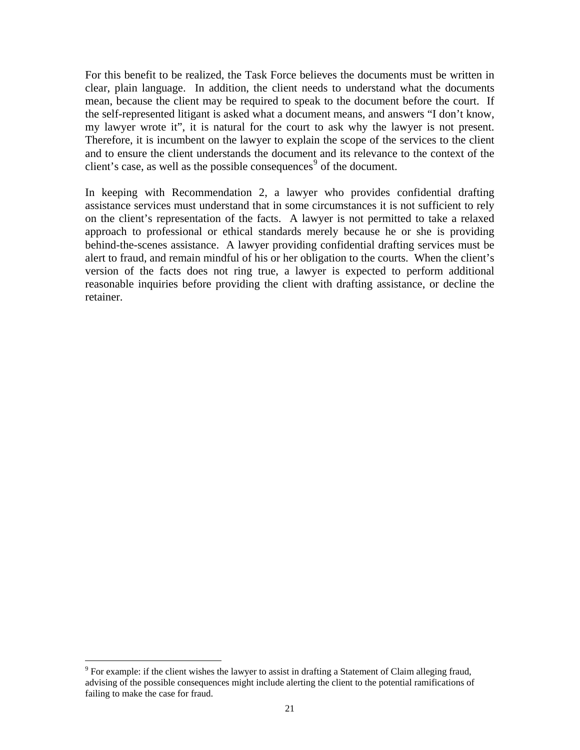For this benefit to be realized, the Task Force believes the documents must be written in clear, plain language. In addition, the client needs to understand what the documents mean, because the client may be required to speak to the document before the court. If the self-represented litigant is asked what a document means, and answers "I don't know, my lawyer wrote it", it is natural for the court to ask why the lawyer is not present. Therefore, it is incumbent on the lawyer to explain the scope of the services to the client and to ensure the client understands the document and its relevance to the context of the client's case, as well as the possible consequences[9] of the document.

In keeping with Recommendation 2, a lawyer who provides confidential drafting assistance services must understand that in some circumstances it is not sufficient to rely on the client's representation of the facts. A lawyer is not permitted to take a relaxed approach to professional or ethical standards merely because he or she is providing behind-the-scenes assistance. A lawyer providing confidential drafting services must be alert to fraud, and remain mindful of his or her obligation to the courts. When the client's version of the facts does not ring true, a lawyer is expected to perform additional reasonable inquiries before providing the client with drafting assistance, or decline the retainer.

---

[9] For example: if the client wishes the lawyer to assist in drafting a Statement of Claim alleging fraud, advising of the possible consequences might include alerting the client to the potential ramifications of failing to make the case for fraud.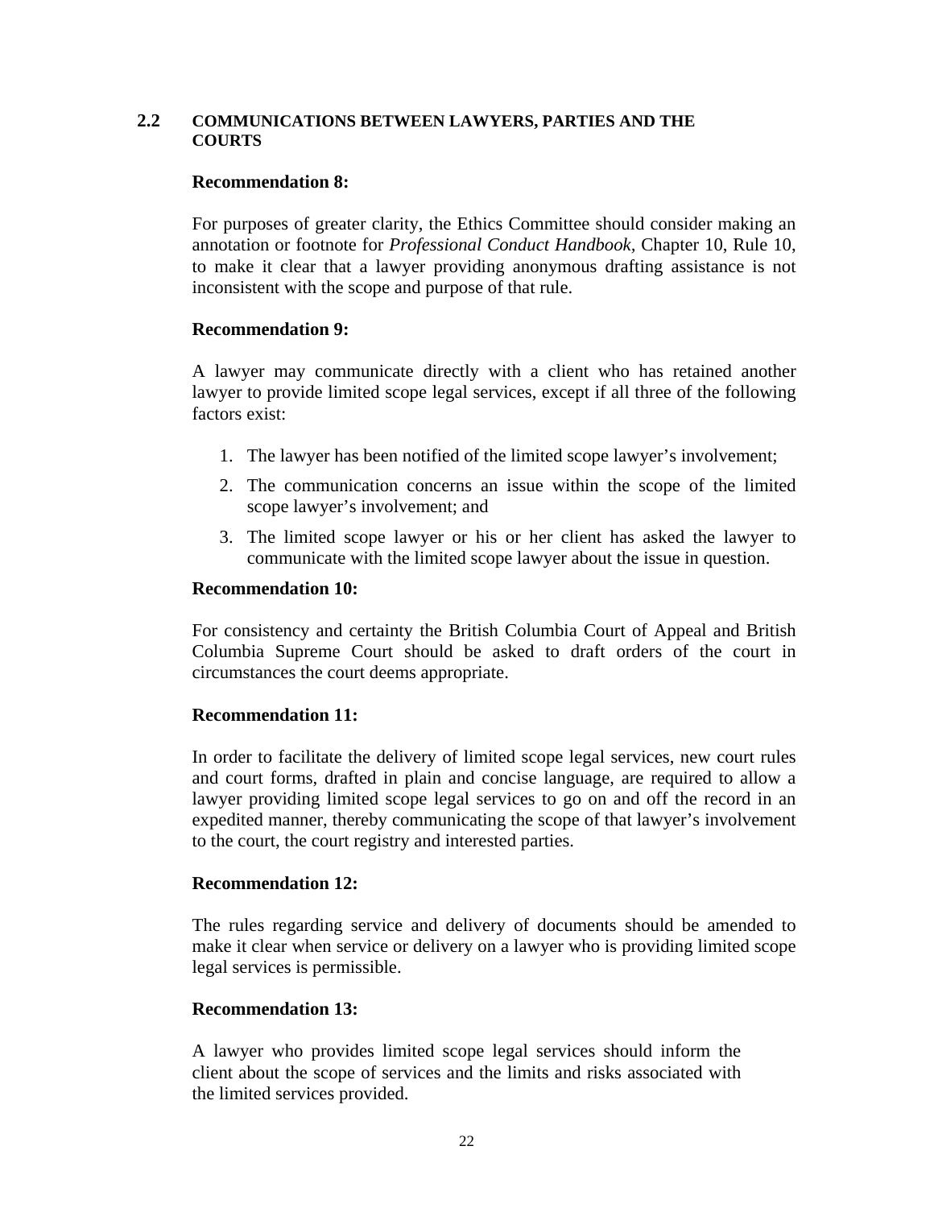## 2.2 COMMUNICATIONS BETWEEN LAWYERS, PARTIES AND THE COURTS

**Recommendation 8:**

For purposes of greater clarity, the Ethics Committee should consider making an annotation or footnote for *Professional Conduct Handbook*, Chapter 10, Rule 10, to make it clear that a lawyer providing anonymous drafting assistance is not inconsistent with the scope and purpose of that rule.

**Recommendation 9:**

A lawyer may communicate directly with a client who has retained another lawyer to provide limited scope legal services, except if all three of the following factors exist:

1. The lawyer has been notified of the limited scope lawyer's involvement;
2. The communication concerns an issue within the scope of the limited scope lawyer's involvement; and
3. The limited scope lawyer or his or her client has asked the lawyer to communicate with the limited scope lawyer about the issue in question.

**Recommendation 10:**

For consistency and certainty the British Columbia Court of Appeal and British Columbia Supreme Court should be asked to draft orders of the court in circumstances the court deems appropriate.

**Recommendation 11:**

In order to facilitate the delivery of limited scope legal services, new court rules and court forms, drafted in plain and concise language, are required to allow a lawyer providing limited scope legal services to go on and off the record in an expedited manner, thereby communicating the scope of that lawyer's involvement to the court, the court registry and interested parties.

**Recommendation 12:**

The rules regarding service and delivery of documents should be amended to make it clear when service or delivery on a lawyer who is providing limited scope legal services is permissible.

**Recommendation 13:**

A lawyer who provides limited scope legal services should inform the client about the scope of services and the limits and risks associated with the limited services provided.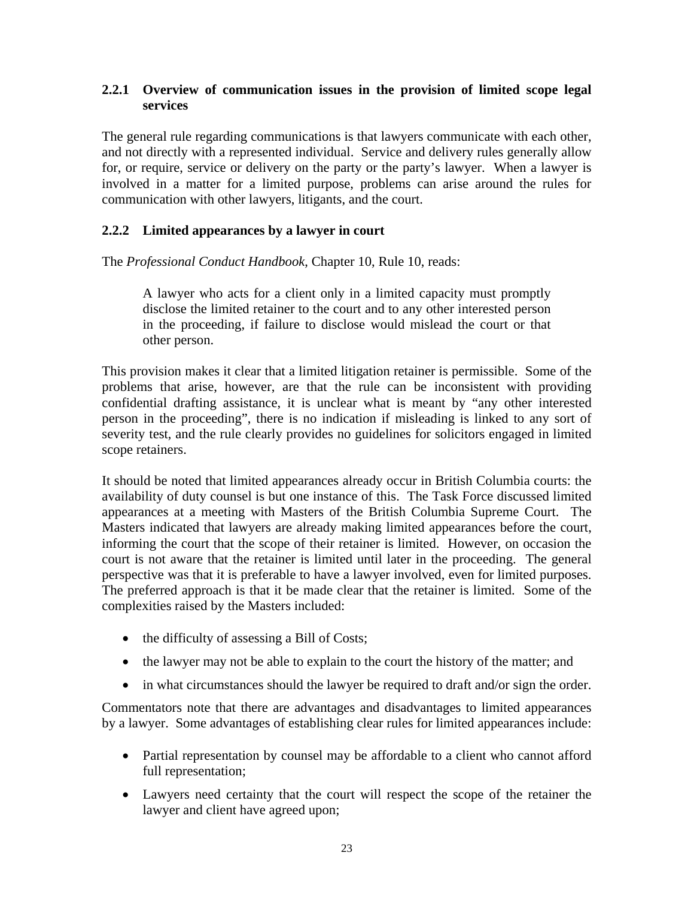### 2.2.1 Overview of communication issues in the provision of limited scope legal services

The general rule regarding communications is that lawyers communicate with each other, and not directly with a represented individual. Service and delivery rules generally allow for, or require, service or delivery on the party or the party's lawyer. When a lawyer is involved in a matter for a limited purpose, problems can arise around the rules for communication with other lawyers, litigants, and the court.

### 2.2.2 Limited appearances by a lawyer in court

The *Professional Conduct Handbook*, Chapter 10, Rule 10, reads:

> A lawyer who acts for a client only in a limited capacity must promptly disclose the limited retainer to the court and to any other interested person in the proceeding, if failure to disclose would mislead the court or that other person.

This provision makes it clear that a limited litigation retainer is permissible. Some of the problems that arise, however, are that the rule can be inconsistent with providing confidential drafting assistance, it is unclear what is meant by "any other interested person in the proceeding", there is no indication if misleading is linked to any sort of severity test, and the rule clearly provides no guidelines for solicitors engaged in limited scope retainers.

It should be noted that limited appearances already occur in British Columbia courts: the availability of duty counsel is but one instance of this. The Task Force discussed limited appearances at a meeting with Masters of the British Columbia Supreme Court. The Masters indicated that lawyers are already making limited appearances before the court, informing the court that the scope of their retainer is limited. However, on occasion the court is not aware that the retainer is limited until later in the proceeding. The general perspective was that it is preferable to have a lawyer involved, even for limited purposes. The preferred approach is that it be made clear that the retainer is limited. Some of the complexities raised by the Masters included:

- the difficulty of assessing a Bill of Costs;
- the lawyer may not be able to explain to the court the history of the matter; and
- in what circumstances should the lawyer be required to draft and/or sign the order.

Commentators note that there are advantages and disadvantages to limited appearances by a lawyer. Some advantages of establishing clear rules for limited appearances include:

- Partial representation by counsel may be affordable to a client who cannot afford full representation;
- Lawyers need certainty that the court will respect the scope of the retainer the lawyer and client have agreed upon;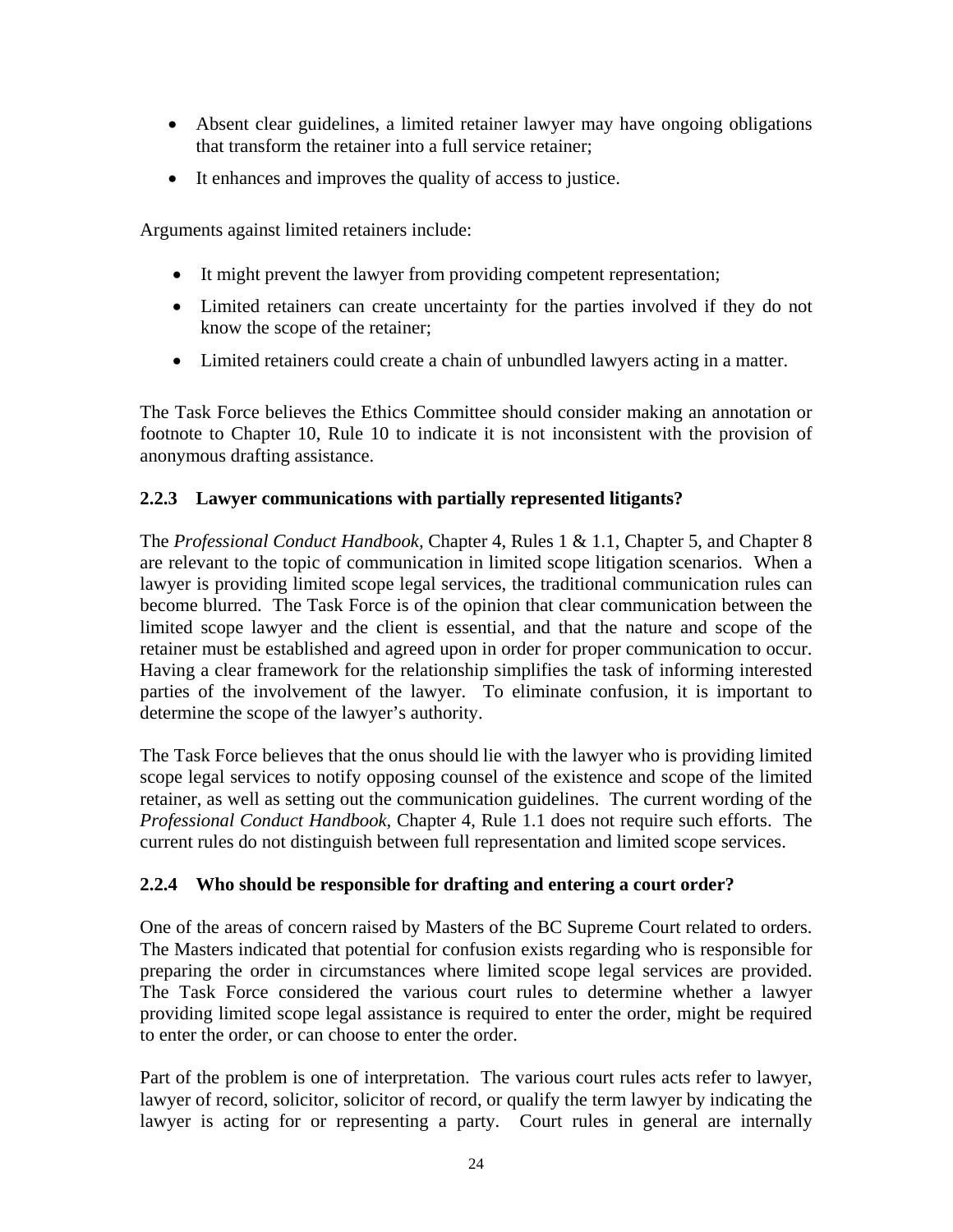- Absent clear guidelines, a limited retainer lawyer may have ongoing obligations that transform the retainer into a full service retainer;
- It enhances and improves the quality of access to justice.

Arguments against limited retainers include:

- It might prevent the lawyer from providing competent representation;
- Limited retainers can create uncertainty for the parties involved if they do not know the scope of the retainer;
- Limited retainers could create a chain of unbundled lawyers acting in a matter.

The Task Force believes the Ethics Committee should consider making an annotation or footnote to Chapter 10, Rule 10 to indicate it is not inconsistent with the provision of anonymous drafting assistance.

### 2.2.3 Lawyer communications with partially represented litigants?

The *Professional Conduct Handbook,* Chapter 4, Rules 1 & 1.1, Chapter 5, and Chapter 8 are relevant to the topic of communication in limited scope litigation scenarios. When a lawyer is providing limited scope legal services, the traditional communication rules can become blurred. The Task Force is of the opinion that clear communication between the limited scope lawyer and the client is essential, and that the nature and scope of the retainer must be established and agreed upon in order for proper communication to occur. Having a clear framework for the relationship simplifies the task of informing interested parties of the involvement of the lawyer. To eliminate confusion, it is important to determine the scope of the lawyer's authority.

The Task Force believes that the onus should lie with the lawyer who is providing limited scope legal services to notify opposing counsel of the existence and scope of the limited retainer, as well as setting out the communication guidelines. The current wording of the *Professional Conduct Handbook,* Chapter 4, Rule 1.1 does not require such efforts. The current rules do not distinguish between full representation and limited scope services.

### 2.2.4 Who should be responsible for drafting and entering a court order?

One of the areas of concern raised by Masters of the BC Supreme Court related to orders. The Masters indicated that potential for confusion exists regarding who is responsible for preparing the order in circumstances where limited scope legal services are provided. The Task Force considered the various court rules to determine whether a lawyer providing limited scope legal assistance is required to enter the order, might be required to enter the order, or can choose to enter the order.

Part of the problem is one of interpretation. The various court rules acts refer to lawyer, lawyer of record, solicitor, solicitor of record, or qualify the term lawyer by indicating the lawyer is acting for or representing a party. Court rules in general are internally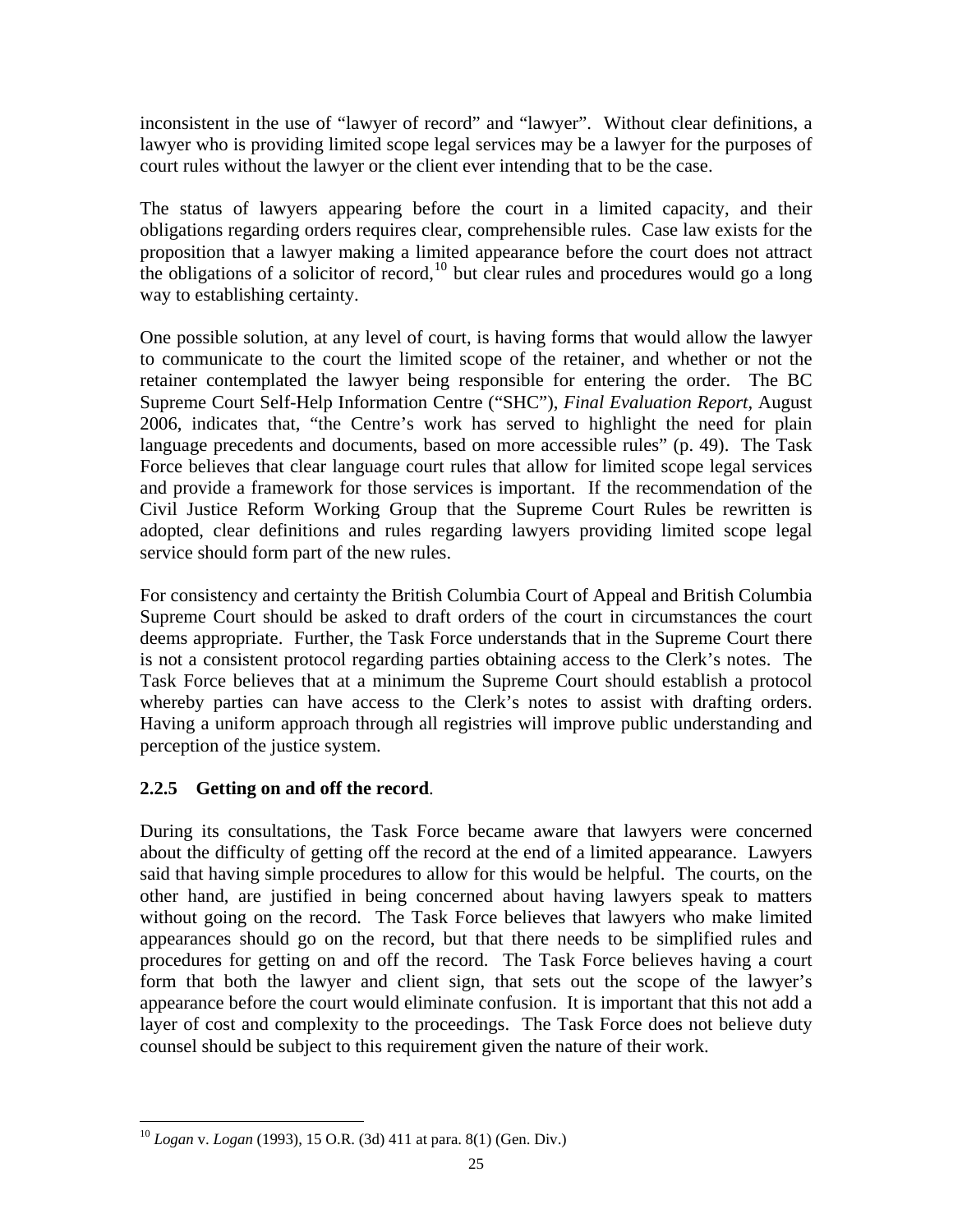inconsistent in the use of "lawyer of record" and "lawyer". Without clear definitions, a lawyer who is providing limited scope legal services may be a lawyer for the purposes of court rules without the lawyer or the client ever intending that to be the case.

The status of lawyers appearing before the court in a limited capacity, and their obligations regarding orders requires clear, comprehensible rules. Case law exists for the proposition that a lawyer making a limited appearance before the court does not attract the obligations of a solicitor of record,[10] but clear rules and procedures would go a long way to establishing certainty.

One possible solution, at any level of court, is having forms that would allow the lawyer to communicate to the court the limited scope of the retainer, and whether or not the retainer contemplated the lawyer being responsible for entering the order. The BC Supreme Court Self-Help Information Centre ("SHC"), *Final Evaluation Report*, August 2006, indicates that, "the Centre's work has served to highlight the need for plain language precedents and documents, based on more accessible rules" (p. 49). The Task Force believes that clear language court rules that allow for limited scope legal services and provide a framework for those services is important. If the recommendation of the Civil Justice Reform Working Group that the Supreme Court Rules be rewritten is adopted, clear definitions and rules regarding lawyers providing limited scope legal service should form part of the new rules.

For consistency and certainty the British Columbia Court of Appeal and British Columbia Supreme Court should be asked to draft orders of the court in circumstances the court deems appropriate. Further, the Task Force understands that in the Supreme Court there is not a consistent protocol regarding parties obtaining access to the Clerk's notes. The Task Force believes that at a minimum the Supreme Court should establish a protocol whereby parties can have access to the Clerk's notes to assist with drafting orders. Having a uniform approach through all registries will improve public understanding and perception of the justice system.

### 2.2.5 Getting on and off the record.

During its consultations, the Task Force became aware that lawyers were concerned about the difficulty of getting off the record at the end of a limited appearance. Lawyers said that having simple procedures to allow for this would be helpful. The courts, on the other hand, are justified in being concerned about having lawyers speak to matters without going on the record. The Task Force believes that lawyers who make limited appearances should go on the record, but that there needs to be simplified rules and procedures for getting on and off the record. The Task Force believes having a court form that both the lawyer and client sign, that sets out the scope of the lawyer's appearance before the court would eliminate confusion. It is important that this not add a layer of cost and complexity to the proceedings. The Task Force does not believe duty counsel should be subject to this requirement given the nature of their work.

---

[10] *Logan* v. *Logan* (1993), 15 O.R. (3d) 411 at para. 8(1) (Gen. Div.)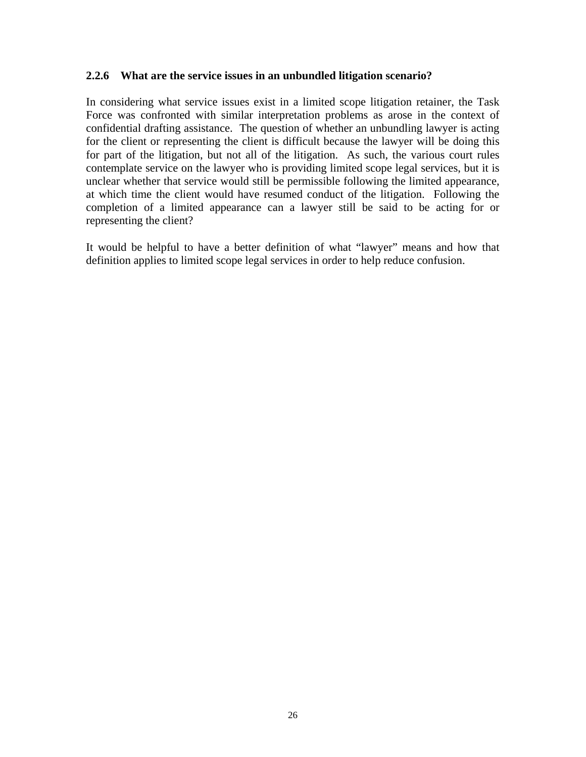### 2.2.6 What are the service issues in an unbundled litigation scenario?

In considering what service issues exist in a limited scope litigation retainer, the Task Force was confronted with similar interpretation problems as arose in the context of confidential drafting assistance. The question of whether an unbundling lawyer is acting for the client or representing the client is difficult because the lawyer will be doing this for part of the litigation, but not all of the litigation. As such, the various court rules contemplate service on the lawyer who is providing limited scope legal services, but it is unclear whether that service would still be permissible following the limited appearance, at which time the client would have resumed conduct of the litigation. Following the completion of a limited appearance can a lawyer still be said to be acting for or representing the client?

It would be helpful to have a better definition of what "lawyer" means and how that definition applies to limited scope legal services in order to help reduce confusion.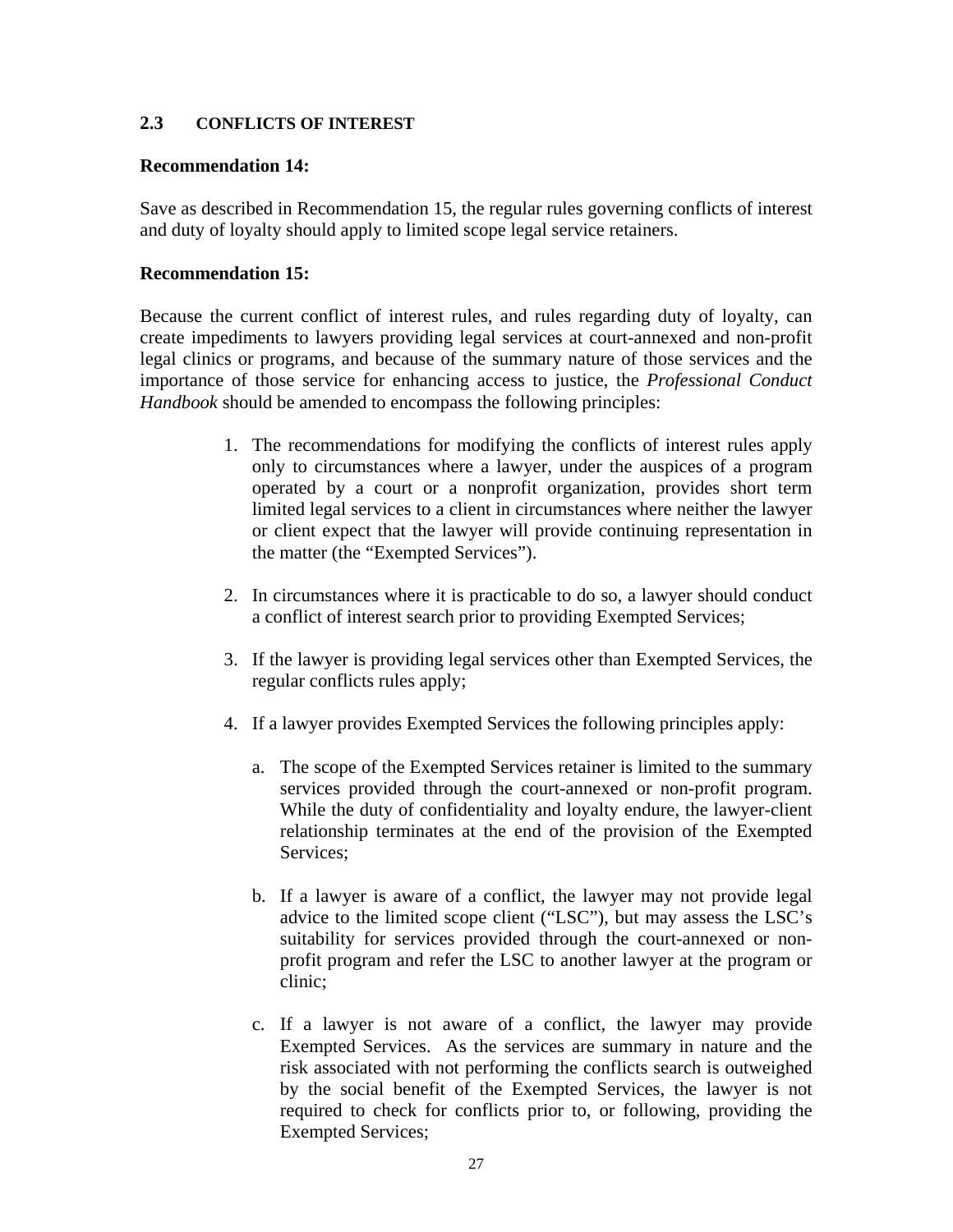## 2.3 CONFLICTS OF INTEREST

**Recommendation 14:**

Save as described in Recommendation 15, the regular rules governing conflicts of interest and duty of loyalty should apply to limited scope legal service retainers.

**Recommendation 15:**

Because the current conflict of interest rules, and rules regarding duty of loyalty, can create impediments to lawyers providing legal services at court-annexed and non-profit legal clinics or programs, and because of the summary nature of those services and the importance of those service for enhancing access to justice, the *Professional Conduct Handbook* should be amended to encompass the following principles:

1. The recommendations for modifying the conflicts of interest rules apply only to circumstances where a lawyer, under the auspices of a program operated by a court or a nonprofit organization, provides short term limited legal services to a client in circumstances where neither the lawyer or client expect that the lawyer will provide continuing representation in the matter (the "Exempted Services").

2. In circumstances where it is practicable to do so, a lawyer should conduct a conflict of interest search prior to providing Exempted Services;

3. If the lawyer is providing legal services other than Exempted Services, the regular conflicts rules apply;

4. If a lawyer provides Exempted Services the following principles apply:

    a. The scope of the Exempted Services retainer is limited to the summary services provided through the court-annexed or non-profit program. While the duty of confidentiality and loyalty endure, the lawyer-client relationship terminates at the end of the provision of the Exempted Services;

    b. If a lawyer is aware of a conflict, the lawyer may not provide legal advice to the limited scope client ("LSC"), but may assess the LSC's suitability for services provided through the court-annexed or non-profit program and refer the LSC to another lawyer at the program or clinic;

    c. If a lawyer is not aware of a conflict, the lawyer may provide Exempted Services. As the services are summary in nature and the risk associated with not performing the conflicts search is outweighed by the social benefit of the Exempted Services, the lawyer is not required to check for conflicts prior to, or following, providing the Exempted Services;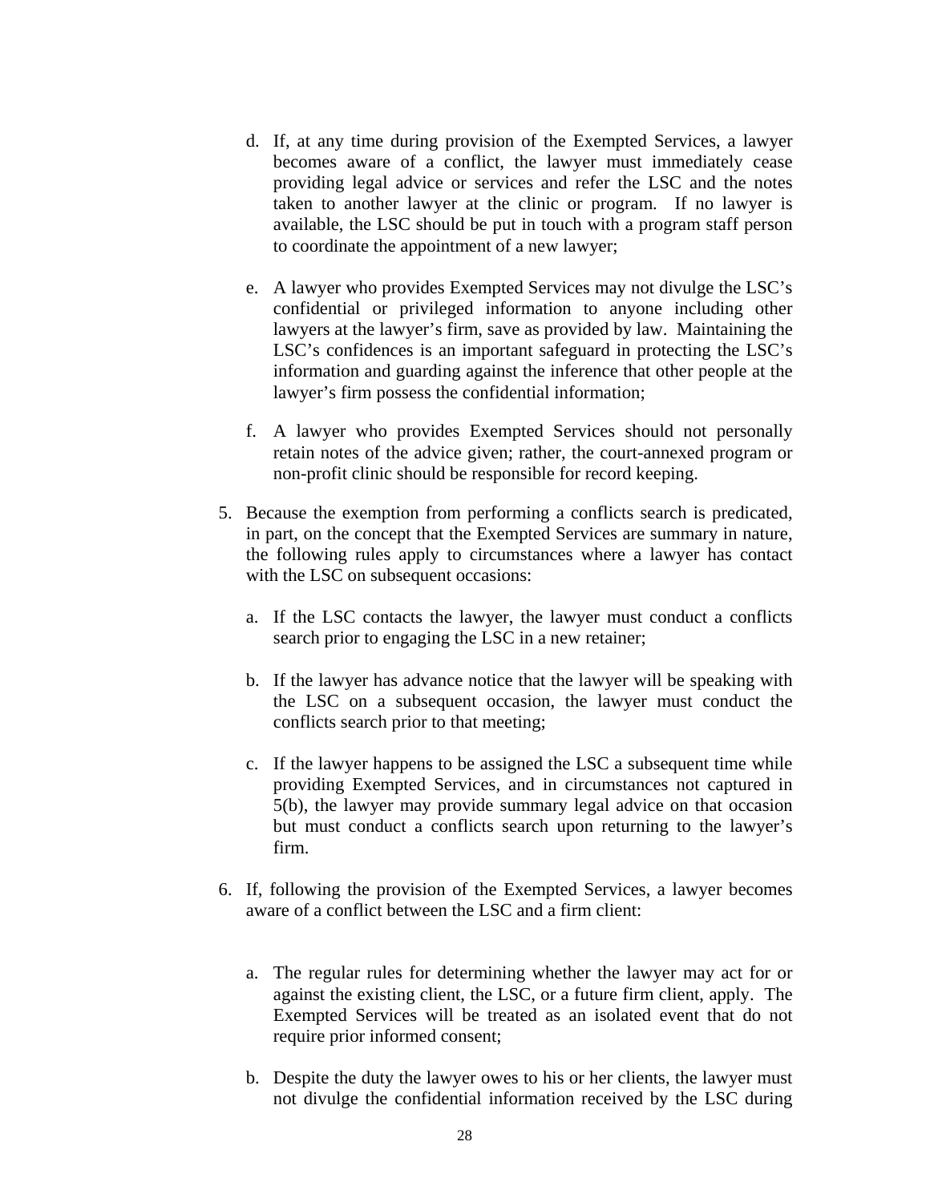d. If, at any time during provision of the Exempted Services, a lawyer becomes aware of a conflict, the lawyer must immediately cease providing legal advice or services and refer the LSC and the notes taken to another lawyer at the clinic or program. If no lawyer is available, the LSC should be put in touch with a program staff person to coordinate the appointment of a new lawyer;

e. A lawyer who provides Exempted Services may not divulge the LSC's confidential or privileged information to anyone including other lawyers at the lawyer's firm, save as provided by law. Maintaining the LSC's confidences is an important safeguard in protecting the LSC's information and guarding against the inference that other people at the lawyer's firm possess the confidential information;

f. A lawyer who provides Exempted Services should not personally retain notes of the advice given; rather, the court-annexed program or non-profit clinic should be responsible for record keeping.

5. Because the exemption from performing a conflicts search is predicated, in part, on the concept that the Exempted Services are summary in nature, the following rules apply to circumstances where a lawyer has contact with the LSC on subsequent occasions:

   a. If the LSC contacts the lawyer, the lawyer must conduct a conflicts search prior to engaging the LSC in a new retainer;

   b. If the lawyer has advance notice that the lawyer will be speaking with the LSC on a subsequent occasion, the lawyer must conduct the conflicts search prior to that meeting;

   c. If the lawyer happens to be assigned the LSC a subsequent time while providing Exempted Services, and in circumstances not captured in 5(b), the lawyer may provide summary legal advice on that occasion but must conduct a conflicts search upon returning to the lawyer's firm.

6. If, following the provision of the Exempted Services, a lawyer becomes aware of a conflict between the LSC and a firm client:

   a. The regular rules for determining whether the lawyer may act for or against the existing client, the LSC, or a future firm client, apply. The Exempted Services will be treated as an isolated event that do not require prior informed consent;

   b. Despite the duty the lawyer owes to his or her clients, the lawyer must not divulge the confidential information received by the LSC during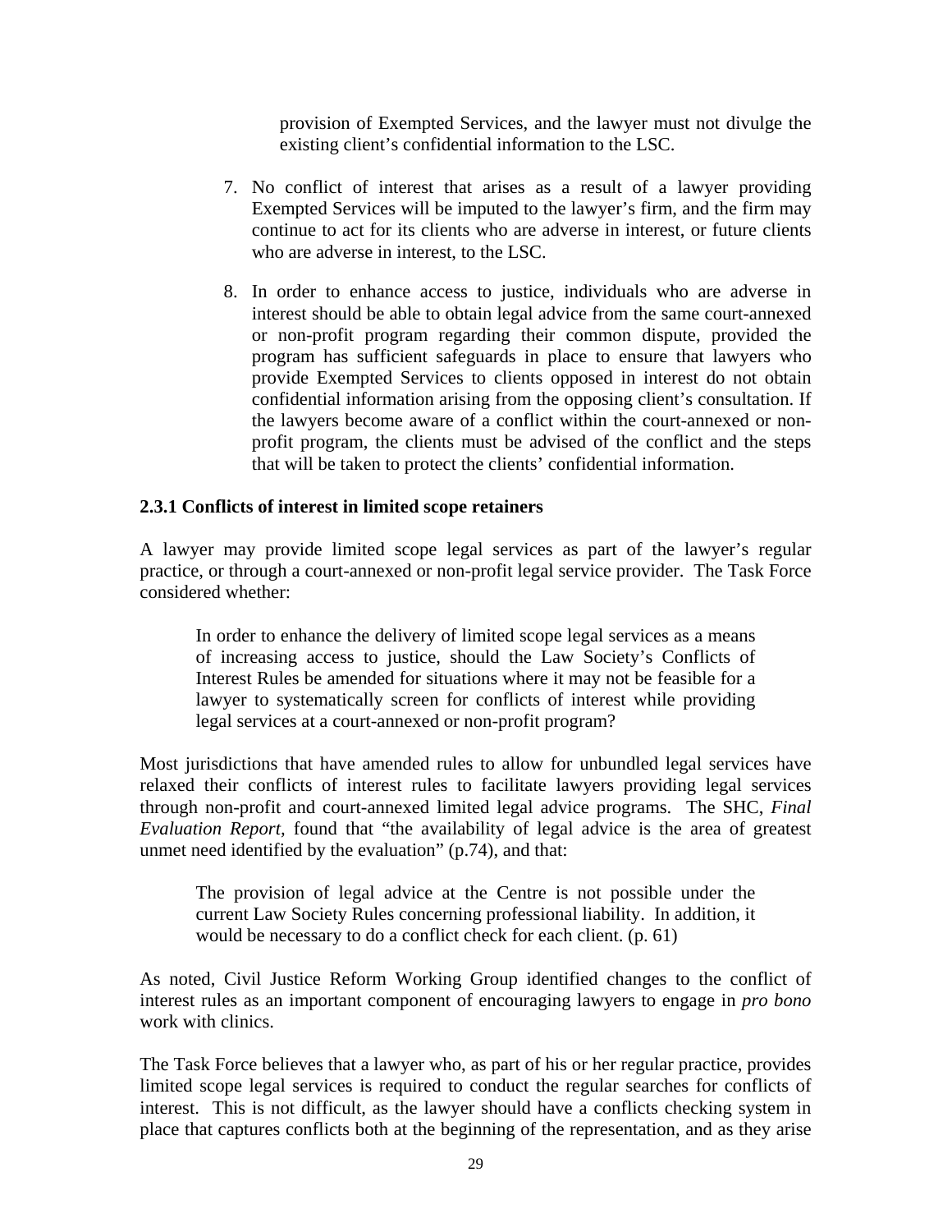provision of Exempted Services, and the lawyer must not divulge the existing client's confidential information to the LSC.

7. No conflict of interest that arises as a result of a lawyer providing Exempted Services will be imputed to the lawyer's firm, and the firm may continue to act for its clients who are adverse in interest, or future clients who are adverse in interest, to the LSC.

8. In order to enhance access to justice, individuals who are adverse in interest should be able to obtain legal advice from the same court-annexed or non-profit program regarding their common dispute, provided the program has sufficient safeguards in place to ensure that lawyers who provide Exempted Services to clients opposed in interest do not obtain confidential information arising from the opposing client's consultation. If the lawyers become aware of a conflict within the court-annexed or non-profit program, the clients must be advised of the conflict and the steps that will be taken to protect the clients' confidential information.

### 2.3.1 Conflicts of interest in limited scope retainers

A lawyer may provide limited scope legal services as part of the lawyer's regular practice, or through a court-annexed or non-profit legal service provider. The Task Force considered whether:

> In order to enhance the delivery of limited scope legal services as a means of increasing access to justice, should the Law Society's Conflicts of Interest Rules be amended for situations where it may not be feasible for a lawyer to systematically screen for conflicts of interest while providing legal services at a court-annexed or non-profit program?

Most jurisdictions that have amended rules to allow for unbundled legal services have relaxed their conflicts of interest rules to facilitate lawyers providing legal services through non-profit and court-annexed limited legal advice programs. The SHC, *Final Evaluation Report,* found that "the availability of legal advice is the area of greatest unmet need identified by the evaluation" (p.74), and that:

> The provision of legal advice at the Centre is not possible under the current Law Society Rules concerning professional liability. In addition, it would be necessary to do a conflict check for each client. (p. 61)

As noted, Civil Justice Reform Working Group identified changes to the conflict of interest rules as an important component of encouraging lawyers to engage in *pro bono* work with clinics.

The Task Force believes that a lawyer who, as part of his or her regular practice, provides limited scope legal services is required to conduct the regular searches for conflicts of interest. This is not difficult, as the lawyer should have a conflicts checking system in place that captures conflicts both at the beginning of the representation, and as they arise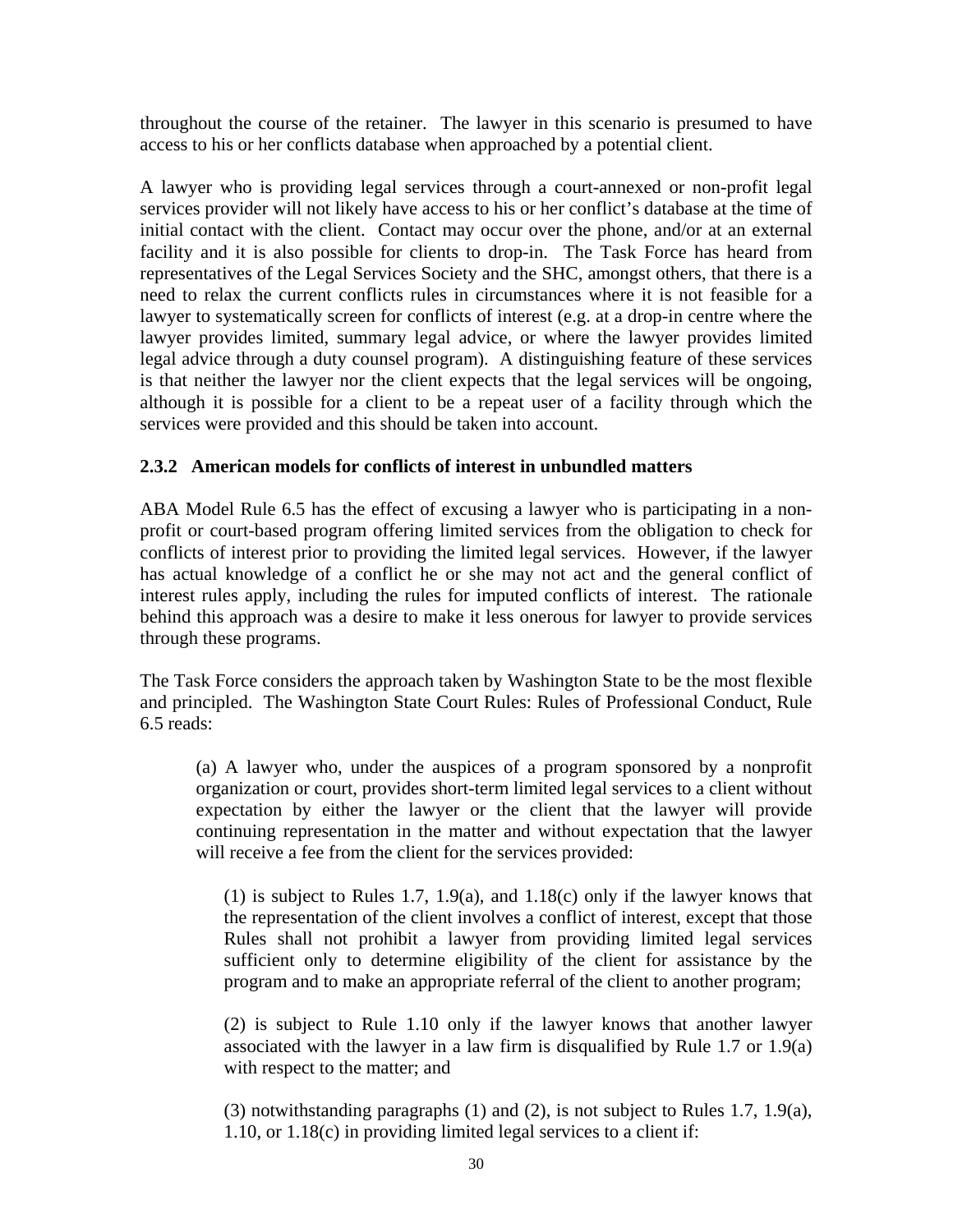throughout the course of the retainer. The lawyer in this scenario is presumed to have access to his or her conflicts database when approached by a potential client.

A lawyer who is providing legal services through a court-annexed or non-profit legal services provider will not likely have access to his or her conflict's database at the time of initial contact with the client. Contact may occur over the phone, and/or at an external facility and it is also possible for clients to drop-in. The Task Force has heard from representatives of the Legal Services Society and the SHC, amongst others, that there is a need to relax the current conflicts rules in circumstances where it is not feasible for a lawyer to systematically screen for conflicts of interest (e.g. at a drop-in centre where the lawyer provides limited, summary legal advice, or where the lawyer provides limited legal advice through a duty counsel program). A distinguishing feature of these services is that neither the lawyer nor the client expects that the legal services will be ongoing, although it is possible for a client to be a repeat user of a facility through which the services were provided and this should be taken into account.

### 2.3.2 American models for conflicts of interest in unbundled matters

ABA Model Rule 6.5 has the effect of excusing a lawyer who is participating in a non-profit or court-based program offering limited services from the obligation to check for conflicts of interest prior to providing the limited legal services. However, if the lawyer has actual knowledge of a conflict he or she may not act and the general conflict of interest rules apply, including the rules for imputed conflicts of interest. The rationale behind this approach was a desire to make it less onerous for lawyer to provide services through these programs.

The Task Force considers the approach taken by Washington State to be the most flexible and principled. The Washington State Court Rules: Rules of Professional Conduct, Rule 6.5 reads:

> (a) A lawyer who, under the auspices of a program sponsored by a nonprofit organization or court, provides short-term limited legal services to a client without expectation by either the lawyer or the client that the lawyer will provide continuing representation in the matter and without expectation that the lawyer will receive a fee from the client for the services provided:
>
> > (1) is subject to Rules 1.7, 1.9(a), and 1.18(c) only if the lawyer knows that the representation of the client involves a conflict of interest, except that those Rules shall not prohibit a lawyer from providing limited legal services sufficient only to determine eligibility of the client for assistance by the program and to make an appropriate referral of the client to another program;
> >
> > (2) is subject to Rule 1.10 only if the lawyer knows that another lawyer associated with the lawyer in a law firm is disqualified by Rule 1.7 or 1.9(a) with respect to the matter; and
> >
> > (3) notwithstanding paragraphs (1) and (2), is not subject to Rules 1.7, 1.9(a), 1.10, or 1.18(c) in providing limited legal services to a client if: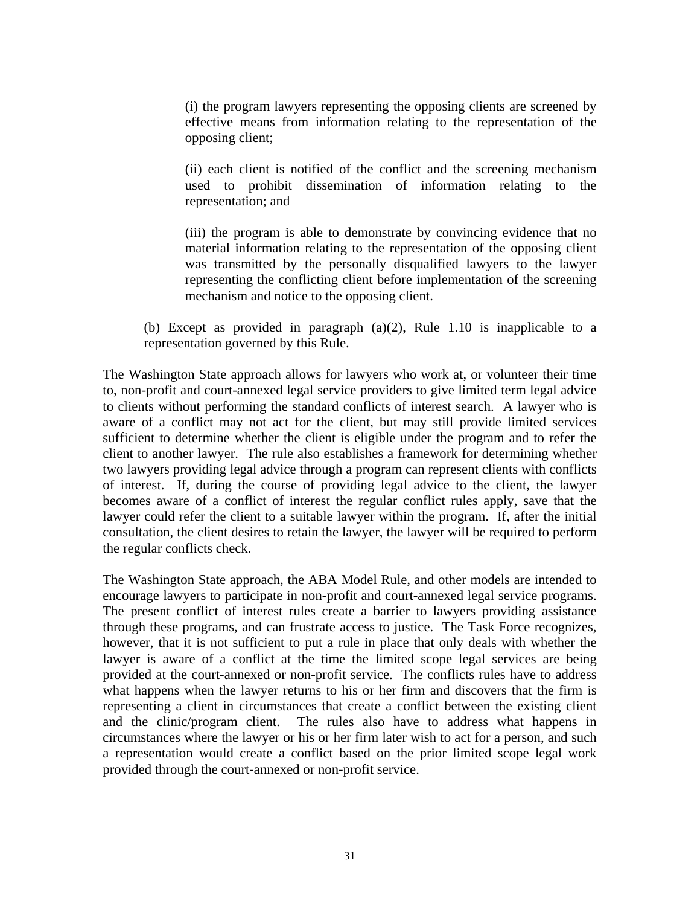(i) the program lawyers representing the opposing clients are screened by effective means from information relating to the representation of the opposing client;

(ii) each client is notified of the conflict and the screening mechanism used to prohibit dissemination of information relating to the representation; and

(iii) the program is able to demonstrate by convincing evidence that no material information relating to the representation of the opposing client was transmitted by the personally disqualified lawyers to the lawyer representing the conflicting client before implementation of the screening mechanism and notice to the opposing client.

(b) Except as provided in paragraph (a)(2), Rule 1.10 is inapplicable to a representation governed by this Rule.

The Washington State approach allows for lawyers who work at, or volunteer their time to, non-profit and court-annexed legal service providers to give limited term legal advice to clients without performing the standard conflicts of interest search. A lawyer who is aware of a conflict may not act for the client, but may still provide limited services sufficient to determine whether the client is eligible under the program and to refer the client to another lawyer. The rule also establishes a framework for determining whether two lawyers providing legal advice through a program can represent clients with conflicts of interest. If, during the course of providing legal advice to the client, the lawyer becomes aware of a conflict of interest the regular conflict rules apply, save that the lawyer could refer the client to a suitable lawyer within the program. If, after the initial consultation, the client desires to retain the lawyer, the lawyer will be required to perform the regular conflicts check.

The Washington State approach, the ABA Model Rule, and other models are intended to encourage lawyers to participate in non-profit and court-annexed legal service programs. The present conflict of interest rules create a barrier to lawyers providing assistance through these programs, and can frustrate access to justice. The Task Force recognizes, however, that it is not sufficient to put a rule in place that only deals with whether the lawyer is aware of a conflict at the time the limited scope legal services are being provided at the court-annexed or non-profit service. The conflicts rules have to address what happens when the lawyer returns to his or her firm and discovers that the firm is representing a client in circumstances that create a conflict between the existing client and the clinic/program client. The rules also have to address what happens in circumstances where the lawyer or his or her firm later wish to act for a person, and such a representation would create a conflict based on the prior limited scope legal work provided through the court-annexed or non-profit service.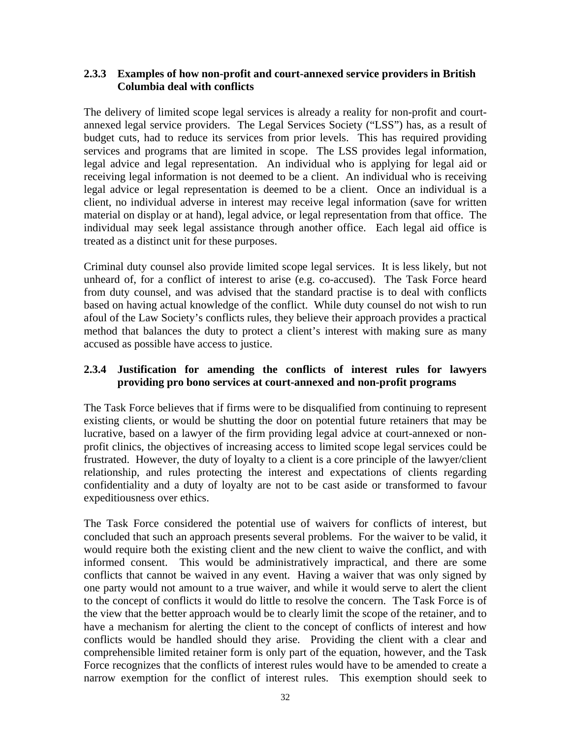### 2.3.3 Examples of how non-profit and court-annexed service providers in British Columbia deal with conflicts

The delivery of limited scope legal services is already a reality for non-profit and court-annexed legal service providers. The Legal Services Society ("LSS") has, as a result of budget cuts, had to reduce its services from prior levels. This has required providing services and programs that are limited in scope. The LSS provides legal information, legal advice and legal representation. An individual who is applying for legal aid or receiving legal information is not deemed to be a client. An individual who is receiving legal advice or legal representation is deemed to be a client. Once an individual is a client, no individual adverse in interest may receive legal information (save for written material on display or at hand), legal advice, or legal representation from that office. The individual may seek legal assistance through another office. Each legal aid office is treated as a distinct unit for these purposes.

Criminal duty counsel also provide limited scope legal services. It is less likely, but not unheard of, for a conflict of interest to arise (e.g. co-accused). The Task Force heard from duty counsel, and was advised that the standard practise is to deal with conflicts based on having actual knowledge of the conflict. While duty counsel do not wish to run afoul of the Law Society's conflicts rules, they believe their approach provides a practical method that balances the duty to protect a client's interest with making sure as many accused as possible have access to justice.

### 2.3.4 Justification for amending the conflicts of interest rules for lawyers providing pro bono services at court-annexed and non-profit programs

The Task Force believes that if firms were to be disqualified from continuing to represent existing clients, or would be shutting the door on potential future retainers that may be lucrative, based on a lawyer of the firm providing legal advice at court-annexed or non-profit clinics, the objectives of increasing access to limited scope legal services could be frustrated. However, the duty of loyalty to a client is a core principle of the lawyer/client relationship, and rules protecting the interest and expectations of clients regarding confidentiality and a duty of loyalty are not to be cast aside or transformed to favour expeditiousness over ethics.

The Task Force considered the potential use of waivers for conflicts of interest, but concluded that such an approach presents several problems. For the waiver to be valid, it would require both the existing client and the new client to waive the conflict, and with informed consent. This would be administratively impractical, and there are some conflicts that cannot be waived in any event. Having a waiver that was only signed by one party would not amount to a true waiver, and while it would serve to alert the client to the concept of conflicts it would do little to resolve the concern. The Task Force is of the view that the better approach would be to clearly limit the scope of the retainer, and to have a mechanism for alerting the client to the concept of conflicts of interest and how conflicts would be handled should they arise. Providing the client with a clear and comprehensible limited retainer form is only part of the equation, however, and the Task Force recognizes that the conflicts of interest rules would have to be amended to create a narrow exemption for the conflict of interest rules. This exemption should seek to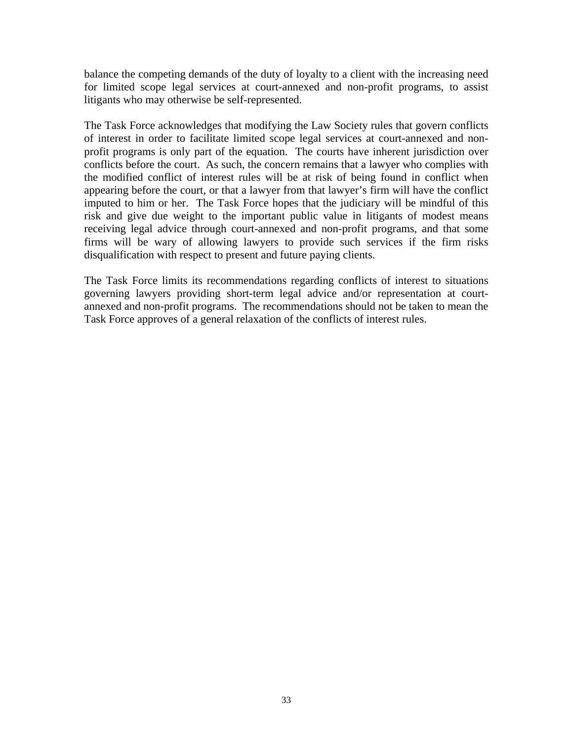balance the competing demands of the duty of loyalty to a client with the increasing need for limited scope legal services at court-annexed and non-profit programs, to assist litigants who may otherwise be self-represented.

The Task Force acknowledges that modifying the Law Society rules that govern conflicts of interest in order to facilitate limited scope legal services at court-annexed and non-profit programs is only part of the equation. The courts have inherent jurisdiction over conflicts before the court. As such, the concern remains that a lawyer who complies with the modified conflict of interest rules will be at risk of being found in conflict when appearing before the court, or that a lawyer from that lawyer's firm will have the conflict imputed to him or her. The Task Force hopes that the judiciary will be mindful of this risk and give due weight to the important public value in litigants of modest means receiving legal advice through court-annexed and non-profit programs, and that some firms will be wary of allowing lawyers to provide such services if the firm risks disqualification with respect to present and future paying clients.

The Task Force limits its recommendations regarding conflicts of interest to situations governing lawyers providing short-term legal advice and/or representation at court-annexed and non-profit programs. The recommendations should not be taken to mean the Task Force approves of a general relaxation of the conflicts of interest rules.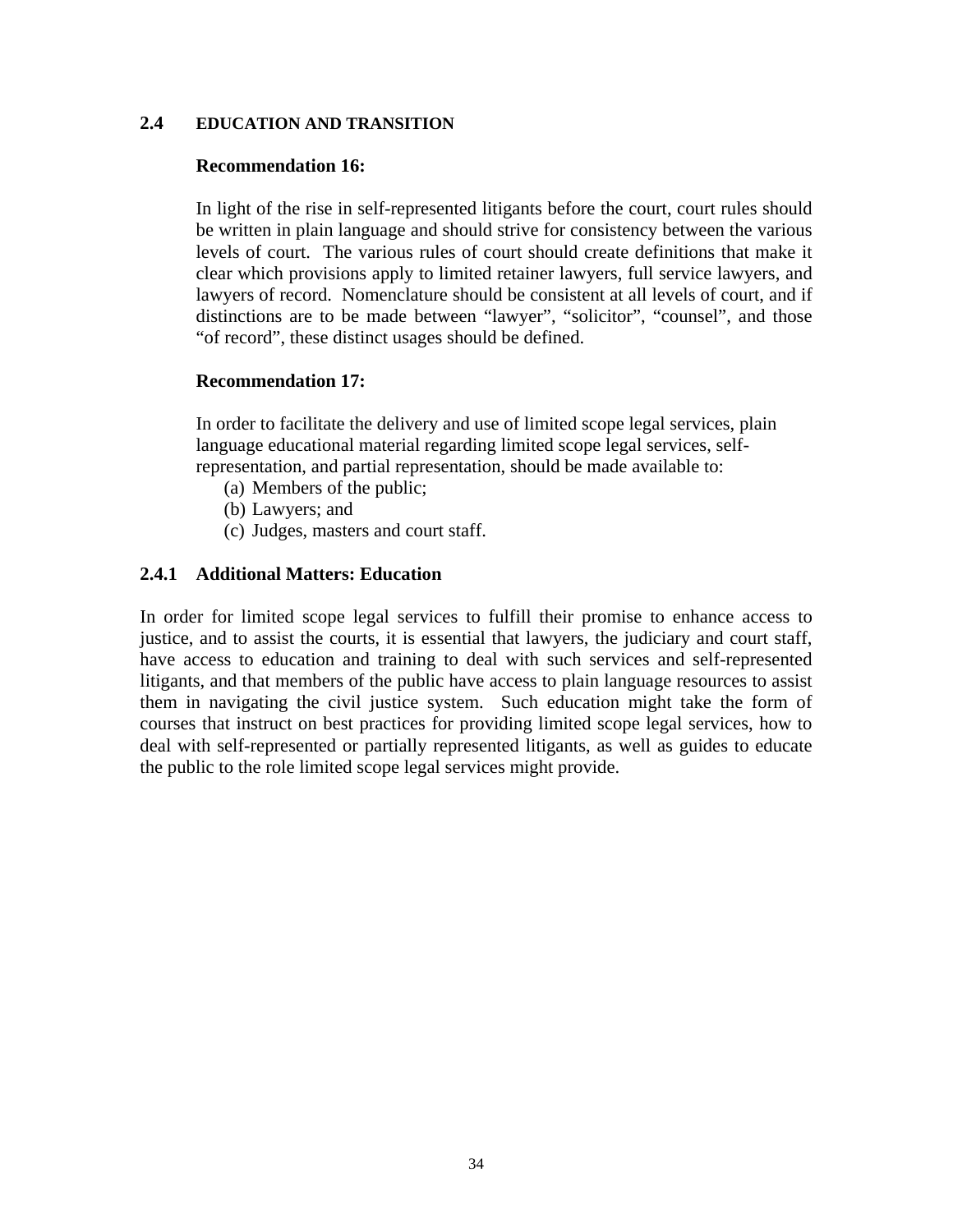## 2.4 EDUCATION AND TRANSITION

**Recommendation 16:**

In light of the rise in self-represented litigants before the court, court rules should be written in plain language and should strive for consistency between the various levels of court. The various rules of court should create definitions that make it clear which provisions apply to limited retainer lawyers, full service lawyers, and lawyers of record. Nomenclature should be consistent at all levels of court, and if distinctions are to be made between "lawyer", "solicitor", "counsel", and those "of record", these distinct usages should be defined.

**Recommendation 17:**

In order to facilitate the delivery and use of limited scope legal services, plain language educational material regarding limited scope legal services, self-representation, and partial representation, should be made available to:

(a) Members of the public;
(b) Lawyers; and
(c) Judges, masters and court staff.

### 2.4.1 Additional Matters: Education

In order for limited scope legal services to fulfill their promise to enhance access to justice, and to assist the courts, it is essential that lawyers, the judiciary and court staff, have access to education and training to deal with such services and self-represented litigants, and that members of the public have access to plain language resources to assist them in navigating the civil justice system. Such education might take the form of courses that instruct on best practices for providing limited scope legal services, how to deal with self-represented or partially represented litigants, as well as guides to educate the public to the role limited scope legal services might provide.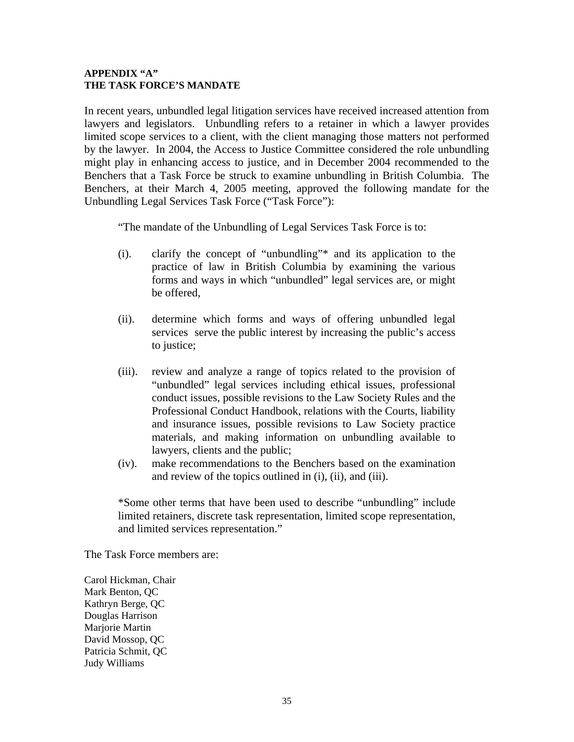**APPENDIX "A"**
**THE TASK FORCE'S MANDATE**

In recent years, unbundled legal litigation services have received increased attention from lawyers and legislators. Unbundling refers to a retainer in which a lawyer provides limited scope services to a client, with the client managing those matters not performed by the lawyer. In 2004, the Access to Justice Committee considered the role unbundling might play in enhancing access to justice, and in December 2004 recommended to the Benchers that a Task Force be struck to examine unbundling in British Columbia. The Benchers, at their March 4, 2005 meeting, approved the following mandate for the Unbundling Legal Services Task Force ("Task Force"):

> "The mandate of the Unbundling of Legal Services Task Force is to:
>
> (i). clarify the concept of "unbundling"* and its application to the practice of law in British Columbia by examining the various forms and ways in which "unbundled" legal services are, or might be offered,
>
> (ii). determine which forms and ways of offering unbundled legal services serve the public interest by increasing the public's access to justice;
>
> (iii). review and analyze a range of topics related to the provision of "unbundled" legal services including ethical issues, professional conduct issues, possible revisions to the Law Society Rules and the Professional Conduct Handbook, relations with the Courts, liability and insurance issues, possible revisions to Law Society practice materials, and making information on unbundling available to lawyers, clients and the public;
>
> (iv). make recommendations to the Benchers based on the examination and review of the topics outlined in (i), (ii), and (iii).
>
> *Some other terms that have been used to describe "unbundling" include limited retainers, discrete task representation, limited scope representation, and limited services representation."

The Task Force members are:

Carol Hickman, Chair
Mark Benton, QC
Kathryn Berge, QC
Douglas Harrison
Marjorie Martin
David Mossop, QC
Patricia Schmit, QC
Judy Williams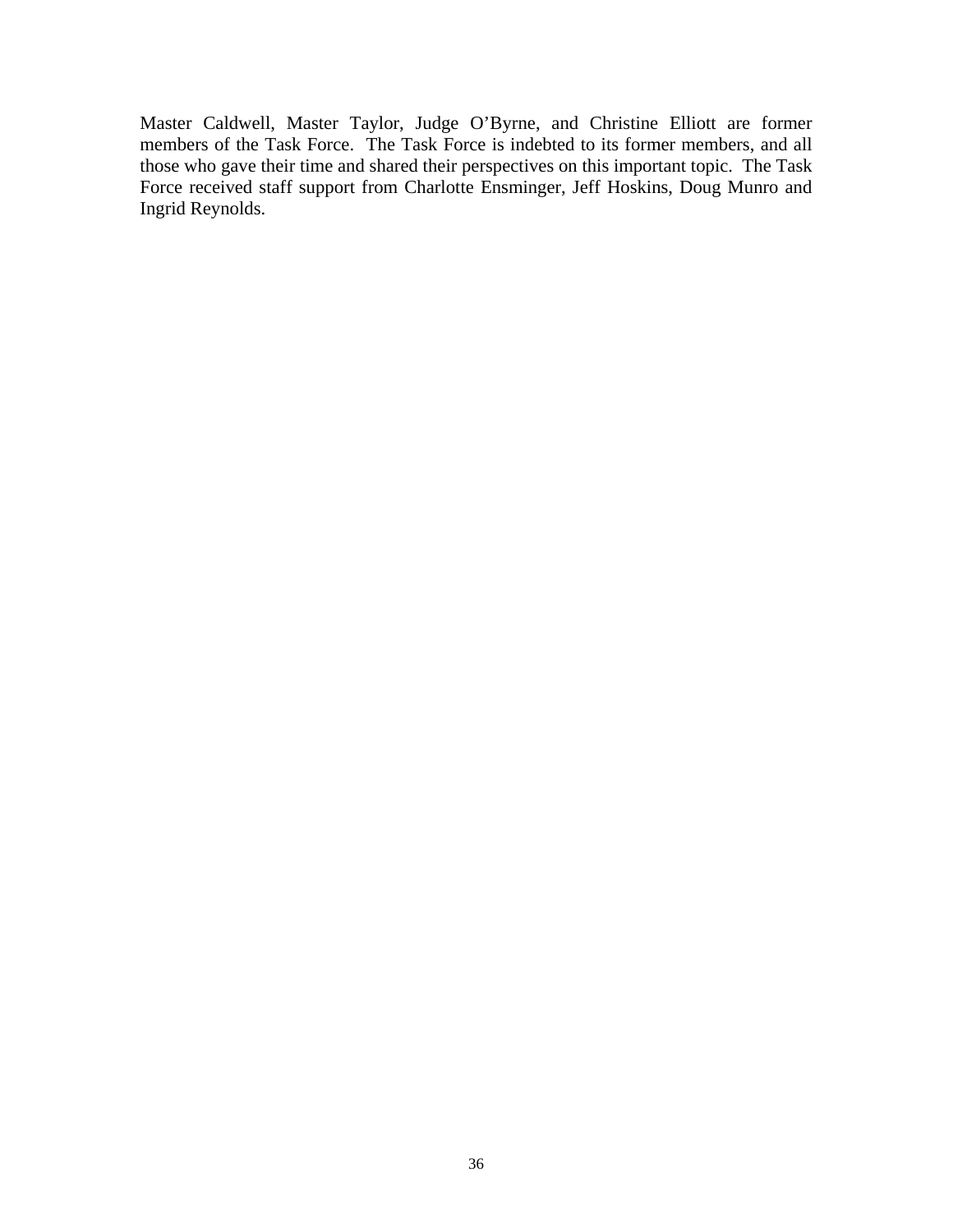Master Caldwell, Master Taylor, Judge O'Byrne, and Christine Elliott are former members of the Task Force. The Task Force is indebted to its former members, and all those who gave their time and shared their perspectives on this important topic. The Task Force received staff support from Charlotte Ensminger, Jeff Hoskins, Doug Munro and Ingrid Reynolds.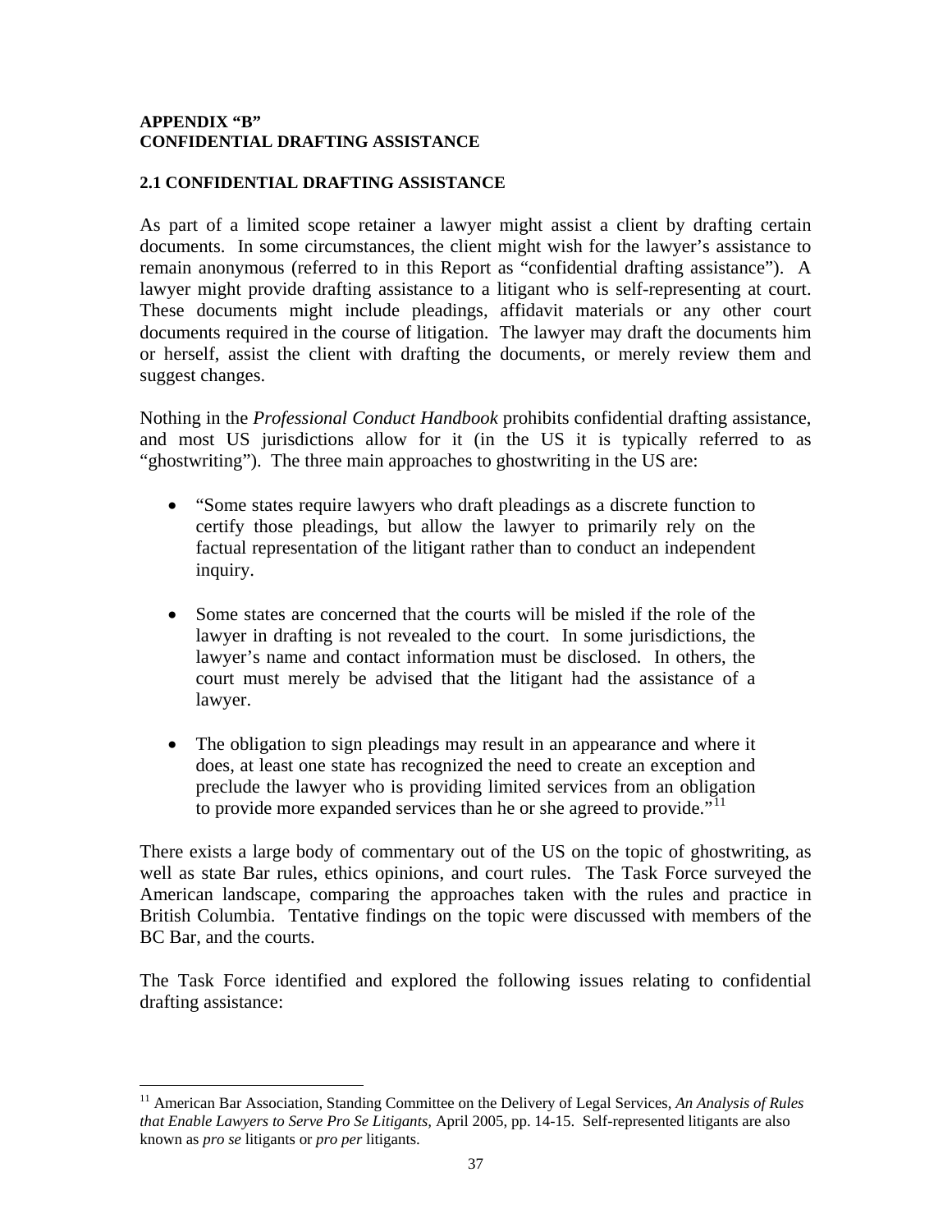**APPENDIX "B"**
**CONFIDENTIAL DRAFTING ASSISTANCE**

## 2.1 CONFIDENTIAL DRAFTING ASSISTANCE

As part of a limited scope retainer a lawyer might assist a client by drafting certain documents. In some circumstances, the client might wish for the lawyer's assistance to remain anonymous (referred to in this Report as "confidential drafting assistance"). A lawyer might provide drafting assistance to a litigant who is self-representing at court. These documents might include pleadings, affidavit materials or any other court documents required in the course of litigation. The lawyer may draft the documents him or herself, assist the client with drafting the documents, or merely review them and suggest changes.

Nothing in the *Professional Conduct Handbook* prohibits confidential drafting assistance, and most US jurisdictions allow for it (in the US it is typically referred to as "ghostwriting"). The three main approaches to ghostwriting in the US are:

- "Some states require lawyers who draft pleadings as a discrete function to certify those pleadings, but allow the lawyer to primarily rely on the factual representation of the litigant rather than to conduct an independent inquiry.
- Some states are concerned that the courts will be misled if the role of the lawyer in drafting is not revealed to the court. In some jurisdictions, the lawyer's name and contact information must be disclosed. In others, the court must merely be advised that the litigant had the assistance of a lawyer.
- The obligation to sign pleadings may result in an appearance and where it does, at least one state has recognized the need to create an exception and preclude the lawyer who is providing limited services from an obligation to provide more expanded services than he or she agreed to provide."[11]

There exists a large body of commentary out of the US on the topic of ghostwriting, as well as state Bar rules, ethics opinions, and court rules. The Task Force surveyed the American landscape, comparing the approaches taken with the rules and practice in British Columbia. Tentative findings on the topic were discussed with members of the BC Bar, and the courts.

The Task Force identified and explored the following issues relating to confidential drafting assistance:

---

[11] American Bar Association, Standing Committee on the Delivery of Legal Services, *An Analysis of Rules that Enable Lawyers to Serve Pro Se Litigants*, April 2005, pp. 14-15. Self-represented litigants are also known as *pro se* litigants or *pro per* litigants.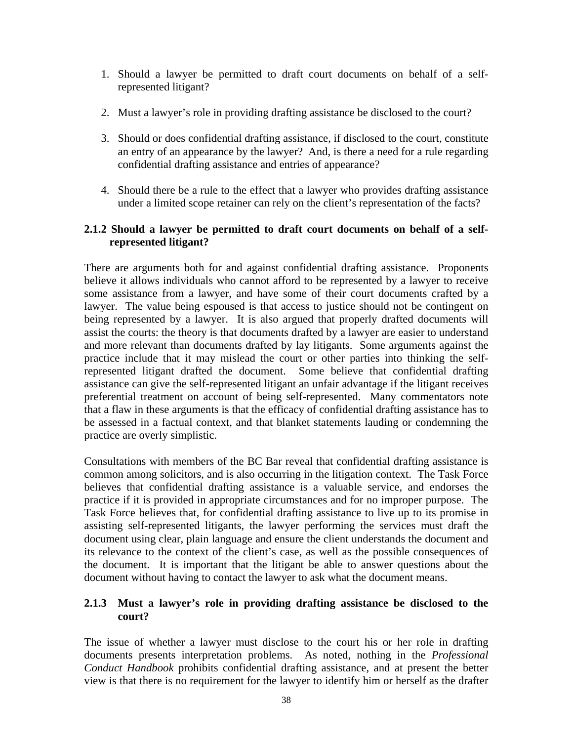1. Should a lawyer be permitted to draft court documents on behalf of a self-represented litigant?

2. Must a lawyer's role in providing drafting assistance be disclosed to the court?

3. Should or does confidential drafting assistance, if disclosed to the court, constitute an entry of an appearance by the lawyer? And, is there a need for a rule regarding confidential drafting assistance and entries of appearance?

4. Should there be a rule to the effect that a lawyer who provides drafting assistance under a limited scope retainer can rely on the client's representation of the facts?

### 2.1.2 Should a lawyer be permitted to draft court documents on behalf of a self-represented litigant?

There are arguments both for and against confidential drafting assistance. Proponents believe it allows individuals who cannot afford to be represented by a lawyer to receive some assistance from a lawyer, and have some of their court documents crafted by a lawyer. The value being espoused is that access to justice should not be contingent on being represented by a lawyer. It is also argued that properly drafted documents will assist the courts: the theory is that documents drafted by a lawyer are easier to understand and more relevant than documents drafted by lay litigants. Some arguments against the practice include that it may mislead the court or other parties into thinking the self-represented litigant drafted the document. Some believe that confidential drafting assistance can give the self-represented litigant an unfair advantage if the litigant receives preferential treatment on account of being self-represented. Many commentators note that a flaw in these arguments is that the efficacy of confidential drafting assistance has to be assessed in a factual context, and that blanket statements lauding or condemning the practice are overly simplistic.

Consultations with members of the BC Bar reveal that confidential drafting assistance is common among solicitors, and is also occurring in the litigation context. The Task Force believes that confidential drafting assistance is a valuable service, and endorses the practice if it is provided in appropriate circumstances and for no improper purpose. The Task Force believes that, for confidential drafting assistance to live up to its promise in assisting self-represented litigants, the lawyer performing the services must draft the document using clear, plain language and ensure the client understands the document and its relevance to the context of the client's case, as well as the possible consequences of the document. It is important that the litigant be able to answer questions about the document without having to contact the lawyer to ask what the document means.

### 2.1.3 Must a lawyer's role in providing drafting assistance be disclosed to the court?

The issue of whether a lawyer must disclose to the court his or her role in drafting documents presents interpretation problems. As noted, nothing in the *Professional Conduct Handbook* prohibits confidential drafting assistance, and at present the better view is that there is no requirement for the lawyer to identify him or herself as the drafter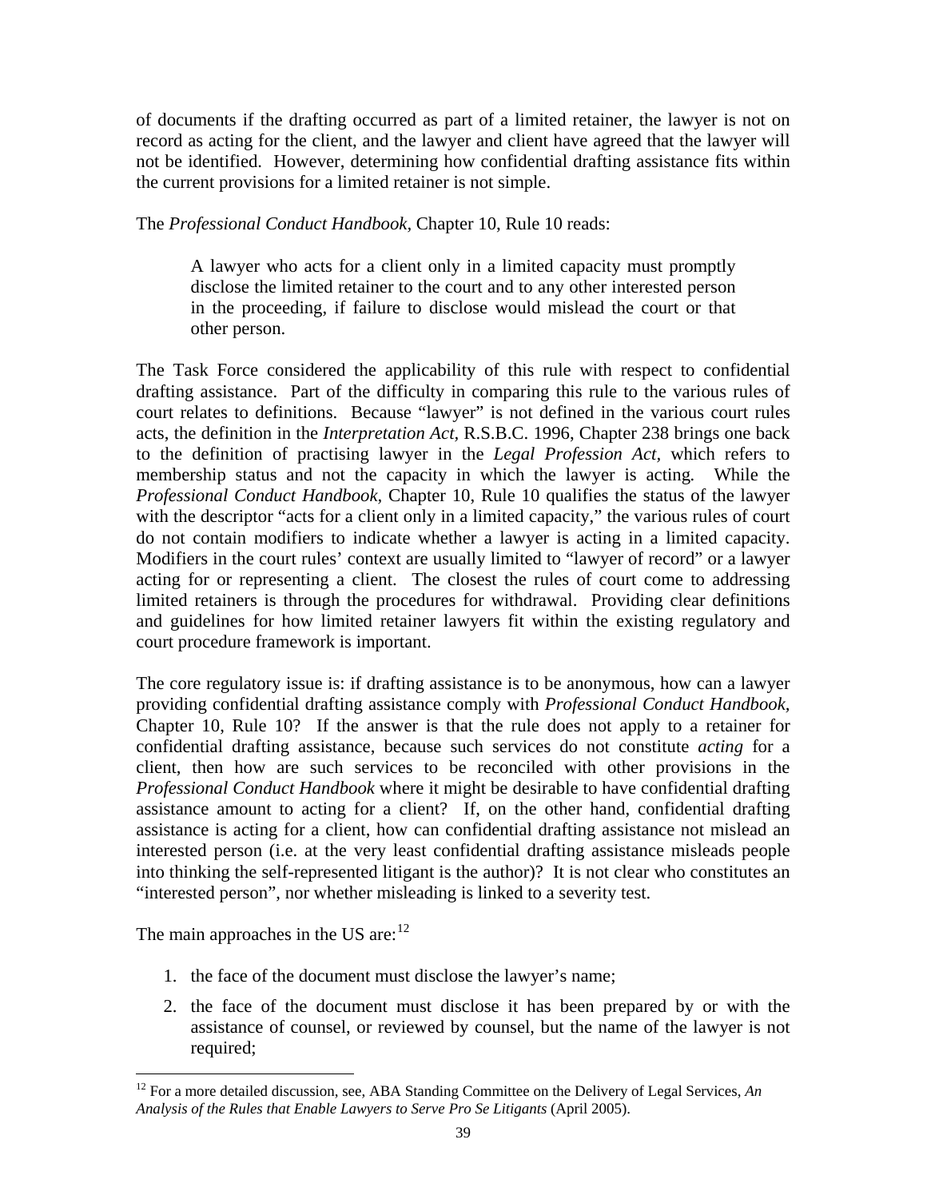of documents if the drafting occurred as part of a limited retainer, the lawyer is not on record as acting for the client, and the lawyer and client have agreed that the lawyer will not be identified. However, determining how confidential drafting assistance fits within the current provisions for a limited retainer is not simple.

The *Professional Conduct Handbook*, Chapter 10, Rule 10 reads:

> A lawyer who acts for a client only in a limited capacity must promptly disclose the limited retainer to the court and to any other interested person in the proceeding, if failure to disclose would mislead the court or that other person.

The Task Force considered the applicability of this rule with respect to confidential drafting assistance. Part of the difficulty in comparing this rule to the various rules of court relates to definitions. Because "lawyer" is not defined in the various court rules acts, the definition in the *Interpretation Act*, R.S.B.C. 1996, Chapter 238 brings one back to the definition of practising lawyer in the *Legal Profession Act*, which refers to membership status and not the capacity in which the lawyer is acting. While the *Professional Conduct Handbook*, Chapter 10, Rule 10 qualifies the status of the lawyer with the descriptor "acts for a client only in a limited capacity," the various rules of court do not contain modifiers to indicate whether a lawyer is acting in a limited capacity. Modifiers in the court rules' context are usually limited to "lawyer of record" or a lawyer acting for or representing a client. The closest the rules of court come to addressing limited retainers is through the procedures for withdrawal. Providing clear definitions and guidelines for how limited retainer lawyers fit within the existing regulatory and court procedure framework is important.

The core regulatory issue is: if drafting assistance is to be anonymous, how can a lawyer providing confidential drafting assistance comply with *Professional Conduct Handbook*, Chapter 10, Rule 10? If the answer is that the rule does not apply to a retainer for confidential drafting assistance, because such services do not constitute *acting* for a client, then how are such services to be reconciled with other provisions in the *Professional Conduct Handbook* where it might be desirable to have confidential drafting assistance amount to acting for a client? If, on the other hand, confidential drafting assistance is acting for a client, how can confidential drafting assistance not mislead an interested person (i.e. at the very least confidential drafting assistance misleads people into thinking the self-represented litigant is the author)? It is not clear who constitutes an "interested person", nor whether misleading is linked to a severity test.

The main approaches in the US are:[12]

1. the face of the document must disclose the lawyer's name;
2. the face of the document must disclose it has been prepared by or with the assistance of counsel, or reviewed by counsel, but the name of the lawyer is not required;

[12] For a more detailed discussion, see, ABA Standing Committee on the Delivery of Legal Services, *An Analysis of the Rules that Enable Lawyers to Serve Pro Se Litigants* (April 2005).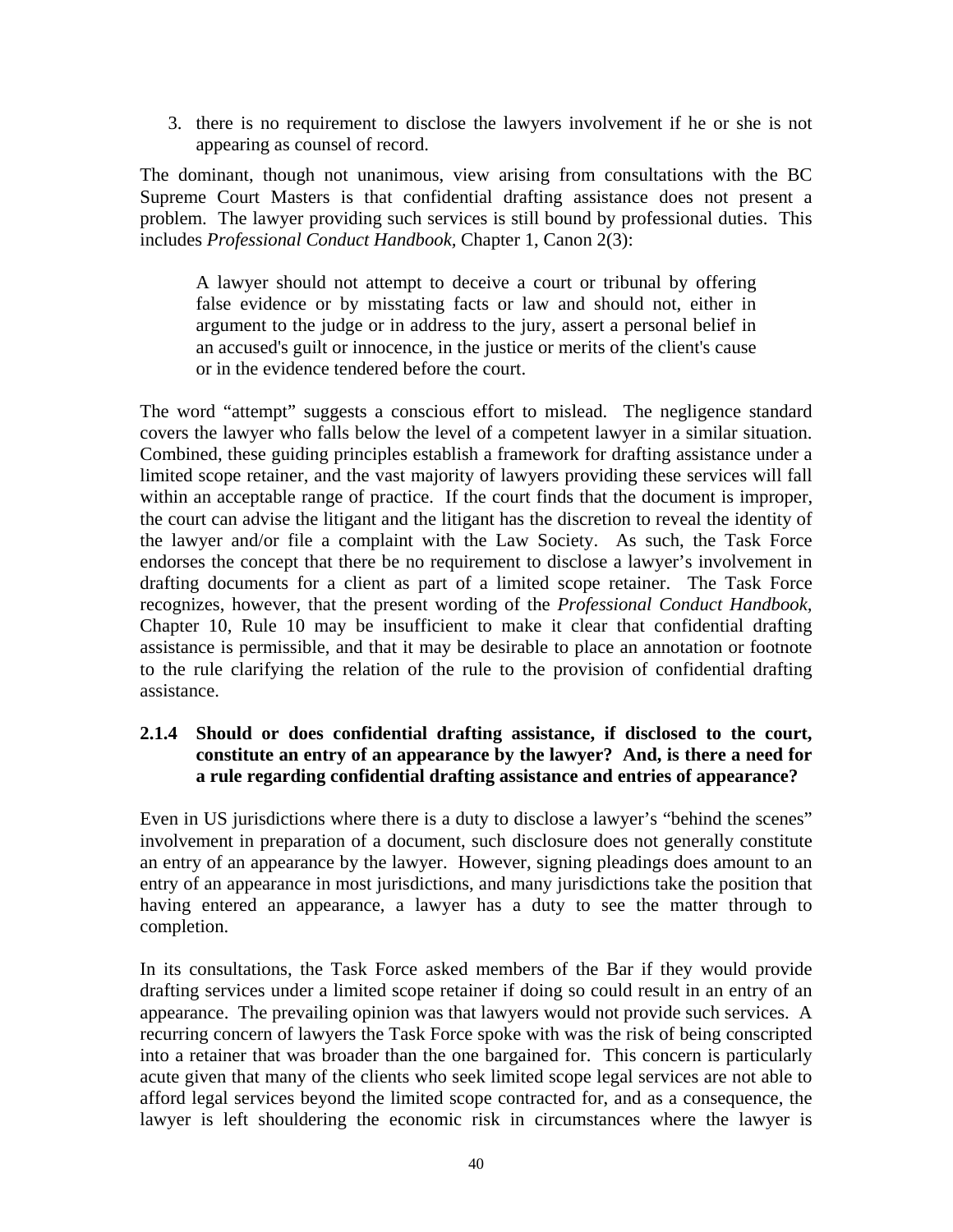3. there is no requirement to disclose the lawyers involvement if he or she is not appearing as counsel of record.

The dominant, though not unanimous, view arising from consultations with the BC Supreme Court Masters is that confidential drafting assistance does not present a problem. The lawyer providing such services is still bound by professional duties. This includes *Professional Conduct Handbook,* Chapter 1, Canon 2(3):

> A lawyer should not attempt to deceive a court or tribunal by offering false evidence or by misstating facts or law and should not, either in argument to the judge or in address to the jury, assert a personal belief in an accused's guilt or innocence, in the justice or merits of the client's cause or in the evidence tendered before the court.

The word "attempt" suggests a conscious effort to mislead. The negligence standard covers the lawyer who falls below the level of a competent lawyer in a similar situation. Combined, these guiding principles establish a framework for drafting assistance under a limited scope retainer, and the vast majority of lawyers providing these services will fall within an acceptable range of practice. If the court finds that the document is improper, the court can advise the litigant and the litigant has the discretion to reveal the identity of the lawyer and/or file a complaint with the Law Society. As such, the Task Force endorses the concept that there be no requirement to disclose a lawyer's involvement in drafting documents for a client as part of a limited scope retainer. The Task Force recognizes, however, that the present wording of the *Professional Conduct Handbook,* Chapter 10, Rule 10 may be insufficient to make it clear that confidential drafting assistance is permissible, and that it may be desirable to place an annotation or footnote to the rule clarifying the relation of the rule to the provision of confidential drafting assistance.

#### 2.1.4 Should or does confidential drafting assistance, if disclosed to the court, constitute an entry of an appearance by the lawyer? And, is there a need for a rule regarding confidential drafting assistance and entries of appearance?

Even in US jurisdictions where there is a duty to disclose a lawyer's "behind the scenes" involvement in preparation of a document, such disclosure does not generally constitute an entry of an appearance by the lawyer. However, signing pleadings does amount to an entry of an appearance in most jurisdictions, and many jurisdictions take the position that having entered an appearance, a lawyer has a duty to see the matter through to completion.

In its consultations, the Task Force asked members of the Bar if they would provide drafting services under a limited scope retainer if doing so could result in an entry of an appearance. The prevailing opinion was that lawyers would not provide such services. A recurring concern of lawyers the Task Force spoke with was the risk of being conscripted into a retainer that was broader than the one bargained for. This concern is particularly acute given that many of the clients who seek limited scope legal services are not able to afford legal services beyond the limited scope contracted for, and as a consequence, the lawyer is left shouldering the economic risk in circumstances where the lawyer is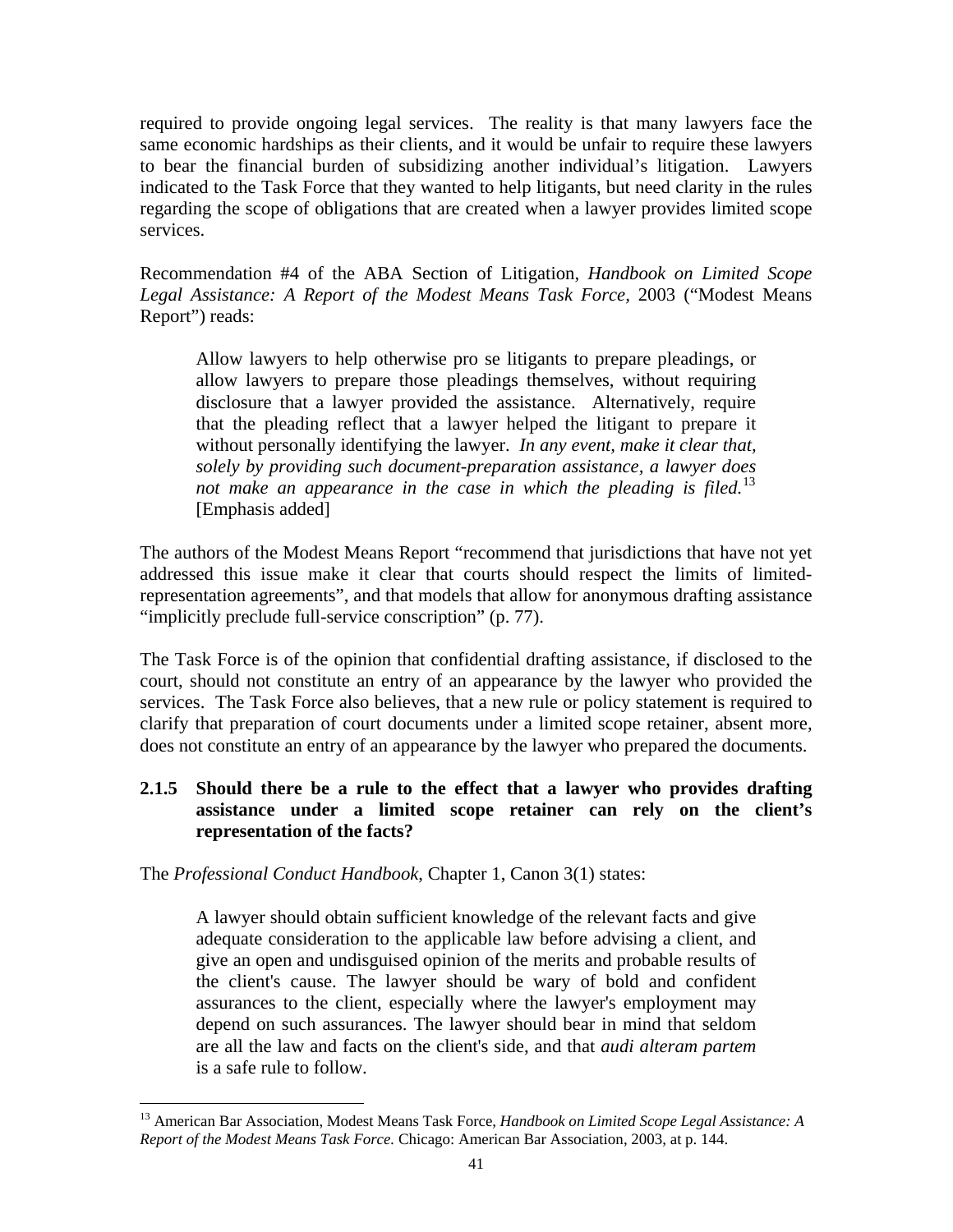required to provide ongoing legal services. The reality is that many lawyers face the same economic hardships as their clients, and it would be unfair to require these lawyers to bear the financial burden of subsidizing another individual's litigation. Lawyers indicated to the Task Force that they wanted to help litigants, but need clarity in the rules regarding the scope of obligations that are created when a lawyer provides limited scope services.

Recommendation #4 of the ABA Section of Litigation, *Handbook on Limited Scope Legal Assistance: A Report of the Modest Means Task Force*, 2003 ("Modest Means Report") reads:

> Allow lawyers to help otherwise pro se litigants to prepare pleadings, or allow lawyers to prepare those pleadings themselves, without requiring disclosure that a lawyer provided the assistance. Alternatively, require that the pleading reflect that a lawyer helped the litigant to prepare it without personally identifying the lawyer. *In any event, make it clear that, solely by providing such document-preparation assistance, a lawyer does not make an appearance in the case in which the pleading is filed.*[13] [Emphasis added]

The authors of the Modest Means Report "recommend that jurisdictions that have not yet addressed this issue make it clear that courts should respect the limits of limited-representation agreements", and that models that allow for anonymous drafting assistance "implicitly preclude full-service conscription" (p. 77).

The Task Force is of the opinion that confidential drafting assistance, if disclosed to the court, should not constitute an entry of an appearance by the lawyer who provided the services. The Task Force also believes, that a new rule or policy statement is required to clarify that preparation of court documents under a limited scope retainer, absent more, does not constitute an entry of an appearance by the lawyer who prepared the documents.

### 2.1.5 Should there be a rule to the effect that a lawyer who provides drafting assistance under a limited scope retainer can rely on the client's representation of the facts?

The *Professional Conduct Handbook*, Chapter 1, Canon 3(1) states:

> A lawyer should obtain sufficient knowledge of the relevant facts and give adequate consideration to the applicable law before advising a client, and give an open and undisguised opinion of the merits and probable results of the client's cause. The lawyer should be wary of bold and confident assurances to the client, especially where the lawyer's employment may depend on such assurances. The lawyer should bear in mind that seldom are all the law and facts on the client's side, and that *audi alteram partem* is a safe rule to follow.

---

[13] American Bar Association, Modest Means Task Force, *Handbook on Limited Scope Legal Assistance: A Report of the Modest Means Task Force.* Chicago: American Bar Association, 2003, at p. 144.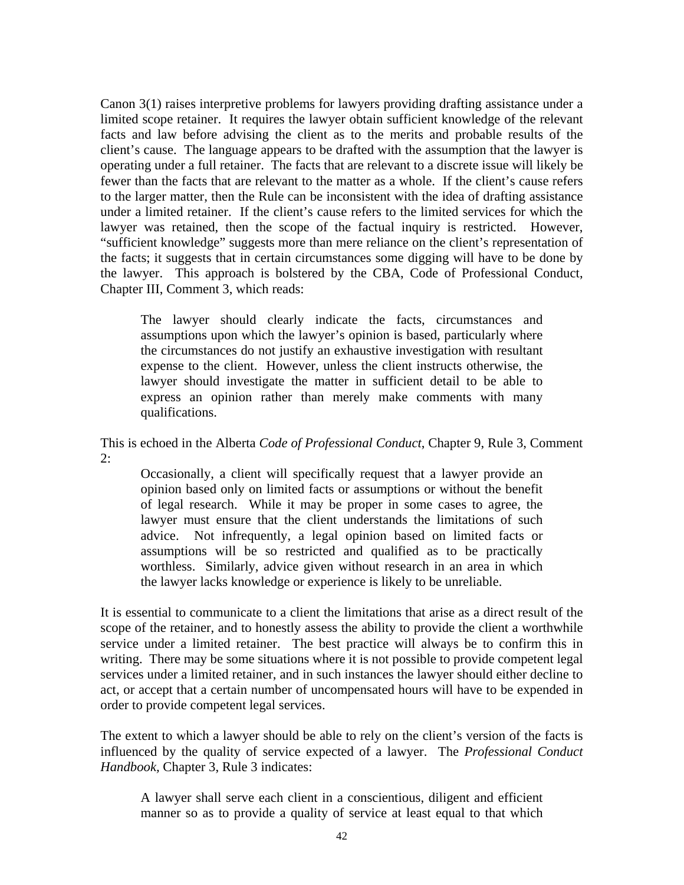Canon 3(1) raises interpretive problems for lawyers providing drafting assistance under a limited scope retainer. It requires the lawyer obtain sufficient knowledge of the relevant facts and law before advising the client as to the merits and probable results of the client's cause. The language appears to be drafted with the assumption that the lawyer is operating under a full retainer. The facts that are relevant to a discrete issue will likely be fewer than the facts that are relevant to the matter as a whole. If the client's cause refers to the larger matter, then the Rule can be inconsistent with the idea of drafting assistance under a limited retainer. If the client's cause refers to the limited services for which the lawyer was retained, then the scope of the factual inquiry is restricted. However, "sufficient knowledge" suggests more than mere reliance on the client's representation of the facts; it suggests that in certain circumstances some digging will have to be done by the lawyer. This approach is bolstered by the CBA, Code of Professional Conduct, Chapter III, Comment 3, which reads:

> The lawyer should clearly indicate the facts, circumstances and assumptions upon which the lawyer's opinion is based, particularly where the circumstances do not justify an exhaustive investigation with resultant expense to the client. However, unless the client instructs otherwise, the lawyer should investigate the matter in sufficient detail to be able to express an opinion rather than merely make comments with many qualifications.

This is echoed in the Alberta *Code of Professional Conduct*, Chapter 9, Rule 3, Comment 2:

> Occasionally, a client will specifically request that a lawyer provide an opinion based only on limited facts or assumptions or without the benefit of legal research. While it may be proper in some cases to agree, the lawyer must ensure that the client understands the limitations of such advice. Not infrequently, a legal opinion based on limited facts or assumptions will be so restricted and qualified as to be practically worthless. Similarly, advice given without research in an area in which the lawyer lacks knowledge or experience is likely to be unreliable.

It is essential to communicate to a client the limitations that arise as a direct result of the scope of the retainer, and to honestly assess the ability to provide the client a worthwhile service under a limited retainer. The best practice will always be to confirm this in writing. There may be some situations where it is not possible to provide competent legal services under a limited retainer, and in such instances the lawyer should either decline to act, or accept that a certain number of uncompensated hours will have to be expended in order to provide competent legal services.

The extent to which a lawyer should be able to rely on the client's version of the facts is influenced by the quality of service expected of a lawyer. The *Professional Conduct Handbook,* Chapter 3, Rule 3 indicates:

> A lawyer shall serve each client in a conscientious, diligent and efficient manner so as to provide a quality of service at least equal to that which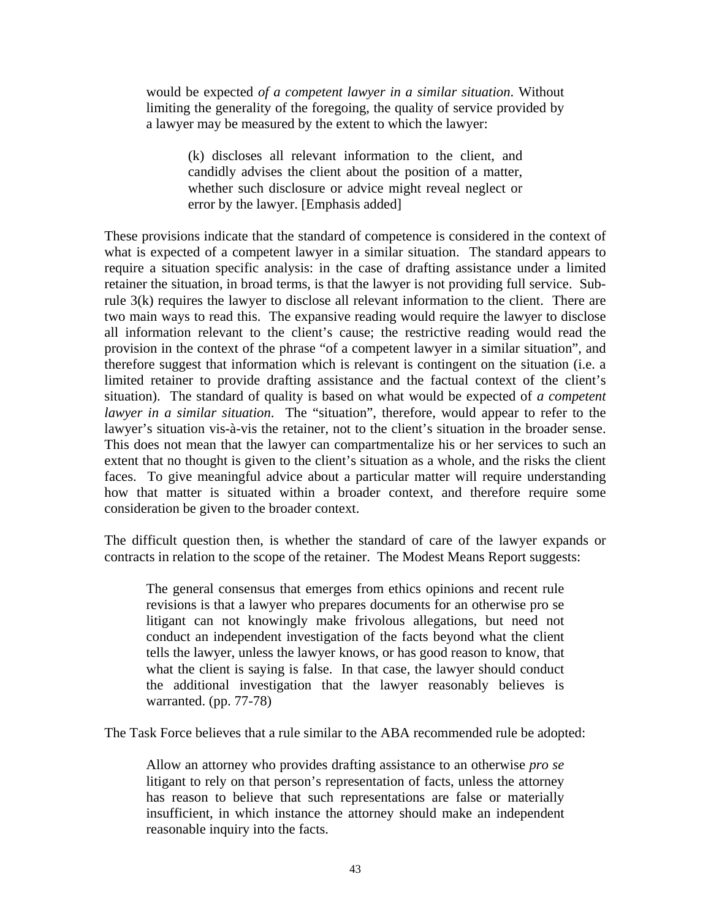> would be expected *of a competent lawyer in a similar situation*. Without limiting the generality of the foregoing, the quality of service provided by a lawyer may be measured by the extent to which the lawyer:
>
> > (k) discloses all relevant information to the client, and candidly advises the client about the position of a matter, whether such disclosure or advice might reveal neglect or error by the lawyer. [Emphasis added]

These provisions indicate that the standard of competence is considered in the context of what is expected of a competent lawyer in a similar situation. The standard appears to require a situation specific analysis: in the case of drafting assistance under a limited retainer the situation, in broad terms, is that the lawyer is not providing full service. Sub-rule 3(k) requires the lawyer to disclose all relevant information to the client. There are two main ways to read this. The expansive reading would require the lawyer to disclose all information relevant to the client's cause; the restrictive reading would read the provision in the context of the phrase "of a competent lawyer in a similar situation", and therefore suggest that information which is relevant is contingent on the situation (i.e. a limited retainer to provide drafting assistance and the factual context of the client's situation). The standard of quality is based on what would be expected of *a competent lawyer in a similar situation*. The "situation", therefore, would appear to refer to the lawyer's situation vis-à-vis the retainer, not to the client's situation in the broader sense. This does not mean that the lawyer can compartmentalize his or her services to such an extent that no thought is given to the client's situation as a whole, and the risks the client faces. To give meaningful advice about a particular matter will require understanding how that matter is situated within a broader context, and therefore require some consideration be given to the broader context.

The difficult question then, is whether the standard of care of the lawyer expands or contracts in relation to the scope of the retainer. The Modest Means Report suggests:

> The general consensus that emerges from ethics opinions and recent rule revisions is that a lawyer who prepares documents for an otherwise pro se litigant can not knowingly make frivolous allegations, but need not conduct an independent investigation of the facts beyond what the client tells the lawyer, unless the lawyer knows, or has good reason to know, that what the client is saying is false. In that case, the lawyer should conduct the additional investigation that the lawyer reasonably believes is warranted. (pp. 77-78)

The Task Force believes that a rule similar to the ABA recommended rule be adopted:

> Allow an attorney who provides drafting assistance to an otherwise *pro se* litigant to rely on that person's representation of facts, unless the attorney has reason to believe that such representations are false or materially insufficient, in which instance the attorney should make an independent reasonable inquiry into the facts.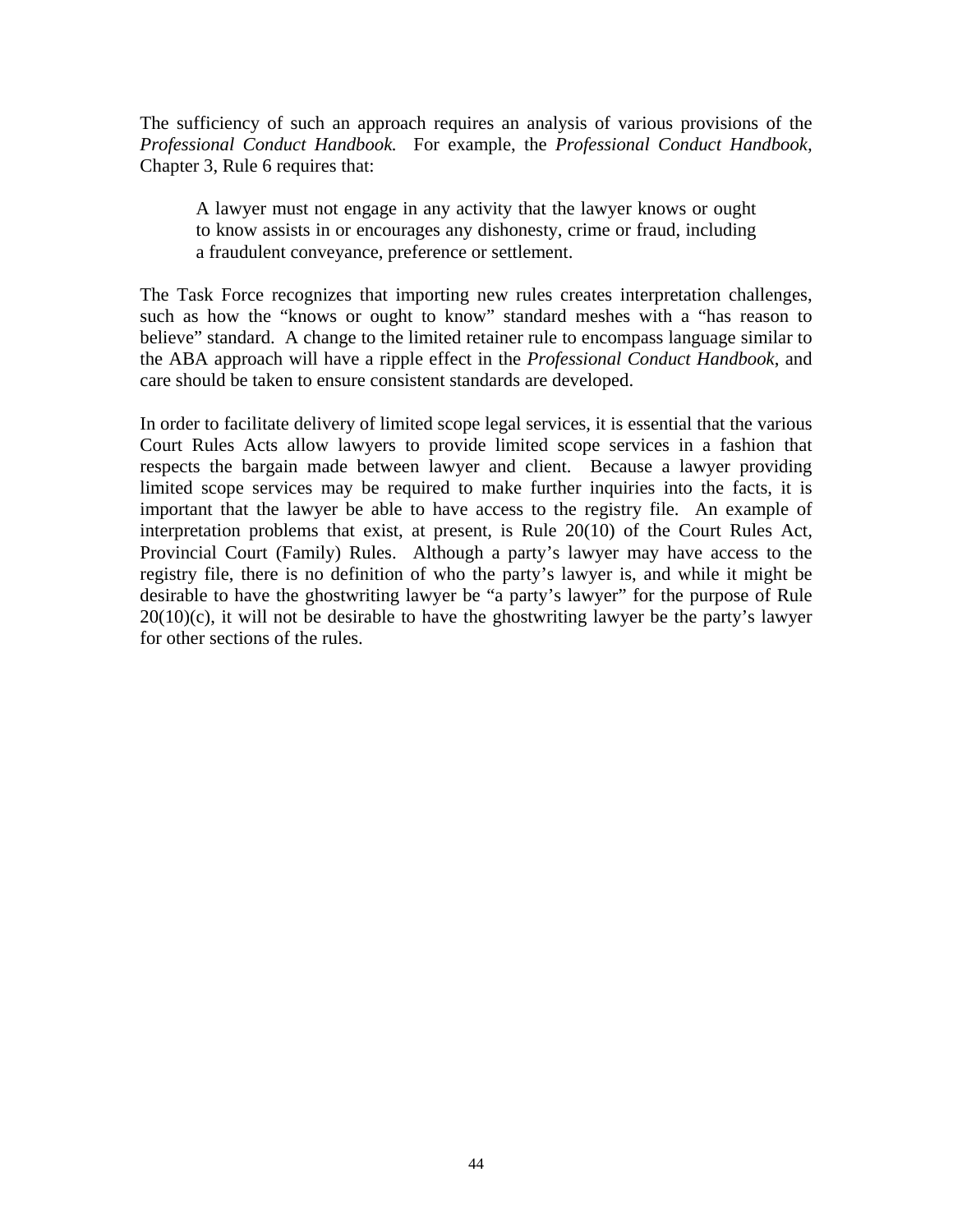The sufficiency of such an approach requires an analysis of various provisions of the *Professional Conduct Handbook.* For example, the *Professional Conduct Handbook,* Chapter 3, Rule 6 requires that:

> A lawyer must not engage in any activity that the lawyer knows or ought to know assists in or encourages any dishonesty, crime or fraud, including a fraudulent conveyance, preference or settlement.

The Task Force recognizes that importing new rules creates interpretation challenges, such as how the "knows or ought to know" standard meshes with a "has reason to believe" standard. A change to the limited retainer rule to encompass language similar to the ABA approach will have a ripple effect in the *Professional Conduct Handbook*, and care should be taken to ensure consistent standards are developed.

In order to facilitate delivery of limited scope legal services, it is essential that the various Court Rules Acts allow lawyers to provide limited scope services in a fashion that respects the bargain made between lawyer and client. Because a lawyer providing limited scope services may be required to make further inquiries into the facts, it is important that the lawyer be able to have access to the registry file. An example of interpretation problems that exist, at present, is Rule 20(10) of the Court Rules Act, Provincial Court (Family) Rules. Although a party's lawyer may have access to the registry file, there is no definition of who the party's lawyer is, and while it might be desirable to have the ghostwriting lawyer be "a party's lawyer" for the purpose of Rule 20(10)(c), it will not be desirable to have the ghostwriting lawyer be the party's lawyer for other sections of the rules.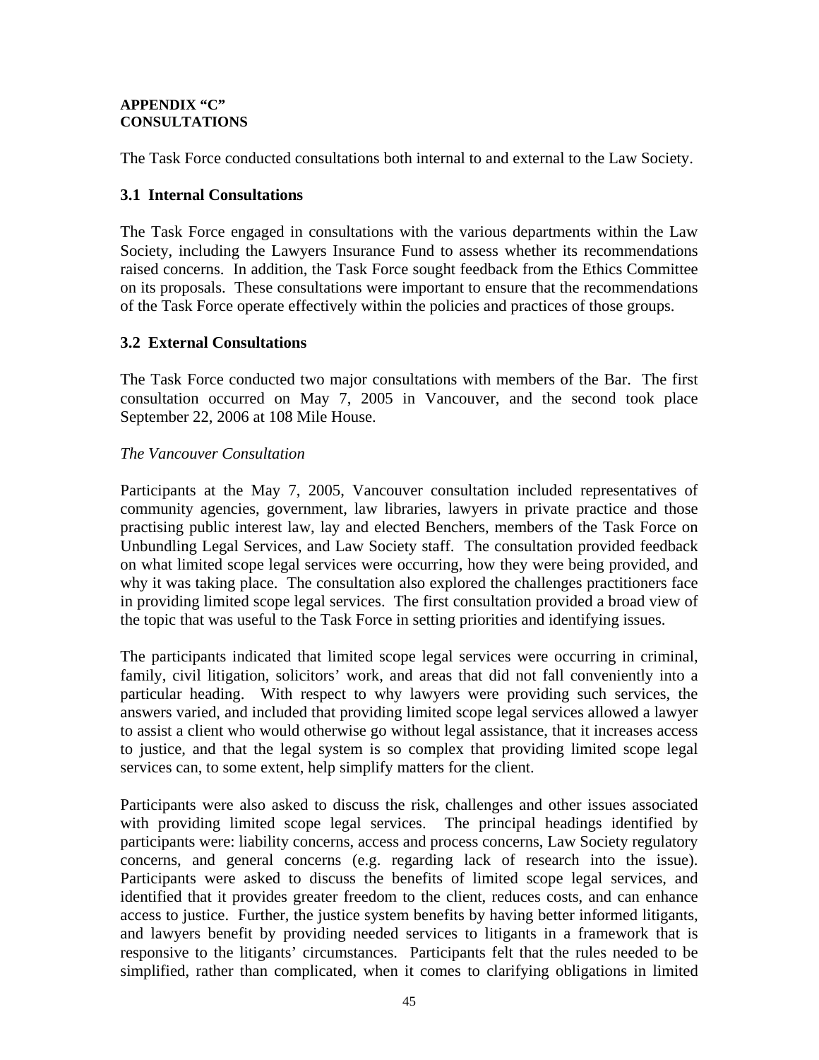**APPENDIX "C"**
**CONSULTATIONS**

The Task Force conducted consultations both internal to and external to the Law Society.

### 3.1 Internal Consultations

The Task Force engaged in consultations with the various departments within the Law Society, including the Lawyers Insurance Fund to assess whether its recommendations raised concerns. In addition, the Task Force sought feedback from the Ethics Committee on its proposals. These consultations were important to ensure that the recommendations of the Task Force operate effectively within the policies and practices of those groups.

### 3.2 External Consultations

The Task Force conducted two major consultations with members of the Bar. The first consultation occurred on May 7, 2005 in Vancouver, and the second took place September 22, 2006 at 108 Mile House.

*The Vancouver Consultation*

Participants at the May 7, 2005, Vancouver consultation included representatives of community agencies, government, law libraries, lawyers in private practice and those practising public interest law, lay and elected Benchers, members of the Task Force on Unbundling Legal Services, and Law Society staff. The consultation provided feedback on what limited scope legal services were occurring, how they were being provided, and why it was taking place. The consultation also explored the challenges practitioners face in providing limited scope legal services. The first consultation provided a broad view of the topic that was useful to the Task Force in setting priorities and identifying issues.

The participants indicated that limited scope legal services were occurring in criminal, family, civil litigation, solicitors' work, and areas that did not fall conveniently into a particular heading. With respect to why lawyers were providing such services, the answers varied, and included that providing limited scope legal services allowed a lawyer to assist a client who would otherwise go without legal assistance, that it increases access to justice, and that the legal system is so complex that providing limited scope legal services can, to some extent, help simplify matters for the client.

Participants were also asked to discuss the risk, challenges and other issues associated with providing limited scope legal services. The principal headings identified by participants were: liability concerns, access and process concerns, Law Society regulatory concerns, and general concerns (e.g. regarding lack of research into the issue). Participants were asked to discuss the benefits of limited scope legal services, and identified that it provides greater freedom to the client, reduces costs, and can enhance access to justice. Further, the justice system benefits by having better informed litigants, and lawyers benefit by providing needed services to litigants in a framework that is responsive to the litigants' circumstances. Participants felt that the rules needed to be simplified, rather than complicated, when it comes to clarifying obligations in limited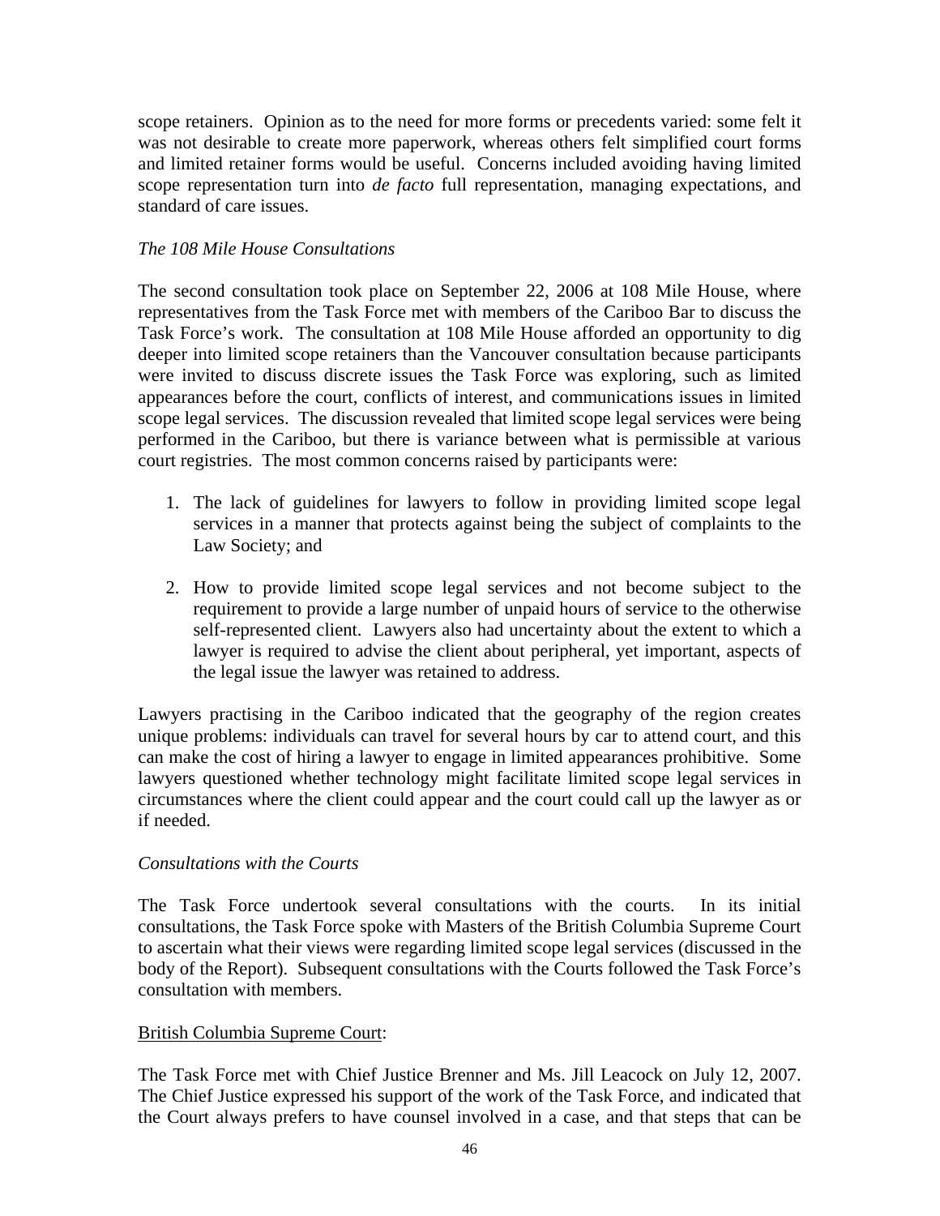scope retainers. Opinion as to the need for more forms or precedents varied: some felt it was not desirable to create more paperwork, whereas others felt simplified court forms and limited retainer forms would be useful. Concerns included avoiding having limited scope representation turn into *de facto* full representation, managing expectations, and standard of care issues.

*The 108 Mile House Consultations*

The second consultation took place on September 22, 2006 at 108 Mile House, where representatives from the Task Force met with members of the Cariboo Bar to discuss the Task Force's work. The consultation at 108 Mile House afforded an opportunity to dig deeper into limited scope retainers than the Vancouver consultation because participants were invited to discuss discrete issues the Task Force was exploring, such as limited appearances before the court, conflicts of interest, and communications issues in limited scope legal services. The discussion revealed that limited scope legal services were being performed in the Cariboo, but there is variance between what is permissible at various court registries. The most common concerns raised by participants were:

1. The lack of guidelines for lawyers to follow in providing limited scope legal services in a manner that protects against being the subject of complaints to the Law Society; and

2. How to provide limited scope legal services and not become subject to the requirement to provide a large number of unpaid hours of service to the otherwise self-represented client. Lawyers also had uncertainty about the extent to which a lawyer is required to advise the client about peripheral, yet important, aspects of the legal issue the lawyer was retained to address.

Lawyers practising in the Cariboo indicated that the geography of the region creates unique problems: individuals can travel for several hours by car to attend court, and this can make the cost of hiring a lawyer to engage in limited appearances prohibitive. Some lawyers questioned whether technology might facilitate limited scope legal services in circumstances where the client could appear and the court could call up the lawyer as or if needed.

*Consultations with the Courts*

The Task Force undertook several consultations with the courts. In its initial consultations, the Task Force spoke with Masters of the British Columbia Supreme Court to ascertain what their views were regarding limited scope legal services (discussed in the body of the Report). Subsequent consultations with the Courts followed the Task Force's consultation with members.

<u>British Columbia Supreme Court</u>:

The Task Force met with Chief Justice Brenner and Ms. Jill Leacock on July 12, 2007. The Chief Justice expressed his support of the work of the Task Force, and indicated that the Court always prefers to have counsel involved in a case, and that steps that can be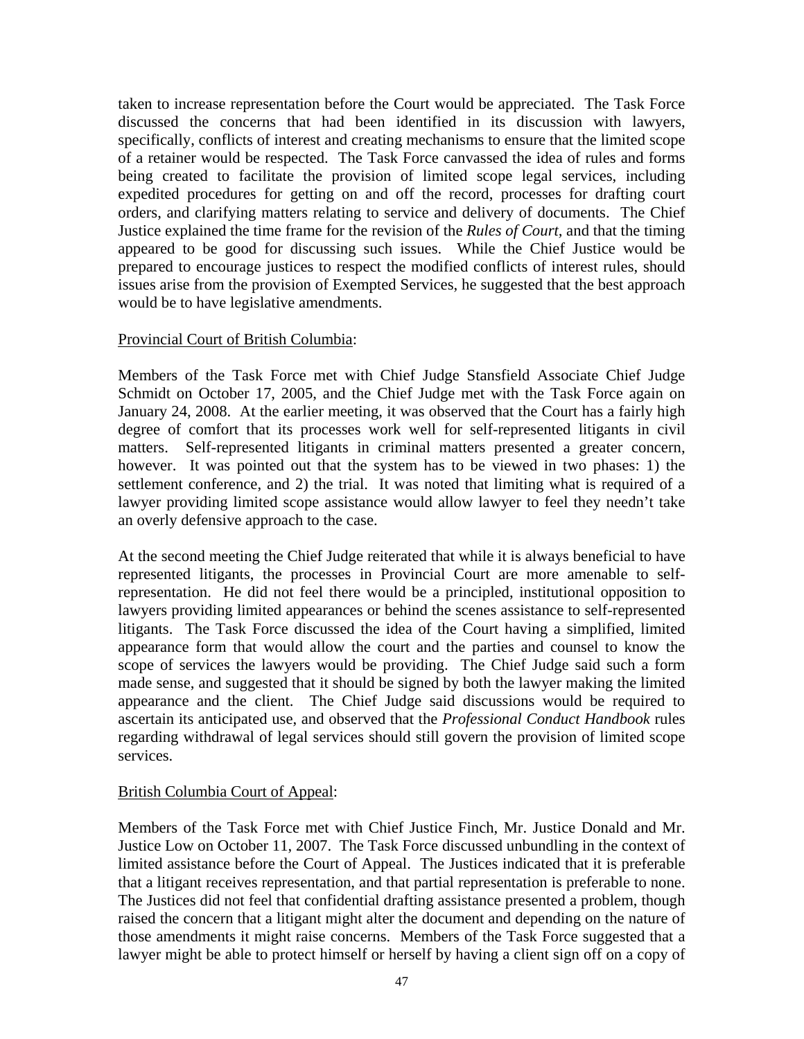taken to increase representation before the Court would be appreciated. The Task Force discussed the concerns that had been identified in its discussion with lawyers, specifically, conflicts of interest and creating mechanisms to ensure that the limited scope of a retainer would be respected. The Task Force canvassed the idea of rules and forms being created to facilitate the provision of limited scope legal services, including expedited procedures for getting on and off the record, processes for drafting court orders, and clarifying matters relating to service and delivery of documents. The Chief Justice explained the time frame for the revision of the *Rules of Court*, and that the timing appeared to be good for discussing such issues. While the Chief Justice would be prepared to encourage justices to respect the modified conflicts of interest rules, should issues arise from the provision of Exempted Services, he suggested that the best approach would be to have legislative amendments.

Provincial Court of British Columbia:

Members of the Task Force met with Chief Judge Stansfield Associate Chief Judge Schmidt on October 17, 2005, and the Chief Judge met with the Task Force again on January 24, 2008. At the earlier meeting, it was observed that the Court has a fairly high degree of comfort that its processes work well for self-represented litigants in civil matters. Self-represented litigants in criminal matters presented a greater concern, however. It was pointed out that the system has to be viewed in two phases: 1) the settlement conference, and 2) the trial. It was noted that limiting what is required of a lawyer providing limited scope assistance would allow lawyer to feel they needn't take an overly defensive approach to the case.

At the second meeting the Chief Judge reiterated that while it is always beneficial to have represented litigants, the processes in Provincial Court are more amenable to self-representation. He did not feel there would be a principled, institutional opposition to lawyers providing limited appearances or behind the scenes assistance to self-represented litigants. The Task Force discussed the idea of the Court having a simplified, limited appearance form that would allow the court and the parties and counsel to know the scope of services the lawyers would be providing. The Chief Judge said such a form made sense, and suggested that it should be signed by both the lawyer making the limited appearance and the client. The Chief Judge said discussions would be required to ascertain its anticipated use, and observed that the *Professional Conduct Handbook* rules regarding withdrawal of legal services should still govern the provision of limited scope services.

British Columbia Court of Appeal:

Members of the Task Force met with Chief Justice Finch, Mr. Justice Donald and Mr. Justice Low on October 11, 2007. The Task Force discussed unbundling in the context of limited assistance before the Court of Appeal. The Justices indicated that it is preferable that a litigant receives representation, and that partial representation is preferable to none. The Justices did not feel that confidential drafting assistance presented a problem, though raised the concern that a litigant might alter the document and depending on the nature of those amendments it might raise concerns. Members of the Task Force suggested that a lawyer might be able to protect himself or herself by having a client sign off on a copy of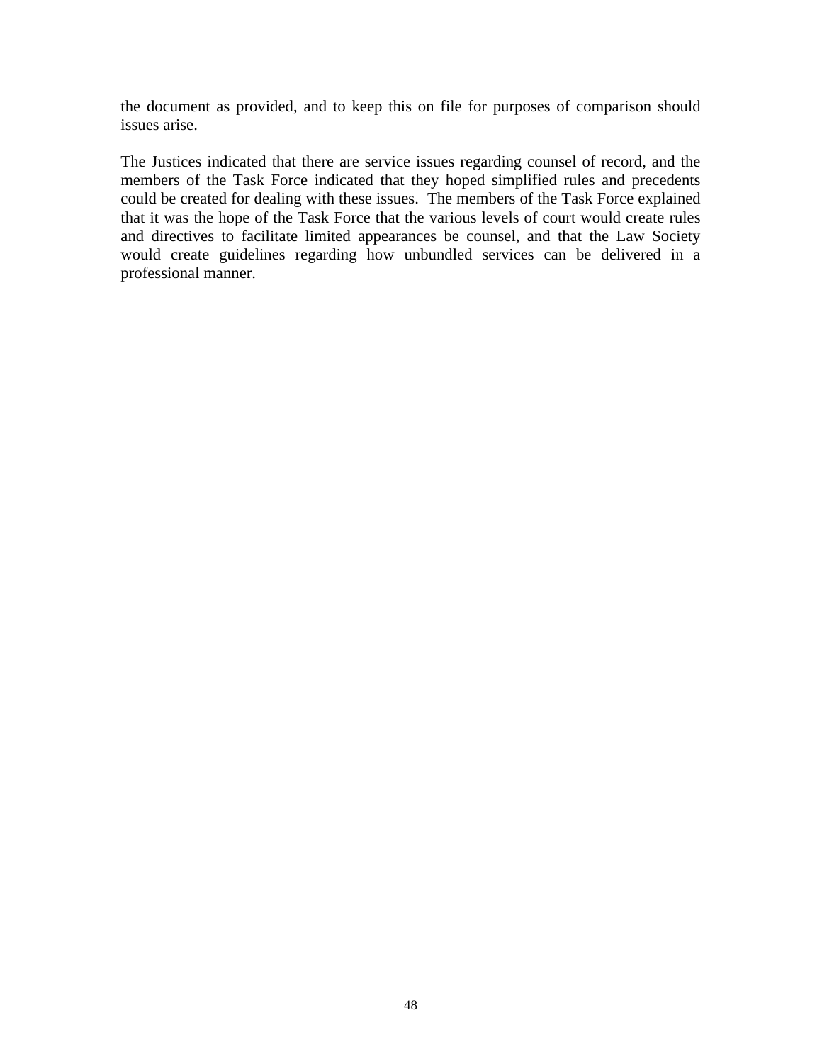the document as provided, and to keep this on file for purposes of comparison should issues arise.

The Justices indicated that there are service issues regarding counsel of record, and the members of the Task Force indicated that they hoped simplified rules and precedents could be created for dealing with these issues. The members of the Task Force explained that it was the hope of the Task Force that the various levels of court would create rules and directives to facilitate limited appearances be counsel, and that the Law Society would create guidelines regarding how unbundled services can be delivered in a professional manner.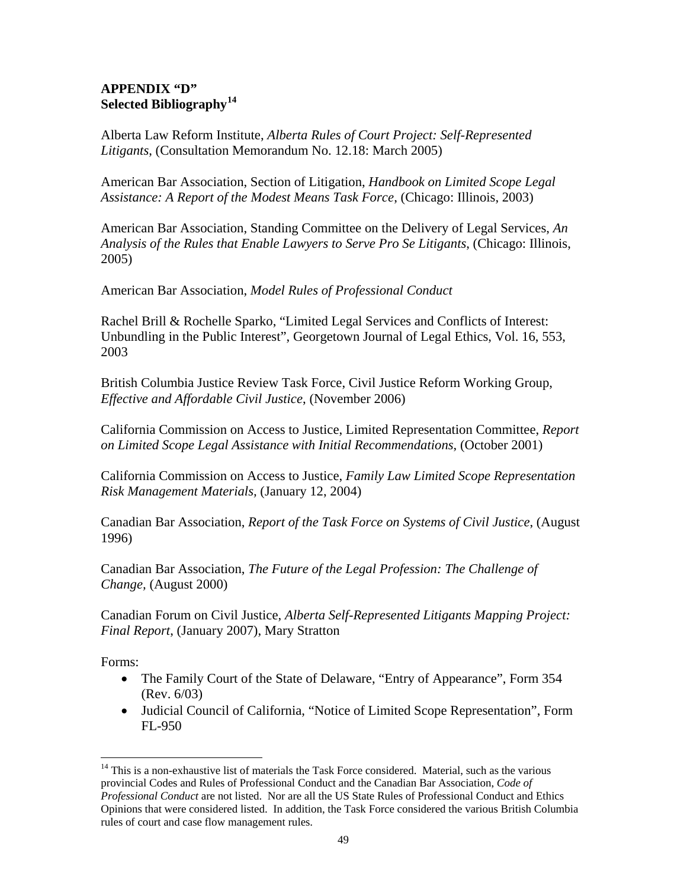**APPENDIX "D"**
**Selected Bibliography**[14]

Alberta Law Reform Institute, *Alberta Rules of Court Project: Self-Represented Litigants*, (Consultation Memorandum No. 12.18: March 2005)

American Bar Association, Section of Litigation, *Handbook on Limited Scope Legal Assistance: A Report of the Modest Means Task Force*, (Chicago: Illinois, 2003)

American Bar Association, Standing Committee on the Delivery of Legal Services, *An Analysis of the Rules that Enable Lawyers to Serve Pro Se Litigants*, (Chicago: Illinois, 2005)

American Bar Association, *Model Rules of Professional Conduct*

Rachel Brill & Rochelle Sparko, "Limited Legal Services and Conflicts of Interest: Unbundling in the Public Interest", Georgetown Journal of Legal Ethics, Vol. 16, 553, 2003

British Columbia Justice Review Task Force, Civil Justice Reform Working Group, *Effective and Affordable Civil Justice*, (November 2006)

California Commission on Access to Justice, Limited Representation Committee, *Report on Limited Scope Legal Assistance with Initial Recommendations*, (October 2001)

California Commission on Access to Justice, *Family Law Limited Scope Representation Risk Management Materials*, (January 12, 2004)

Canadian Bar Association, *Report of the Task Force on Systems of Civil Justice*, (August 1996)

Canadian Bar Association, *The Future of the Legal Profession: The Challenge of Change*, (August 2000)

Canadian Forum on Civil Justice, *Alberta Self-Represented Litigants Mapping Project: Final Report*, (January 2007), Mary Stratton

Forms:

- The Family Court of the State of Delaware, "Entry of Appearance", Form 354 (Rev. 6/03)
- Judicial Council of California, "Notice of Limited Scope Representation", Form FL-950

[14] This is a non-exhaustive list of materials the Task Force considered. Material, such as the various provincial Codes and Rules of Professional Conduct and the Canadian Bar Association, *Code of Professional Conduct* are not listed. Nor are all the US State Rules of Professional Conduct and Ethics Opinions that were considered listed. In addition, the Task Force considered the various British Columbia rules of court and case flow management rules.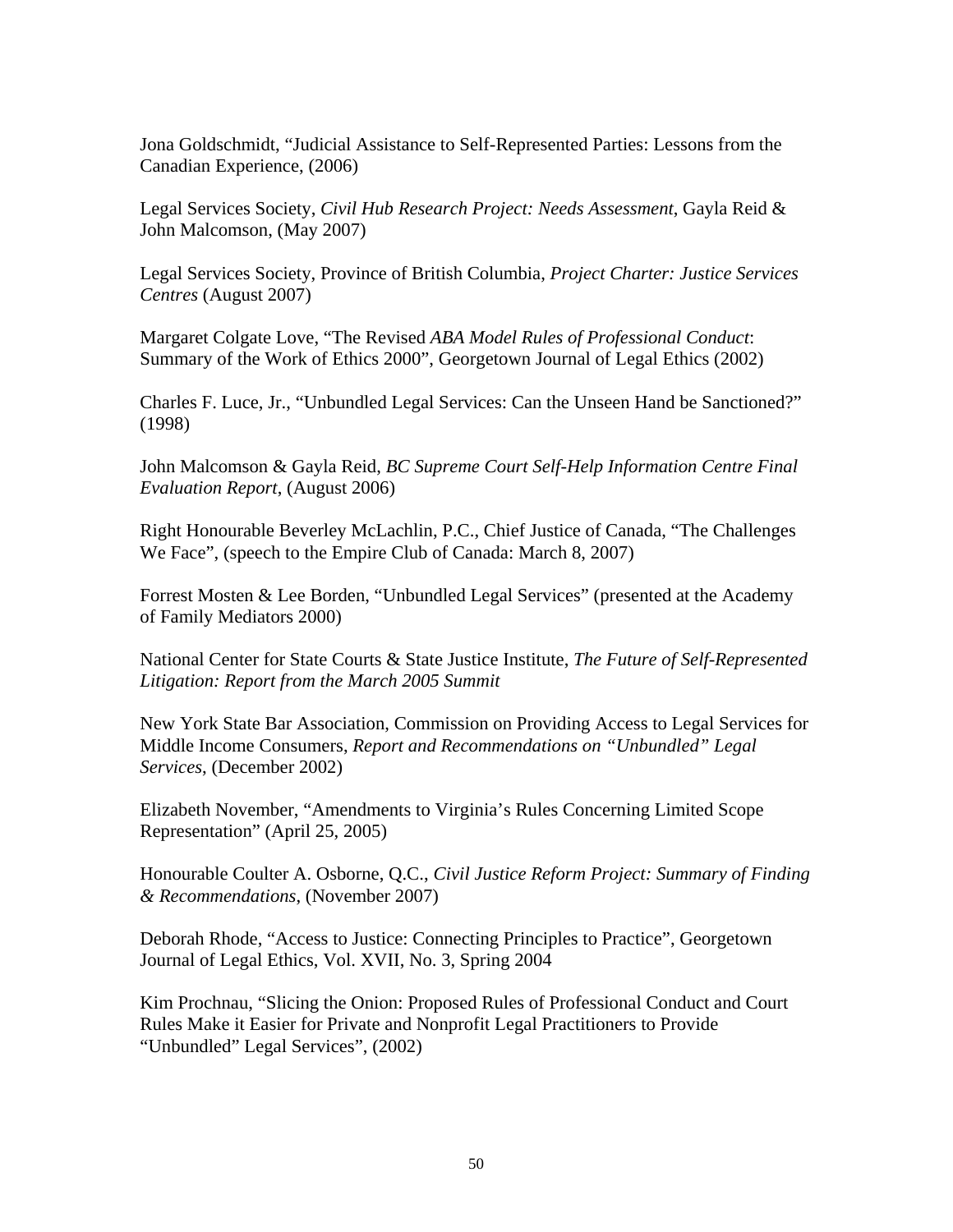Jona Goldschmidt, "Judicial Assistance to Self-Represented Parties: Lessons from the Canadian Experience, (2006)

Legal Services Society, *Civil Hub Research Project: Needs Assessment*, Gayla Reid & John Malcomson, (May 2007)

Legal Services Society, Province of British Columbia, *Project Charter: Justice Services Centres* (August 2007)

Margaret Colgate Love, "The Revised *ABA Model Rules of Professional Conduct*: Summary of the Work of Ethics 2000", Georgetown Journal of Legal Ethics (2002)

Charles F. Luce, Jr., "Unbundled Legal Services: Can the Unseen Hand be Sanctioned?" (1998)

John Malcomson & Gayla Reid, *BC Supreme Court Self-Help Information Centre Final Evaluation Report*, (August 2006)

Right Honourable Beverley McLachlin, P.C., Chief Justice of Canada, "The Challenges We Face", (speech to the Empire Club of Canada: March 8, 2007)

Forrest Mosten & Lee Borden, "Unbundled Legal Services" (presented at the Academy of Family Mediators 2000)

National Center for State Courts & State Justice Institute, *The Future of Self-Represented Litigation: Report from the March 2005 Summit*

New York State Bar Association, Commission on Providing Access to Legal Services for Middle Income Consumers, *Report and Recommendations on "Unbundled" Legal Services*, (December 2002)

Elizabeth November, "Amendments to Virginia's Rules Concerning Limited Scope Representation" (April 25, 2005)

Honourable Coulter A. Osborne, Q.C., *Civil Justice Reform Project: Summary of Finding & Recommendations*, (November 2007)

Deborah Rhode, "Access to Justice: Connecting Principles to Practice", Georgetown Journal of Legal Ethics, Vol. XVII, No. 3, Spring 2004

Kim Prochnau, "Slicing the Onion: Proposed Rules of Professional Conduct and Court Rules Make it Easier for Private and Nonprofit Legal Practitioners to Provide "Unbundled" Legal Services", (2002)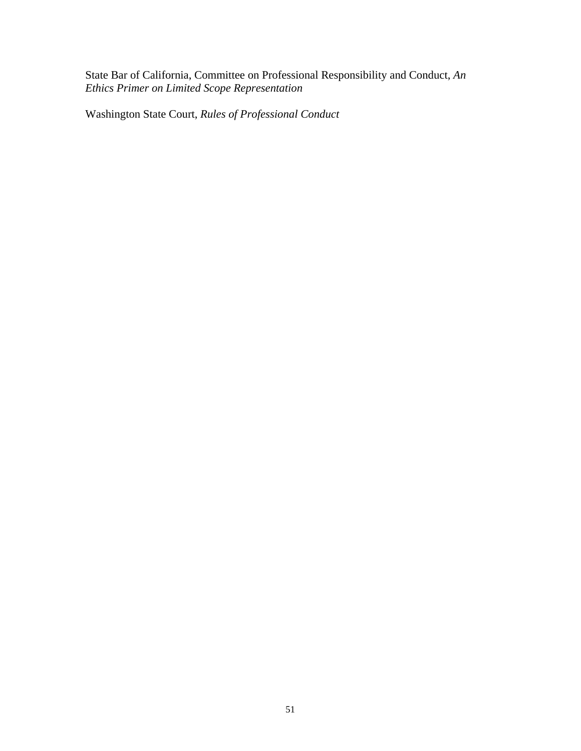State Bar of California, Committee on Professional Responsibility and Conduct, *An Ethics Primer on Limited Scope Representation*

Washington State Court, *Rules of Professional Conduct*